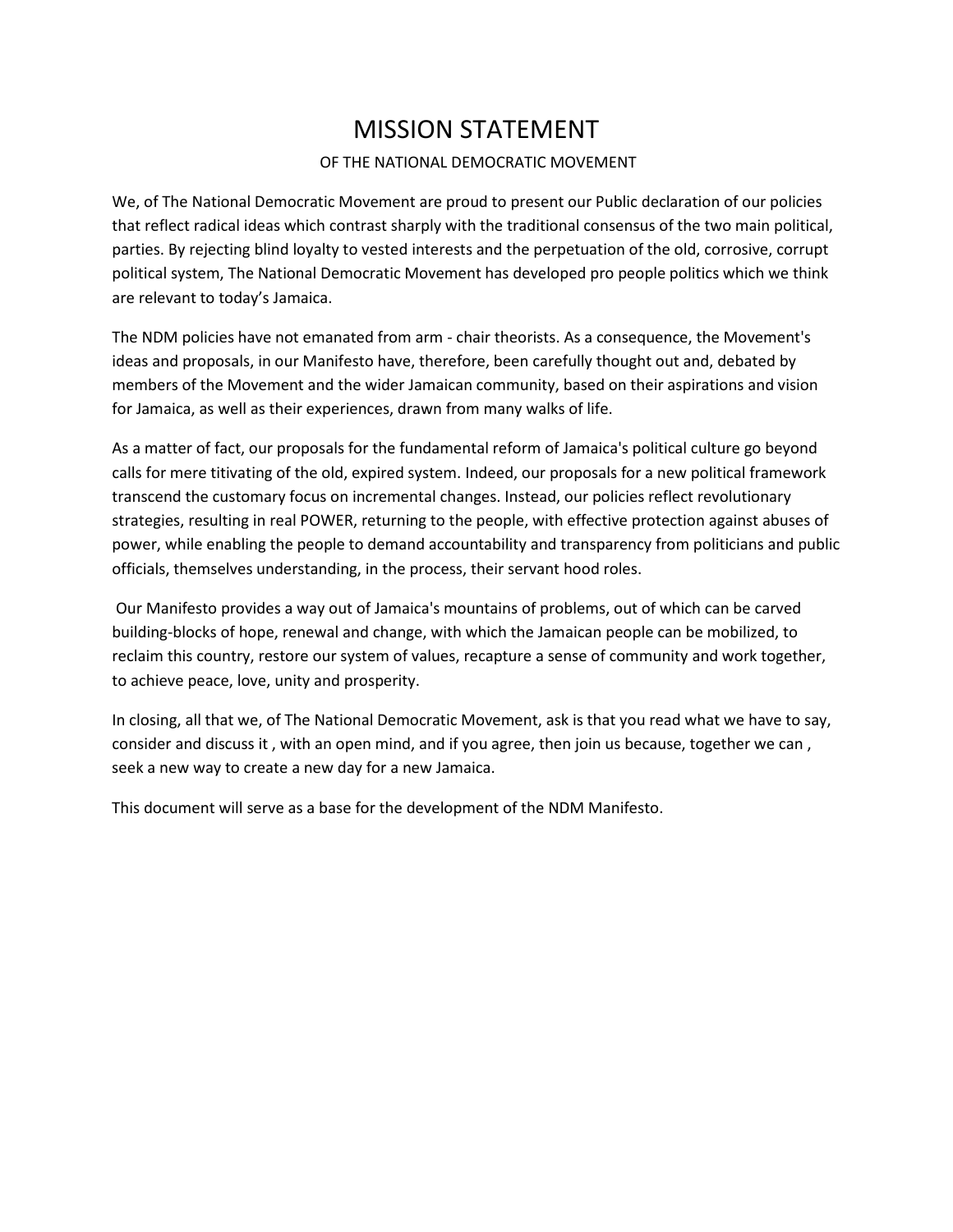# MISSION STATEMENT

## OF THE NATIONAL DEMOCRATIC MOVEMENT

We, of The National Democratic Movement are proud to present our Public declaration of our policies that reflect radical ideas which contrast sharply with the traditional consensus of the two main political, parties. By rejecting blind loyalty to vested interests and the perpetuation of the old, corrosive, corrupt political system, The National Democratic Movement has developed pro people politics which we think are relevant to today's Jamaica.

The NDM policies have not emanated from arm - chair theorists. As a consequence, the Movement's ideas and proposals, in our Manifesto have, therefore, been carefully thought out and, debated by members of the Movement and the wider Jamaican community, based on their aspirations and vision for Jamaica, as well as their experiences, drawn from many walks of life.

As a matter of fact, our proposals for the fundamental reform of Jamaica's political culture go beyond calls for mere titivating of the old, expired system. Indeed, our proposals for a new political framework transcend the customary focus on incremental changes. Instead, our policies reflect revolutionary strategies, resulting in real POWER, returning to the people, with effective protection against abuses of power, while enabling the people to demand accountability and transparency from politicians and public officials, themselves understanding, in the process, their servant hood roles.

Our Manifesto provides a way out of Jamaica's mountains of problems, out of which can be carved building-blocks of hope, renewal and change, with which the Jamaican people can be mobilized, to reclaim this country, restore our system of values, recapture a sense of community and work together, to achieve peace, love, unity and prosperity.

In closing, all that we, of The National Democratic Movement, ask is that you read what we have to say, consider and discuss it , with an open mind, and if you agree, then join us because, together we can , seek a new way to create a new day for a new Jamaica.

This document will serve as a base for the development of the NDM Manifesto.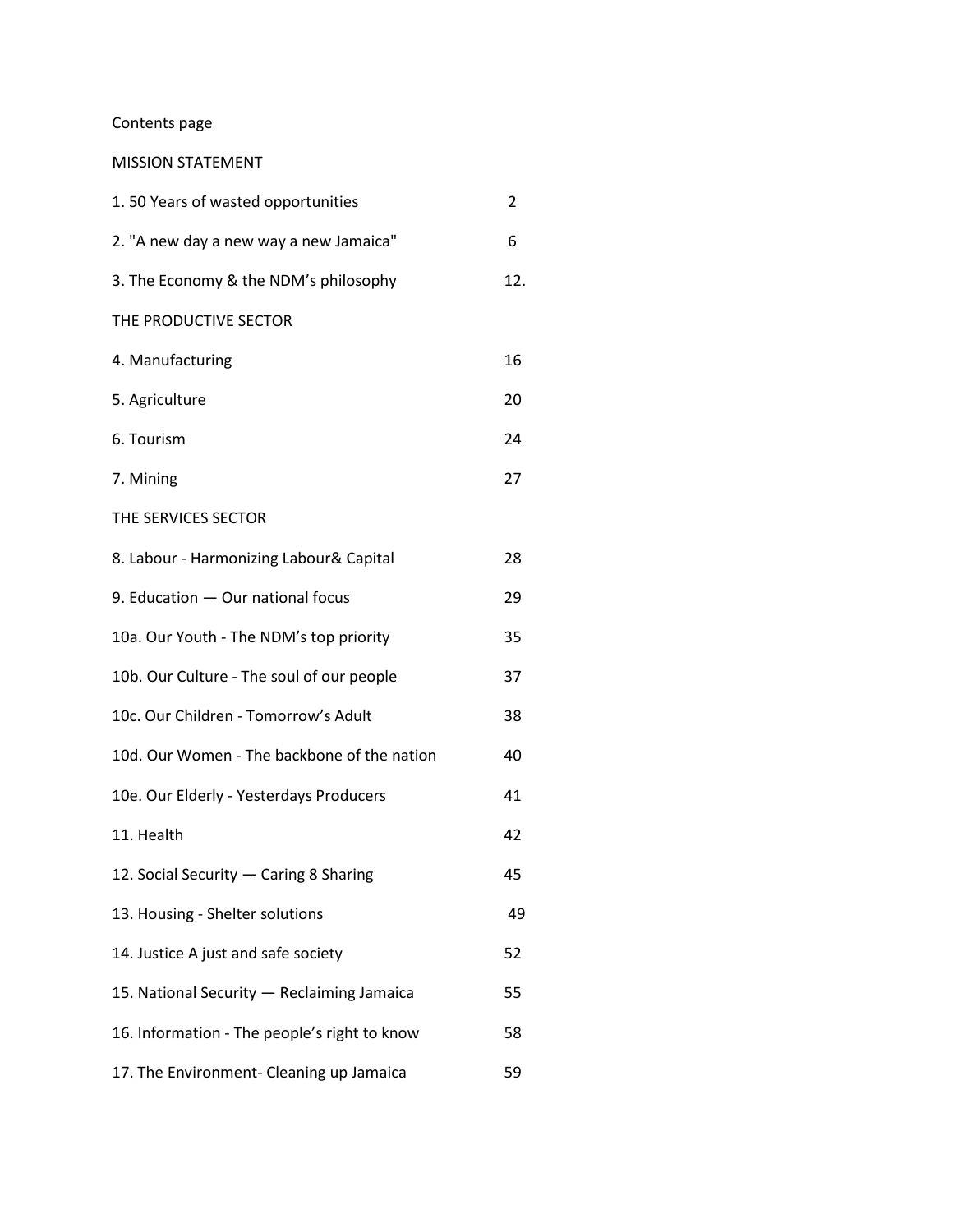Contents page

MISSION STATEMENT

| | |
|---|---|
| 1. 50 Years of wasted opportunities | 2 |
| 2. "A new day a new way a new Jamaica" | 6 |
| 3. The Economy & the NDM's philosophy | 12. |
| THE PRODUCTIVE SECTOR | |
| 4. Manufacturing | 16 |
| 5. Agriculture | 20 |
| 6. Tourism | 24 |
| 7. Mining | 27 |
| THE SERVICES SECTOR | |
| 8. Labour - Harmonizing Labour& Capital | 28 |
| 9. Education — Our national focus | 29 |
| 10a. Our Youth - The NDM's top priority | 35 |
| 10b. Our Culture - The soul of our people | 37 |
| 10c. Our Children - Tomorrow's Adult | 38 |
| 10d. Our Women - The backbone of the nation | 40 |
| 10e. Our Elderly - Yesterdays Producers | 41 |
| 11. Health | 42 |
| 12. Social Security — Caring 8 Sharing | 45 |
| 13. Housing - Shelter solutions | 49 |
| 14. Justice A just and safe society | 52 |
| 15. National Security — Reclaiming Jamaica | 55 |
| 16. Information - The people's right to know | 58 |
| 17. The Environment- Cleaning up Jamaica | 59 |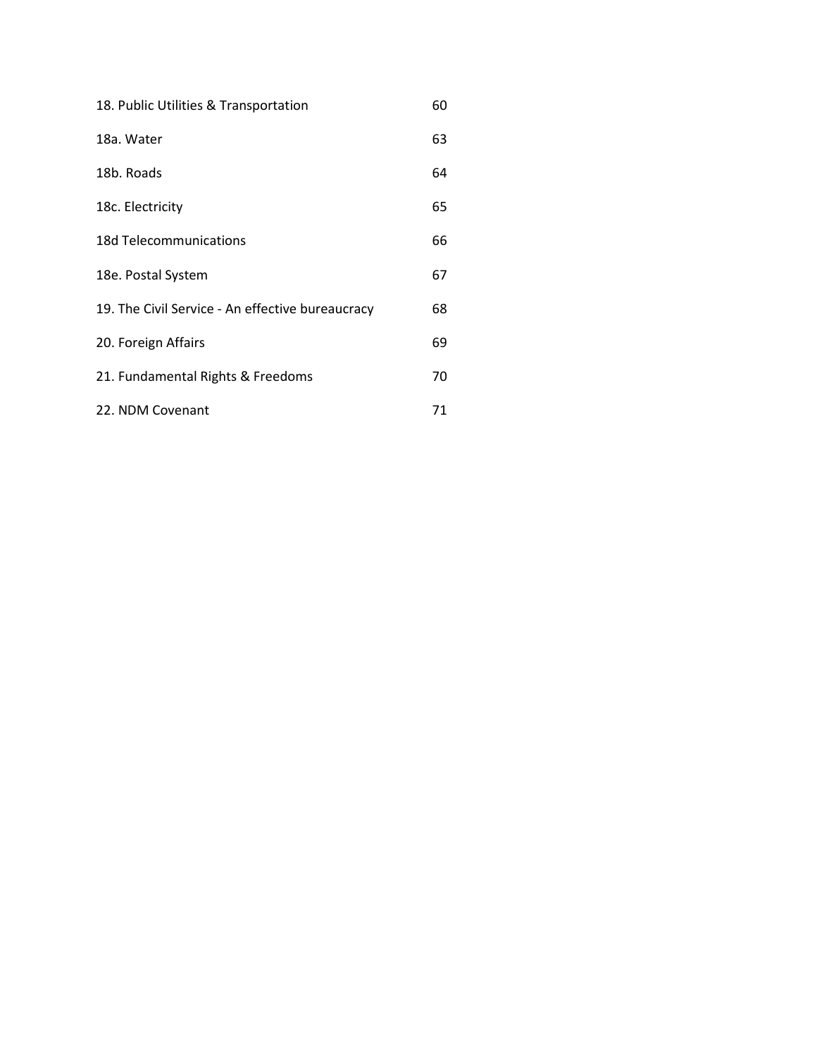| | |
|---|---|
| 18. Public Utilities & Transportation | 60 |
| 18a. Water | 63 |
| 18b. Roads | 64 |
| 18c. Electricity | 65 |
| 18d Telecommunications | 66 |
| 18e. Postal System | 67 |
| 19. The Civil Service - An effective bureaucracy | 68 |
| 20. Foreign Affairs | 69 |
| 21. Fundamental Rights & Freedoms | 70 |
| 22. NDM Covenant | 71 |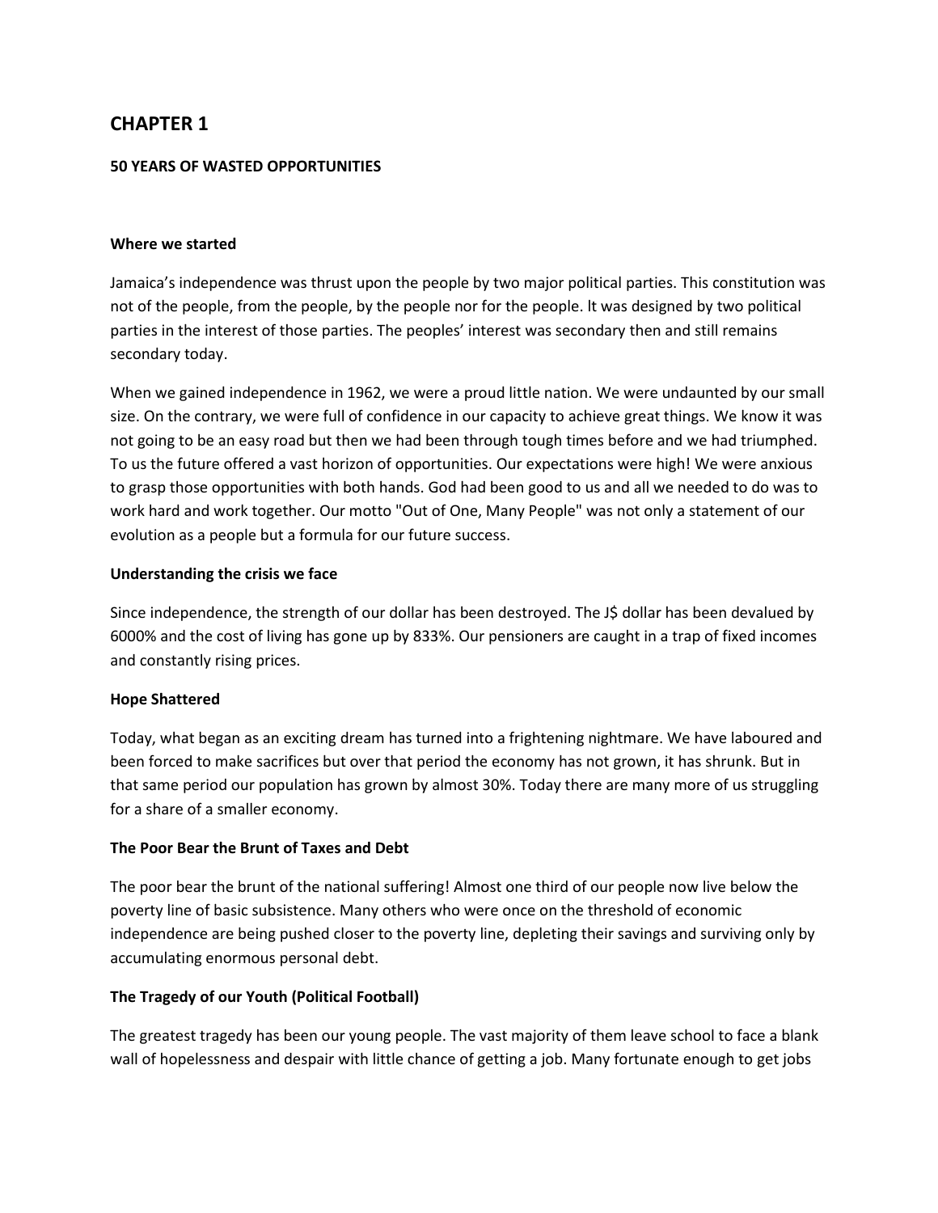# CHAPTER 1

## 50 YEARS OF WASTED OPPORTUNITIES

### Where we started

Jamaica's independence was thrust upon the people by two major political parties. This constitution was not of the people, from the people, by the people nor for the people. It was designed by two political parties in the interest of those parties. The peoples' interest was secondary then and still remains secondary today.

When we gained independence in 1962, we were a proud little nation. We were undaunted by our small size. On the contrary, we were full of confidence in our capacity to achieve great things. We know it was not going to be an easy road but then we had been through tough times before and we had triumphed. To us the future offered a vast horizon of opportunities. Our expectations were high! We were anxious to grasp those opportunities with both hands. God had been good to us and all we needed to do was to work hard and work together. Our motto "Out of One, Many People" was not only a statement of our evolution as a people but a formula for our future success.

### Understanding the crisis we face

Since independence, the strength of our dollar has been destroyed. The J$ dollar has been devalued by 6000% and the cost of living has gone up by 833%. Our pensioners are caught in a trap of fixed incomes and constantly rising prices.

### Hope Shattered

Today, what began as an exciting dream has turned into a frightening nightmare. We have laboured and been forced to make sacrifices but over that period the economy has not grown, it has shrunk. But in that same period our population has grown by almost 30%. Today there are many more of us struggling for a share of a smaller economy.

### The Poor Bear the Brunt of Taxes and Debt

The poor bear the brunt of the national suffering! Almost one third of our people now live below the poverty line of basic subsistence. Many others who were once on the threshold of economic independence are being pushed closer to the poverty line, depleting their savings and surviving only by accumulating enormous personal debt.

### The Tragedy of our Youth (Political Football)

The greatest tragedy has been our young people. The vast majority of them leave school to face a blank wall of hopelessness and despair with little chance of getting a job. Many fortunate enough to get jobs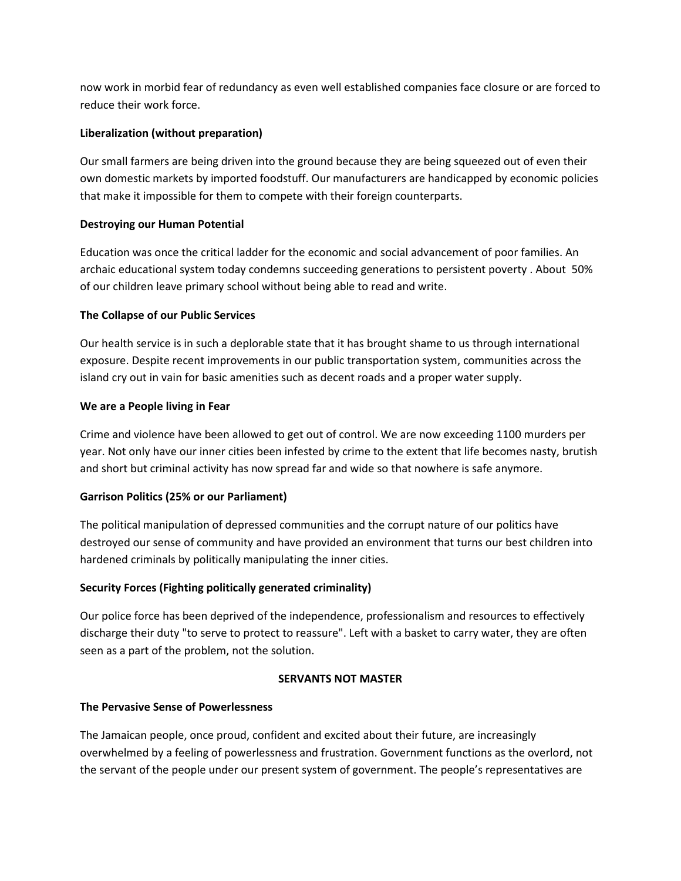now work in morbid fear of redundancy as even well established companies face closure or are forced to reduce their work force.

**Liberalization (without preparation)**

Our small farmers are being driven into the ground because they are being squeezed out of even their own domestic markets by imported foodstuff. Our manufacturers are handicapped by economic policies that make it impossible for them to compete with their foreign counterparts.

**Destroying our Human Potential**

Education was once the critical ladder for the economic and social advancement of poor families. An archaic educational system today condemns succeeding generations to persistent poverty . About 50% of our children leave primary school without being able to read and write.

**The Collapse of our Public Services**

Our health service is in such a deplorable state that it has brought shame to us through international exposure. Despite recent improvements in our public transportation system, communities across the island cry out in vain for basic amenities such as decent roads and a proper water supply.

**We are a People living in Fear**

Crime and violence have been allowed to get out of control. We are now exceeding 1100 murders per year. Not only have our inner cities been infested by crime to the extent that life becomes nasty, brutish and short but criminal activity has now spread far and wide so that nowhere is safe anymore.

**Garrison Politics (25% or our Parliament)**

The political manipulation of depressed communities and the corrupt nature of our politics have destroyed our sense of community and have provided an environment that turns our best children into hardened criminals by politically manipulating the inner cities.

**Security Forces (Fighting politically generated criminality)**

Our police force has been deprived of the independence, professionalism and resources to effectively discharge their duty "to serve to protect to reassure". Left with a basket to carry water, they are often seen as a part of the problem, not the solution.

## SERVANTS NOT MASTER

**The Pervasive Sense of Powerlessness**

The Jamaican people, once proud, confident and excited about their future, are increasingly overwhelmed by a feeling of powerlessness and frustration. Government functions as the overlord, not the servant of the people under our present system of government. The people's representatives are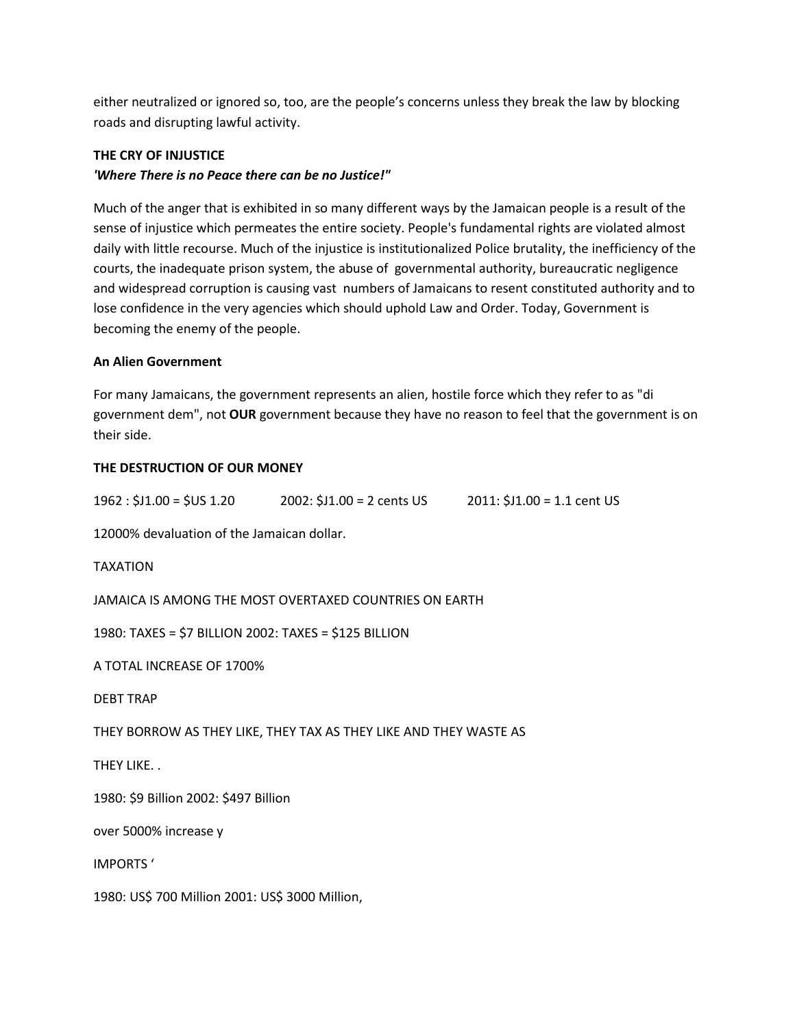either neutralized or ignored so, too, are the people's concerns unless they break the law by blocking roads and disrupting lawful activity.

**THE CRY OF INJUSTICE**

***'Where There is no Peace there can be no Justice!"***

Much of the anger that is exhibited in so many different ways by the Jamaican people is a result of the sense of injustice which permeates the entire society. People's fundamental rights are violated almost daily with little recourse. Much of the injustice is institutionalized Police brutality, the inefficiency of the courts, the inadequate prison system, the abuse of governmental authority, bureaucratic negligence and widespread corruption is causing vast numbers of Jamaicans to resent constituted authority and to lose confidence in the very agencies which should uphold Law and Order. Today, Government is becoming the enemy of the people.

**An Alien Government**

For many Jamaicans, the government represents an alien, hostile force which they refer to as "di government dem", not **OUR** government because they have no reason to feel that the government is on their side.

**THE DESTRUCTION OF OUR MONEY**

1962 : $J1.00 = $US 1.20     2002: $J1.00 = 2 cents US     2011: $J1.00 = 1.1 cent US

12000% devaluation of the Jamaican dollar.

TAXATION

JAMAICA IS AMONG THE MOST OVERTAXED COUNTRIES ON EARTH

1980: TAXES = $7 BILLION 2002: TAXES = $125 BILLION

A TOTAL INCREASE OF 1700%

DEBT TRAP

THEY BORROW AS THEY LIKE, THEY TAX AS THEY LIKE AND THEY WASTE AS

THEY LIKE. .

1980: $9 Billion 2002: $497 Billion

over 5000% increase y

IMPORTS '

1980: US$ 700 Million 2001: US$ 3000 Million,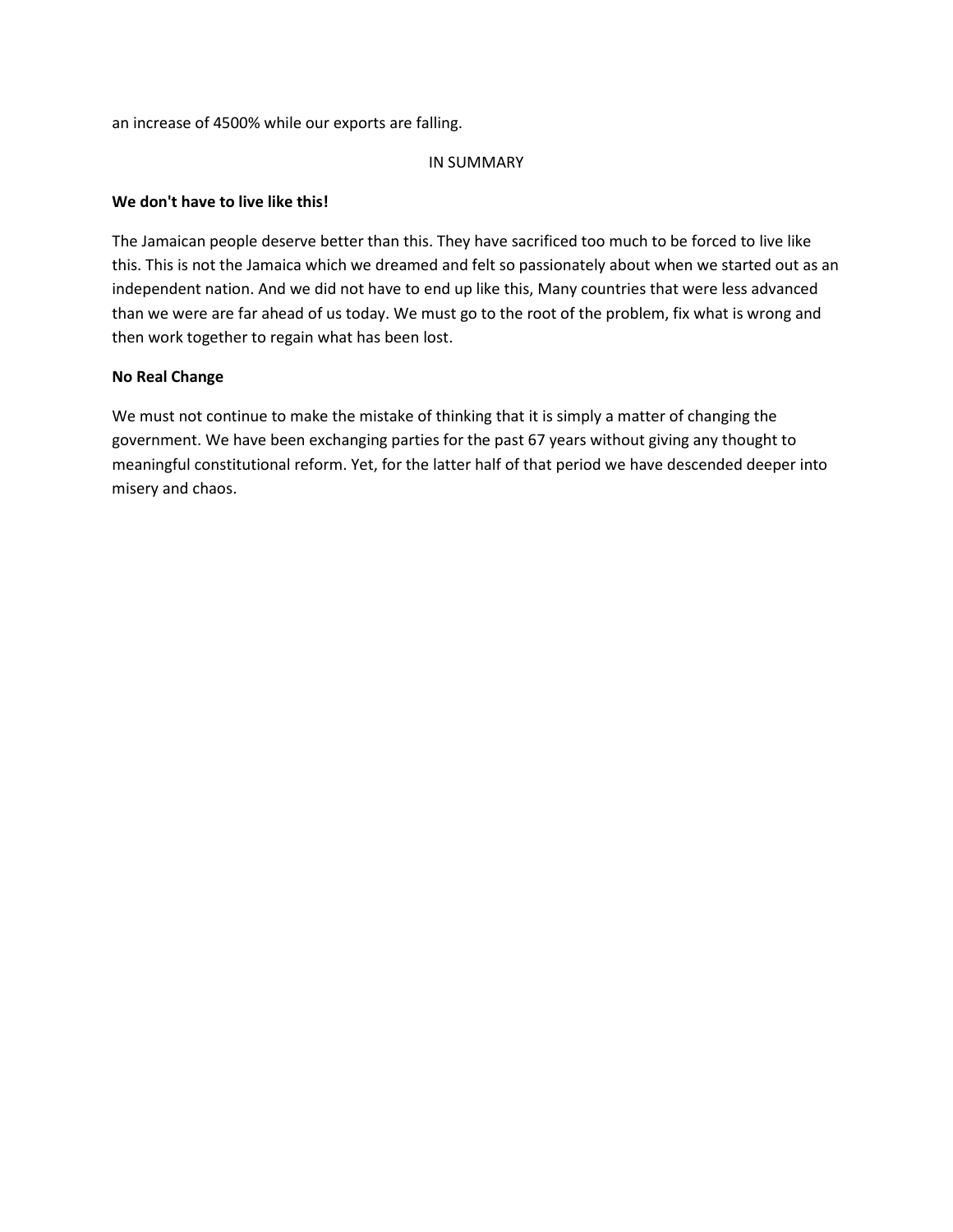an increase of 4500% while our exports are falling.

## IN SUMMARY

**We don't have to live like this!**

The Jamaican people deserve better than this. They have sacrificed too much to be forced to live like this. This is not the Jamaica which we dreamed and felt so passionately about when we started out as an independent nation. And we did not have to end up like this, Many countries that were less advanced than we were are far ahead of us today. We must go to the root of the problem, fix what is wrong and then work together to regain what has been lost.

**No Real Change**

We must not continue to make the mistake of thinking that it is simply a matter of changing the government. We have been exchanging parties for the past 67 years without giving any thought to meaningful constitutional reform. Yet, for the latter half of that period we have descended deeper into misery and chaos.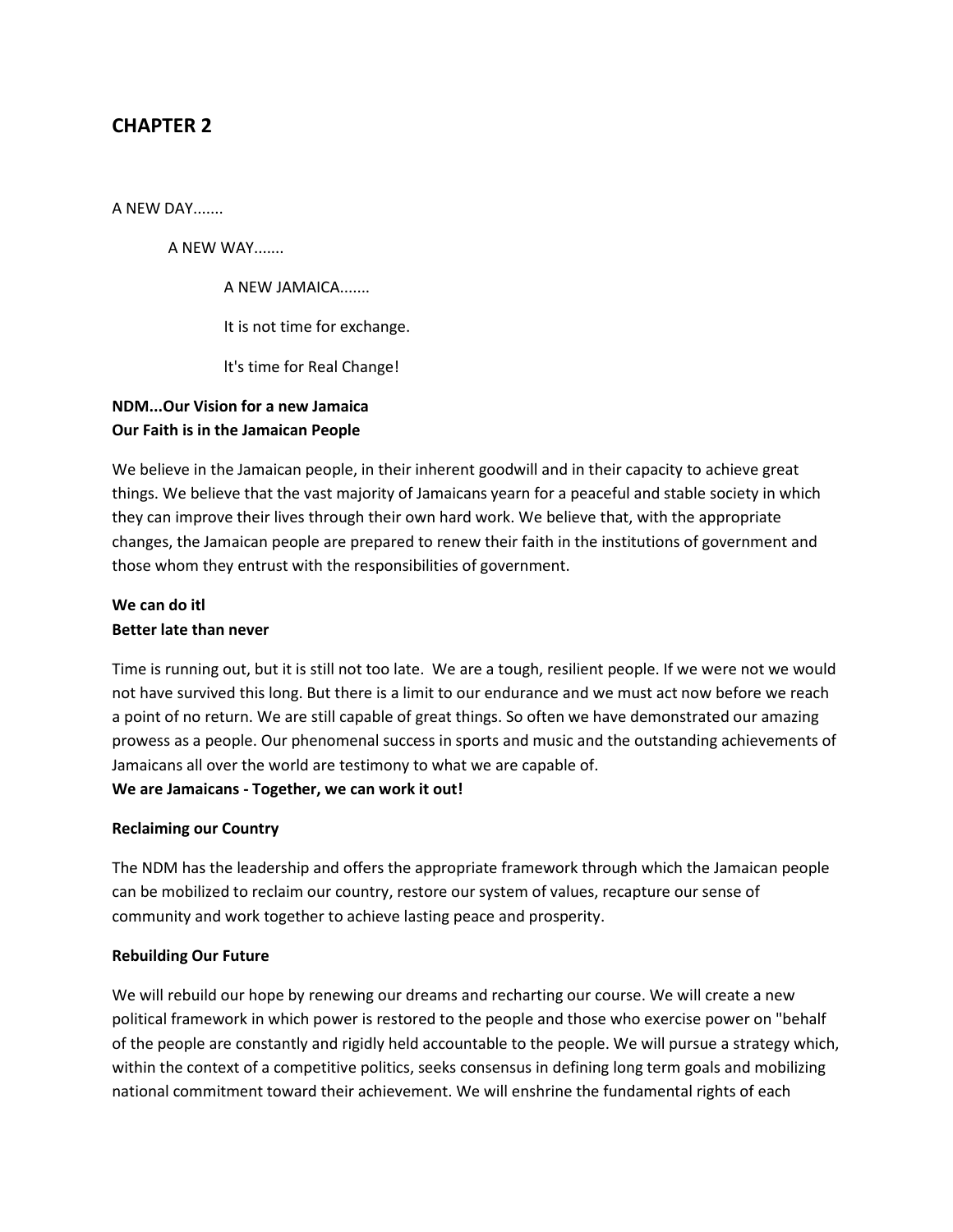## CHAPTER 2

A NEW DAY.......

A NEW WAY.......

A NEW JAMAICA.......

It is not time for exchange.

It's time for Real Change!

**NDM...Our Vision for a new Jamaica**
**Our Faith is in the Jamaican People**

We believe in the Jamaican people, in their inherent goodwill and in their capacity to achieve great things. We believe that the vast majority of Jamaicans yearn for a peaceful and stable society in which they can improve their lives through their own hard work. We believe that, with the appropriate changes, the Jamaican people are prepared to renew their faith in the institutions of government and those whom they entrust with the responsibilities of government.

**We can do itl**
**Better late than never**

Time is running out, but it is still not too late. We are a tough, resilient people. If we were not we would not have survived this long. But there is a limit to our endurance and we must act now before we reach a point of no return. We are still capable of great things. So often we have demonstrated our amazing prowess as a people. Our phenomenal success in sports and music and the outstanding achievements of Jamaicans all over the world are testimony to what we are capable of.
**We are Jamaicans - Together, we can work it out!**

**Reclaiming our Country**

The NDM has the leadership and offers the appropriate framework through which the Jamaican people can be mobilized to reclaim our country, restore our system of values, recapture our sense of community and work together to achieve lasting peace and prosperity.

**Rebuilding Our Future**

We will rebuild our hope by renewing our dreams and recharting our course. We will create a new political framework in which power is restored to the people and those who exercise power on "behalf of the people are constantly and rigidly held accountable to the people. We will pursue a strategy which, within the context of a competitive politics, seeks consensus in defining long term goals and mobilizing national commitment toward their achievement. We will enshrine the fundamental rights of each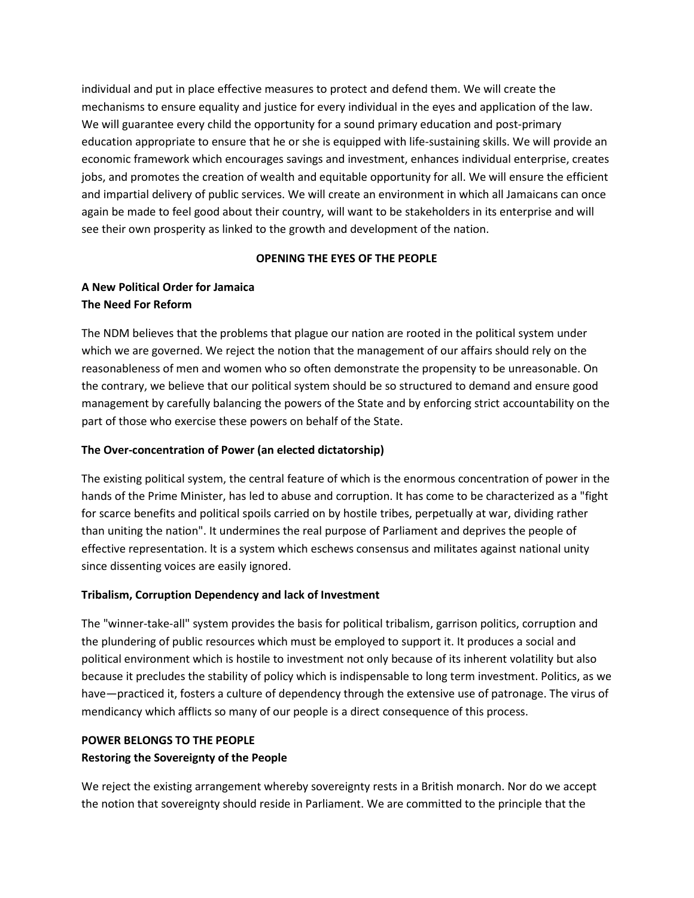individual and put in place effective measures to protect and defend them. We will create the mechanisms to ensure equality and justice for every individual in the eyes and application of the law. We will guarantee every child the opportunity for a sound primary education and post-primary education appropriate to ensure that he or she is equipped with life-sustaining skills. We will provide an economic framework which encourages savings and investment, enhances individual enterprise, creates jobs, and promotes the creation of wealth and equitable opportunity for all. We will ensure the efficient and impartial delivery of public services. We will create an environment in which all Jamaicans can once again be made to feel good about their country, will want to be stakeholders in its enterprise and will see their own prosperity as linked to the growth and development of the nation.

## OPENING THE EYES OF THE PEOPLE

### A New Political Order for Jamaica
### The Need For Reform

The NDM believes that the problems that plague our nation are rooted in the political system under which we are governed. We reject the notion that the management of our affairs should rely on the reasonableness of men and women who so often demonstrate the propensity to be unreasonable. On the contrary, we believe that our political system should be so structured to demand and ensure good management by carefully balancing the powers of the State and by enforcing strict accountability on the part of those who exercise these powers on behalf of the State.

### The Over-concentration of Power (an elected dictatorship)

The existing political system, the central feature of which is the enormous concentration of power in the hands of the Prime Minister, has led to abuse and corruption. It has come to be characterized as a "fight for scarce benefits and political spoils carried on by hostile tribes, perpetually at war, dividing rather than uniting the nation". It undermines the real purpose of Parliament and deprives the people of effective representation. lt is a system which eschews consensus and militates against national unity since dissenting voices are easily ignored.

### Tribalism, Corruption Dependency and lack of Investment

The "winner-take-all" system provides the basis for political tribalism, garrison politics, corruption and the plundering of public resources which must be employed to support it. It produces a social and political environment which is hostile to investment not only because of its inherent volatility but also because it precludes the stability of policy which is indispensable to long term investment. Politics, as we have—practiced it, fosters a culture of dependency through the extensive use of patronage. The virus of mendicancy which afflicts so many of our people is a direct consequence of this process.

## POWER BELONGS TO THE PEOPLE
### Restoring the Sovereignty of the People

We reject the existing arrangement whereby sovereignty rests in a British monarch. Nor do we accept the notion that sovereignty should reside in Parliament. We are committed to the principle that the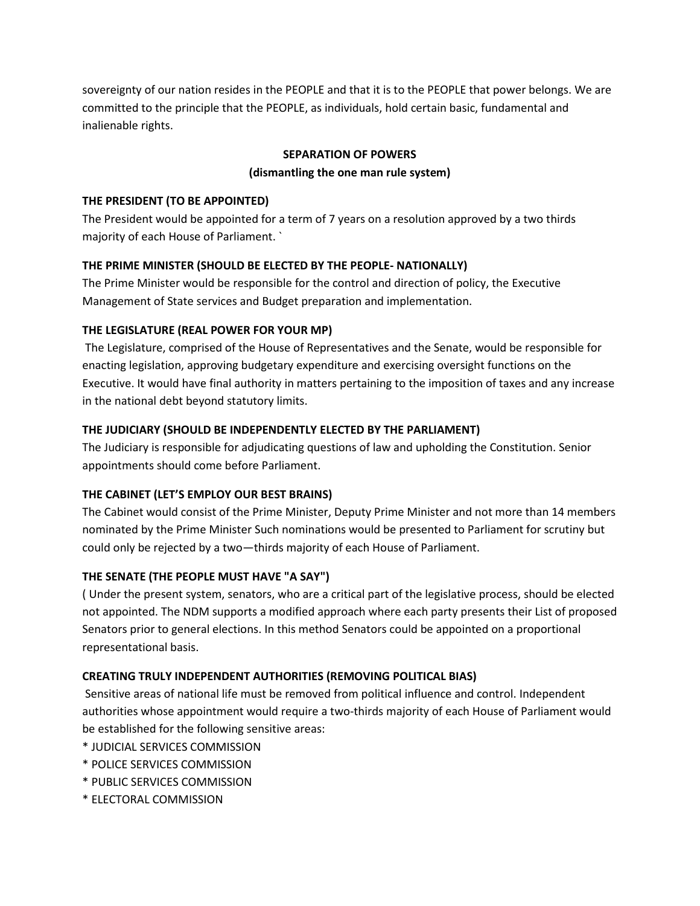sovereignty of our nation resides in the PEOPLE and that it is to the PEOPLE that power belongs. We are committed to the principle that the PEOPLE, as individuals, hold certain basic, fundamental and inalienable rights.

## SEPARATION OF POWERS
### (dismantling the one man rule system)

**THE PRESIDENT (TO BE APPOINTED)**

The President would be appointed for a term of 7 years on a resolution approved by a two thirds majority of each House of Parliament. `

**THE PRIME MINISTER (SHOULD BE ELECTED BY THE PEOPLE- NATIONALLY)**

The Prime Minister would be responsible for the control and direction of policy, the Executive Management of State services and Budget preparation and implementation.

**THE LEGISLATURE (REAL POWER FOR YOUR MP)**

The Legislature, comprised of the House of Representatives and the Senate, would be responsible for enacting legislation, approving budgetary expenditure and exercising oversight functions on the Executive. It would have final authority in matters pertaining to the imposition of taxes and any increase in the national debt beyond statutory limits.

**THE JUDICIARY (SHOULD BE INDEPENDENTLY ELECTED BY THE PARLIAMENT)**

The Judiciary is responsible for adjudicating questions of law and upholding the Constitution. Senior appointments should come before Parliament.

**THE CABINET (LET'S EMPLOY OUR BEST BRAINS)**

The Cabinet would consist of the Prime Minister, Deputy Prime Minister and not more than 14 members nominated by the Prime Minister Such nominations would be presented to Parliament for scrutiny but could only be rejected by a two—thirds majority of each House of Parliament.

**THE SENATE (THE PEOPLE MUST HAVE "A SAY")**

( Under the present system, senators, who are a critical part of the legislative process, should be elected not appointed. The NDM supports a modified approach where each party presents their List of proposed Senators prior to general elections. In this method Senators could be appointed on a proportional representational basis.

**CREATING TRULY INDEPENDENT AUTHORITIES (REMOVING POLITICAL BIAS)**

Sensitive areas of national life must be removed from political influence and control. Independent authorities whose appointment would require a two-thirds majority of each House of Parliament would be established for the following sensitive areas:

* JUDICIAL SERVICES COMMISSION
* POLICE SERVICES COMMISSION
* PUBLIC SERVICES COMMISSION
* ELECTORAL COMMISSION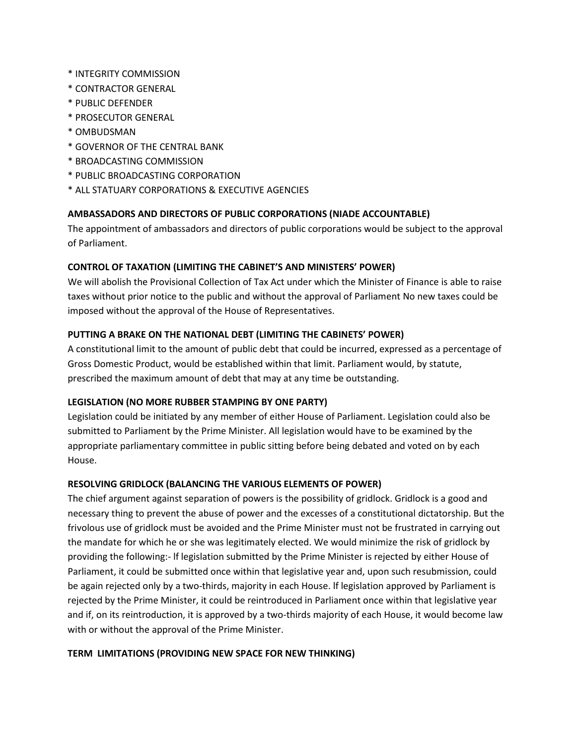* INTEGRITY COMMISSION
* CONTRACTOR GENERAL
* PUBLIC DEFENDER
* PROSECUTOR GENERAL
* OMBUDSMAN
* GOVERNOR OF THE CENTRAL BANK
* BROADCASTING COMMISSION
* PUBLIC BROADCASTING CORPORATION
* ALL STATUARY CORPORATIONS & EXECUTIVE AGENCIES

**AMBASSADORS AND DIRECTORS OF PUBLIC CORPORATIONS (NIADE ACCOUNTABLE)**

The appointment of ambassadors and directors of public corporations would be subject to the approval of Parliament.

**CONTROL OF TAXATION (LIMITING THE CABINET'S AND MINISTERS' POWER)**

We will abolish the Provisional Collection of Tax Act under which the Minister of Finance is able to raise taxes without prior notice to the public and without the approval of Parliament No new taxes could be imposed without the approval of the House of Representatives.

**PUTTING A BRAKE ON THE NATIONAL DEBT (LIMITING THE CABINETS' POWER)**

A constitutional limit to the amount of public debt that could be incurred, expressed as a percentage of Gross Domestic Product, would be established within that limit. Parliament would, by statute, prescribed the maximum amount of debt that may at any time be outstanding.

**LEGISLATION (NO MORE RUBBER STAMPING BY ONE PARTY)**

Legislation could be initiated by any member of either House of Parliament. Legislation could also be submitted to Parliament by the Prime Minister. All legislation would have to be examined by the appropriate parliamentary committee in public sitting before being debated and voted on by each House.

**RESOLVING GRIDLOCK (BALANCING THE VARIOUS ELEMENTS OF POWER)**

The chief argument against separation of powers is the possibility of gridlock. Gridlock is a good and necessary thing to prevent the abuse of power and the excesses of a constitutional dictatorship. But the frivolous use of gridlock must be avoided and the Prime Minister must not be frustrated in carrying out the mandate for which he or she was legitimately elected. We would minimize the risk of gridlock by providing the following:- lf legislation submitted by the Prime Minister is rejected by either House of Parliament, it could be submitted once within that legislative year and, upon such resubmission, could be again rejected only by a two-thirds, majority in each House. lf legislation approved by Parliament is rejected by the Prime Minister, it could be reintroduced in Parliament once within that legislative year and if, on its reintroduction, it is approved by a two-thirds majority of each House, it would become law with or without the approval of the Prime Minister.

**TERM LIMITATIONS (PROVIDING NEW SPACE FOR NEW THINKING)**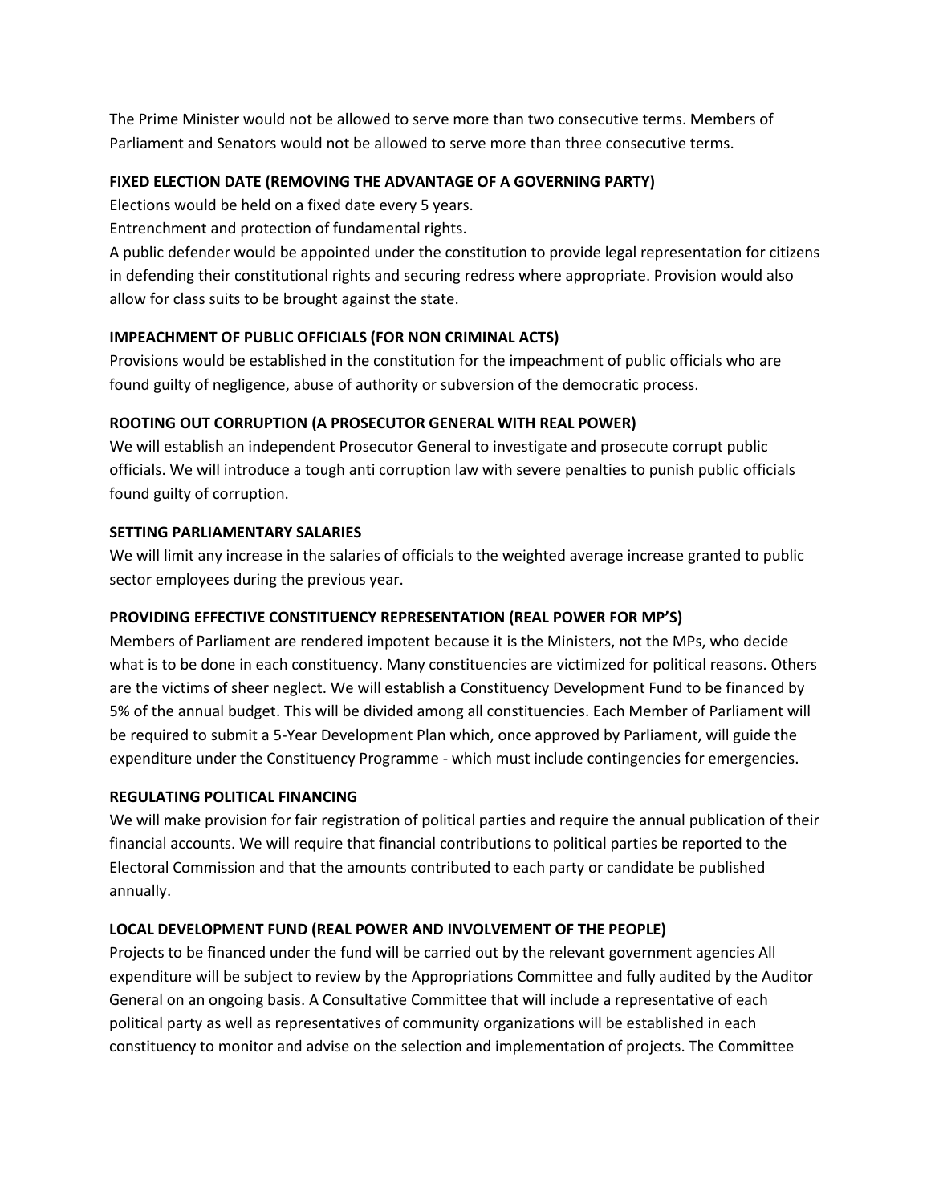The Prime Minister would not be allowed to serve more than two consecutive terms. Members of Parliament and Senators would not be allowed to serve more than three consecutive terms.

**FIXED ELECTION DATE (REMOVING THE ADVANTAGE OF A GOVERNING PARTY)**

Elections would be held on a fixed date every 5 years.

Entrenchment and protection of fundamental rights.

A public defender would be appointed under the constitution to provide legal representation for citizens in defending their constitutional rights and securing redress where appropriate. Provision would also allow for class suits to be brought against the state.

**IMPEACHMENT OF PUBLIC OFFICIALS (FOR NON CRIMINAL ACTS)**

Provisions would be established in the constitution for the impeachment of public officials who are found guilty of negligence, abuse of authority or subversion of the democratic process.

**ROOTING OUT CORRUPTION (A PROSECUTOR GENERAL WITH REAL POWER)**

We will establish an independent Prosecutor General to investigate and prosecute corrupt public officials. We will introduce a tough anti corruption law with severe penalties to punish public officials found guilty of corruption.

**SETTING PARLIAMENTARY SALARIES**

We will limit any increase in the salaries of officials to the weighted average increase granted to public sector employees during the previous year.

**PROVIDING EFFECTIVE CONSTITUENCY REPRESENTATION (REAL POWER FOR MP'S)**

Members of Parliament are rendered impotent because it is the Ministers, not the MPs, who decide what is to be done in each constituency. Many constituencies are victimized for political reasons. Others are the victims of sheer neglect. We will establish a Constituency Development Fund to be financed by 5% of the annual budget. This will be divided among all constituencies. Each Member of Parliament will be required to submit a 5-Year Development Plan which, once approved by Parliament, will guide the expenditure under the Constituency Programme - which must include contingencies for emergencies.

**REGULATING POLITICAL FINANCING**

We will make provision for fair registration of political parties and require the annual publication of their financial accounts. We will require that financial contributions to political parties be reported to the Electoral Commission and that the amounts contributed to each party or candidate be published annually.

**LOCAL DEVELOPMENT FUND (REAL POWER AND INVOLVEMENT OF THE PEOPLE)**

Projects to be financed under the fund will be carried out by the relevant government agencies All expenditure will be subject to review by the Appropriations Committee and fully audited by the Auditor General on an ongoing basis. A Consultative Committee that will include a representative of each political party as well as representatives of community organizations will be established in each constituency to monitor and advise on the selection and implementation of projects. The Committee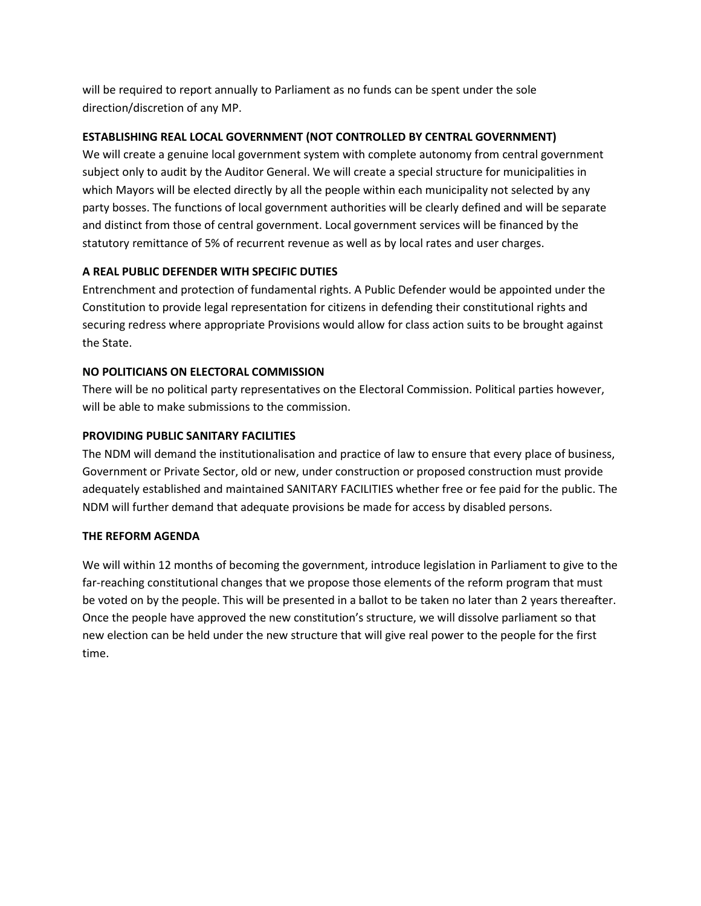will be required to report annually to Parliament as no funds can be spent under the sole direction/discretion of any MP.

**ESTABLISHING REAL LOCAL GOVERNMENT (NOT CONTROLLED BY CENTRAL GOVERNMENT)**

We will create a genuine local government system with complete autonomy from central government subject only to audit by the Auditor General. We will create a special structure for municipalities in which Mayors will be elected directly by all the people within each municipality not selected by any party bosses. The functions of local government authorities will be clearly defined and will be separate and distinct from those of central government. Local government services will be financed by the statutory remittance of 5% of recurrent revenue as well as by local rates and user charges.

**A REAL PUBLIC DEFENDER WITH SPECIFIC DUTIES**

Entrenchment and protection of fundamental rights. A Public Defender would be appointed under the Constitution to provide legal representation for citizens in defending their constitutional rights and securing redress where appropriate Provisions would allow for class action suits to be brought against the State.

**NO POLITICIANS ON ELECTORAL COMMISSION**

There will be no political party representatives on the Electoral Commission. Political parties however, will be able to make submissions to the commission.

**PROVIDING PUBLIC SANITARY FACILITIES**

The NDM will demand the institutionalisation and practice of law to ensure that every place of business, Government or Private Sector, old or new, under construction or proposed construction must provide adequately established and maintained SANITARY FACILITIES whether free or fee paid for the public. The NDM will further demand that adequate provisions be made for access by disabled persons.

**THE REFORM AGENDA**

We will within 12 months of becoming the government, introduce legislation in Parliament to give to the far-reaching constitutional changes that we propose those elements of the reform program that must be voted on by the people. This will be presented in a ballot to be taken no later than 2 years thereafter. Once the people have approved the new constitution's structure, we will dissolve parliament so that new election can be held under the new structure that will give real power to the people for the first time.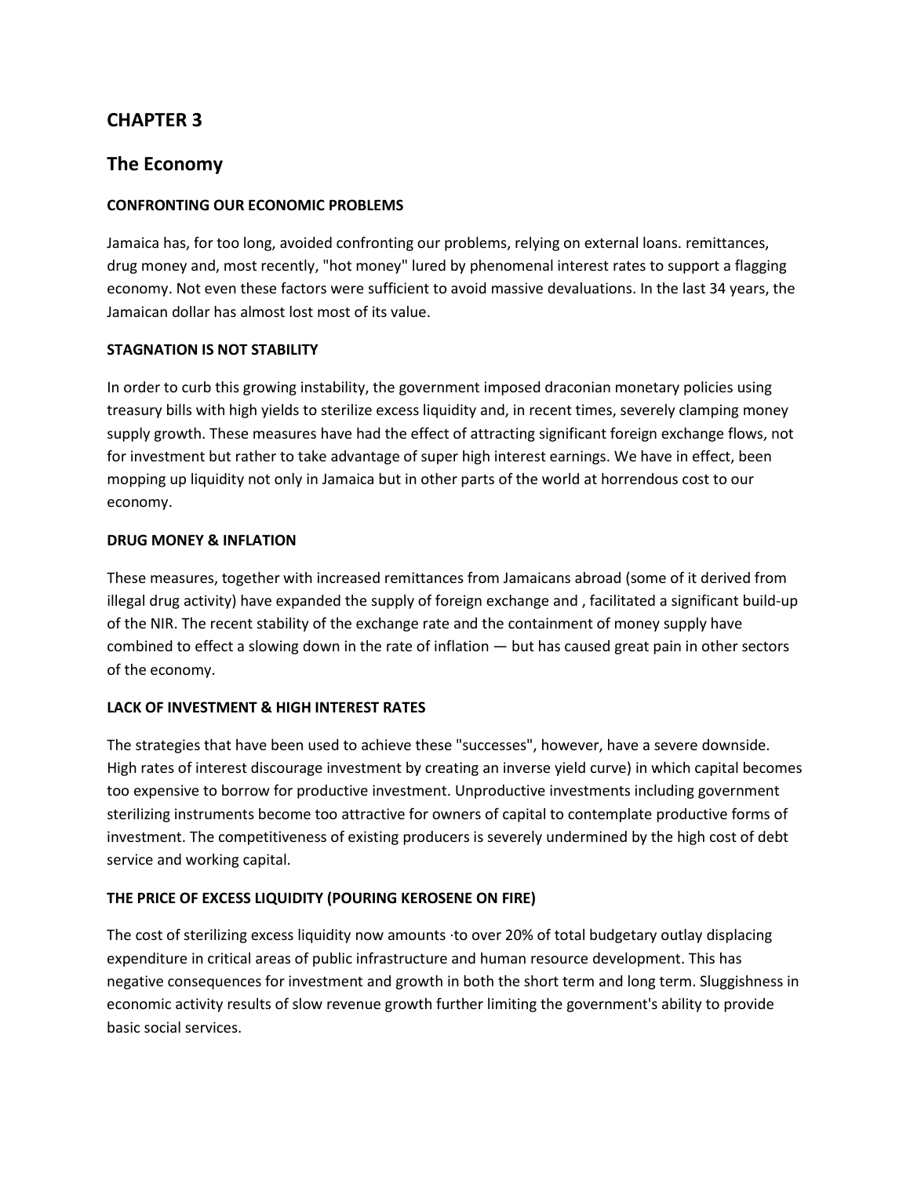# CHAPTER 3

## The Economy

**CONFRONTING OUR ECONOMIC PROBLEMS**

Jamaica has, for too long, avoided confronting our problems, relying on external loans. remittances, drug money and, most recently, "hot money" lured by phenomenal interest rates to support a flagging economy. Not even these factors were sufficient to avoid massive devaluations. In the last 34 years, the Jamaican dollar has almost lost most of its value.

**STAGNATION IS NOT STABILITY**

In order to curb this growing instability, the government imposed draconian monetary policies using treasury bills with high yields to sterilize excess liquidity and, in recent times, severely clamping money supply growth. These measures have had the effect of attracting significant foreign exchange flows, not for investment but rather to take advantage of super high interest earnings. We have in effect, been mopping up liquidity not only in Jamaica but in other parts of the world at horrendous cost to our economy.

**DRUG MONEY & INFLATION**

These measures, together with increased remittances from Jamaicans abroad (some of it derived from illegal drug activity) have expanded the supply of foreign exchange and , facilitated a significant build-up of the NIR. The recent stability of the exchange rate and the containment of money supply have combined to effect a slowing down in the rate of inflation — but has caused great pain in other sectors of the economy.

**LACK OF INVESTMENT & HIGH INTEREST RATES**

The strategies that have been used to achieve these "successes", however, have a severe downside. High rates of interest discourage investment by creating an inverse yield curve) in which capital becomes too expensive to borrow for productive investment. Unproductive investments including government sterilizing instruments become too attractive for owners of capital to contemplate productive forms of investment. The competitiveness of existing producers is severely undermined by the high cost of debt service and working capital.

**THE PRICE OF EXCESS LIQUIDITY (POURING KEROSENE ON FIRE)**

The cost of sterilizing excess liquidity now amounts ·to over 20% of total budgetary outlay displacing expenditure in critical areas of public infrastructure and human resource development. This has negative consequences for investment and growth in both the short term and long term. Sluggishness in economic activity results of slow revenue growth further limiting the government's ability to provide basic social services.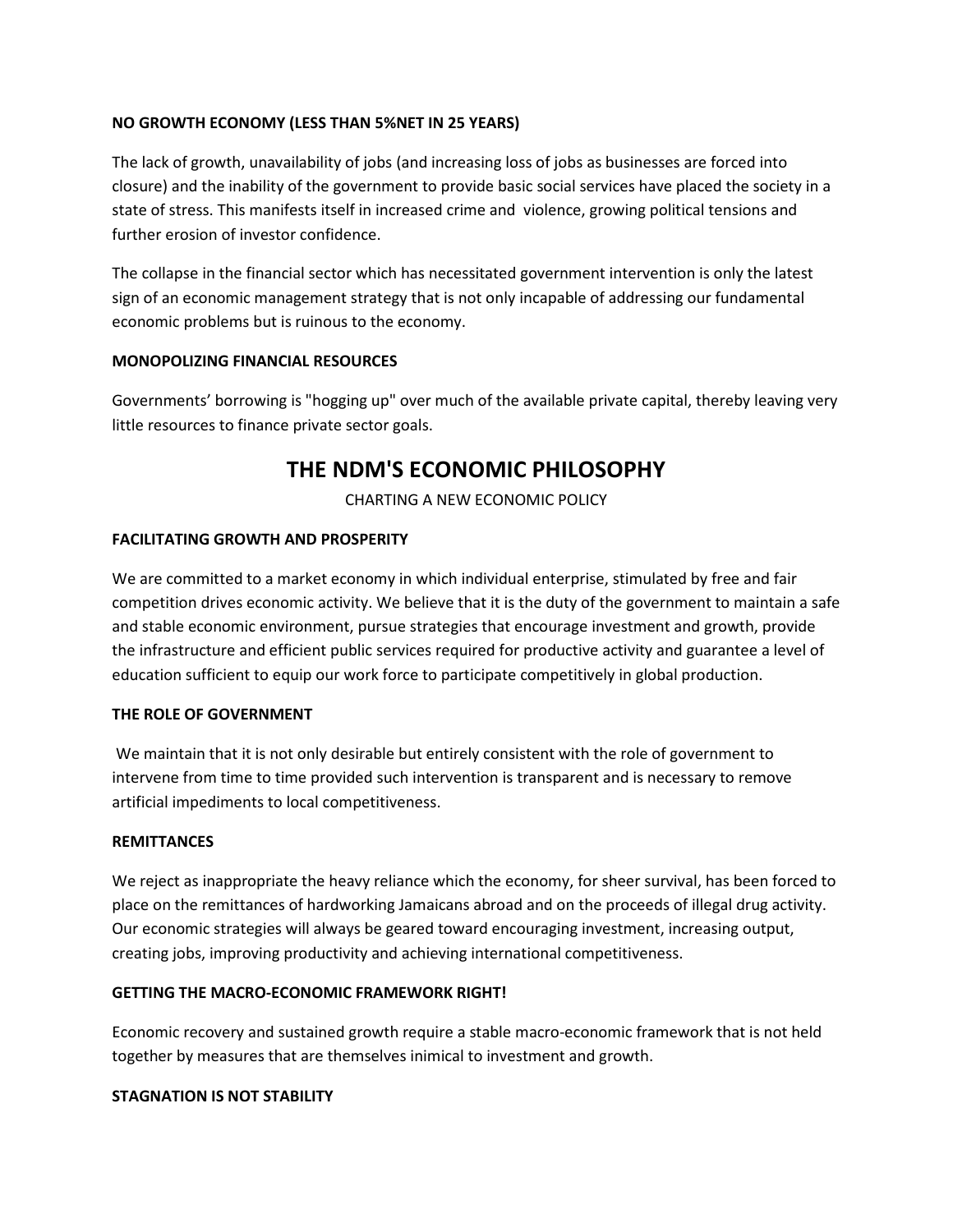**NO GROWTH ECONOMY (LESS THAN 5%NET IN 25 YEARS)**

The lack of growth, unavailability of jobs (and increasing loss of jobs as businesses are forced into closure) and the inability of the government to provide basic social services have placed the society in a state of stress. This manifests itself in increased crime and violence, growing political tensions and further erosion of investor confidence.

The collapse in the financial sector which has necessitated government intervention is only the latest sign of an economic management strategy that is not only incapable of addressing our fundamental economic problems but is ruinous to the economy.

**MONOPOLIZING FINANCIAL RESOURCES**

Governments' borrowing is "hogging up" over much of the available private capital, thereby leaving very little resources to finance private sector goals.

# THE NDM'S ECONOMIC PHILOSOPHY

CHARTING A NEW ECONOMIC POLICY

**FACILITATING GROWTH AND PROSPERITY**

We are committed to a market economy in which individual enterprise, stimulated by free and fair competition drives economic activity. We believe that it is the duty of the government to maintain a safe and stable economic environment, pursue strategies that encourage investment and growth, provide the infrastructure and efficient public services required for productive activity and guarantee a level of education sufficient to equip our work force to participate competitively in global production.

**THE ROLE OF GOVERNMENT**

We maintain that it is not only desirable but entirely consistent with the role of government to intervene from time to time provided such intervention is transparent and is necessary to remove artificial impediments to local competitiveness.

**REMITTANCES**

We reject as inappropriate the heavy reliance which the economy, for sheer survival, has been forced to place on the remittances of hardworking Jamaicans abroad and on the proceeds of illegal drug activity. Our economic strategies will always be geared toward encouraging investment, increasing output, creating jobs, improving productivity and achieving international competitiveness.

**GETTING THE MACRO-ECONOMIC FRAMEWORK RIGHT!**

Economic recovery and sustained growth require a stable macro-economic framework that is not held together by measures that are themselves inimical to investment and growth.

**STAGNATION IS NOT STABILITY**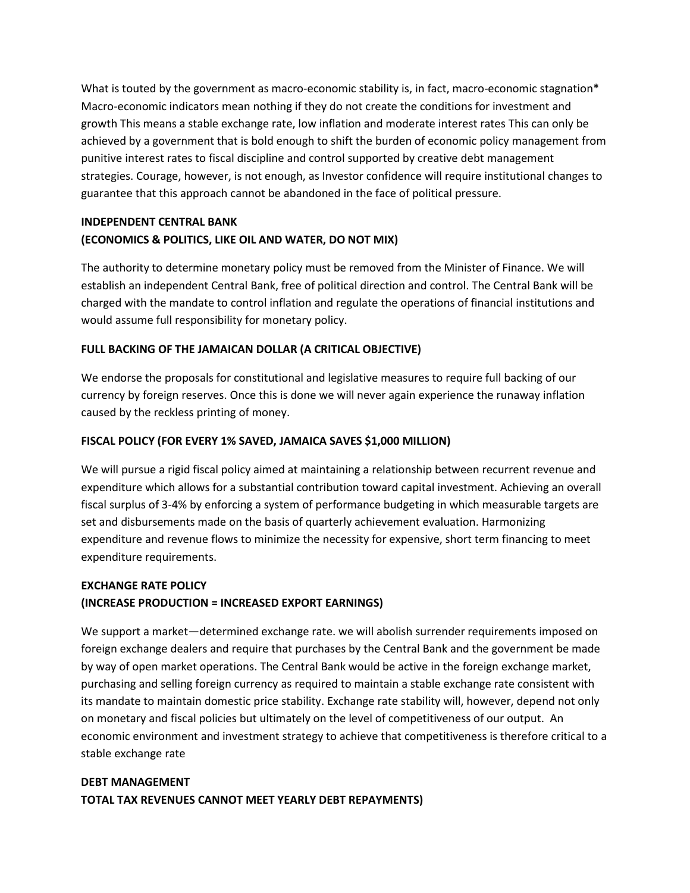What is touted by the government as macro-economic stability is, in fact, macro-economic stagnation* Macro-economic indicators mean nothing if they do not create the conditions for investment and growth This means a stable exchange rate, low inflation and moderate interest rates This can only be achieved by a government that is bold enough to shift the burden of economic policy management from punitive interest rates to fiscal discipline and control supported by creative debt management strategies. Courage, however, is not enough, as Investor confidence will require institutional changes to guarantee that this approach cannot be abandoned in the face of political pressure.

**INDEPENDENT CENTRAL BANK**
**(ECONOMICS & POLITICS, LIKE OIL AND WATER, DO NOT MIX)**

The authority to determine monetary policy must be removed from the Minister of Finance. We will establish an independent Central Bank, free of political direction and control. The Central Bank will be charged with the mandate to control inflation and regulate the operations of financial institutions and would assume full responsibility for monetary policy.

**FULL BACKING OF THE JAMAICAN DOLLAR (A CRITICAL OBJECTIVE)**

We endorse the proposals for constitutional and legislative measures to require full backing of our currency by foreign reserves. Once this is done we will never again experience the runaway inflation caused by the reckless printing of money.

**FISCAL POLICY (FOR EVERY 1% SAVED, JAMAICA SAVES $1,000 MILLION)**

We will pursue a rigid fiscal policy aimed at maintaining a relationship between recurrent revenue and expenditure which allows for a substantial contribution toward capital investment. Achieving an overall fiscal surplus of 3-4% by enforcing a system of performance budgeting in which measurable targets are set and disbursements made on the basis of quarterly achievement evaluation. Harmonizing expenditure and revenue flows to minimize the necessity for expensive, short term financing to meet expenditure requirements.

**EXCHANGE RATE POLICY**
**(INCREASE PRODUCTION = INCREASED EXPORT EARNINGS)**

We support a market—determined exchange rate. we will abolish surrender requirements imposed on foreign exchange dealers and require that purchases by the Central Bank and the government be made by way of open market operations. The Central Bank would be active in the foreign exchange market, purchasing and selling foreign currency as required to maintain a stable exchange rate consistent with its mandate to maintain domestic price stability. Exchange rate stability will, however, depend not only on monetary and fiscal policies but ultimately on the level of competitiveness of our output. An economic environment and investment strategy to achieve that competitiveness is therefore critical to a stable exchange rate

**DEBT MANAGEMENT**
**TOTAL TAX REVENUES CANNOT MEET YEARLY DEBT REPAYMENTS)**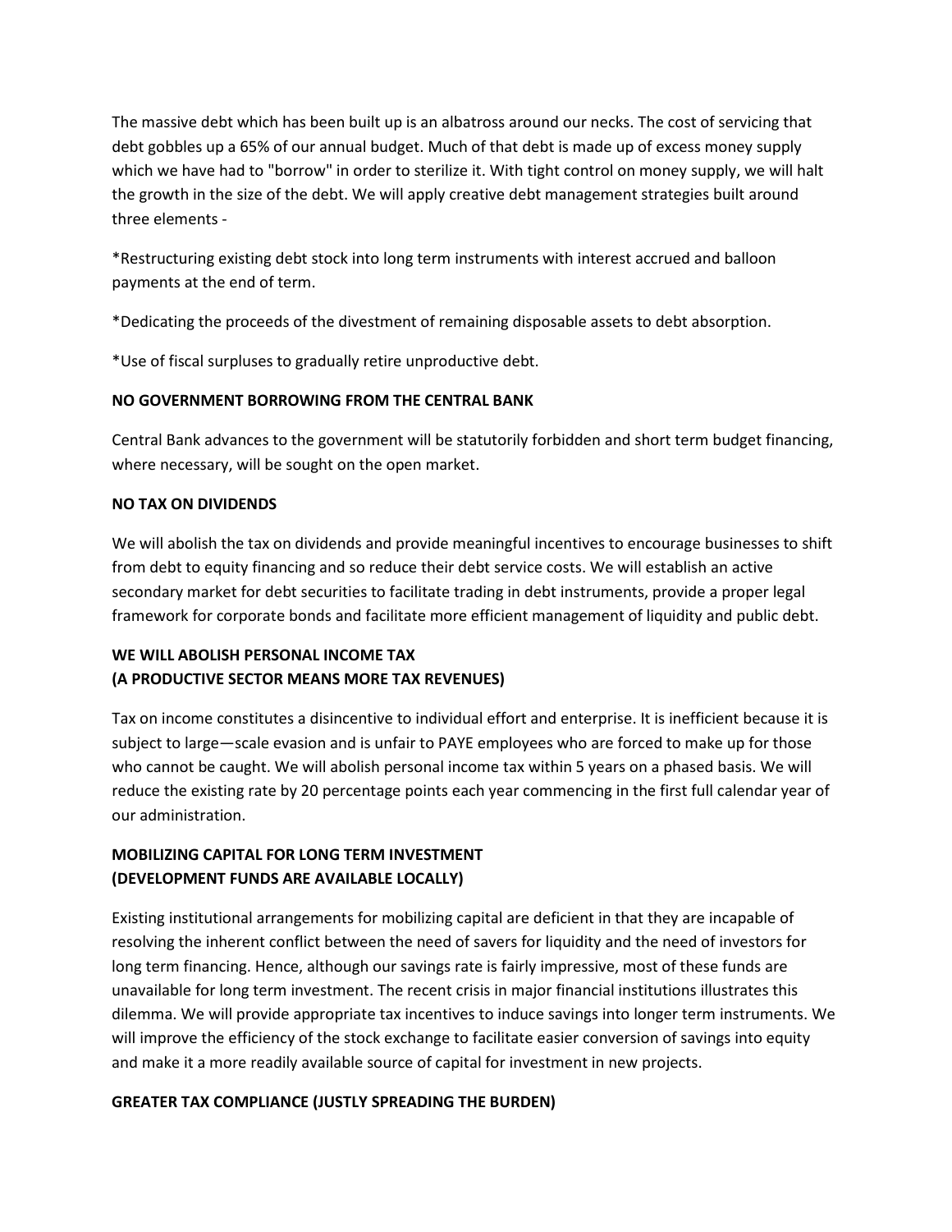The massive debt which has been built up is an albatross around our necks. The cost of servicing that debt gobbles up a 65% of our annual budget. Much of that debt is made up of excess money supply which we have had to "borrow" in order to sterilize it. With tight control on money supply, we will halt the growth in the size of the debt. We will apply creative debt management strategies built around three elements -

*Restructuring existing debt stock into long term instruments with interest accrued and balloon payments at the end of term.

*Dedicating the proceeds of the divestment of remaining disposable assets to debt absorption.

*Use of fiscal surpluses to gradually retire unproductive debt.

**NO GOVERNMENT BORROWING FROM THE CENTRAL BANK**

Central Bank advances to the government will be statutorily forbidden and short term budget financing, where necessary, will be sought on the open market.

**NO TAX ON DIVIDENDS**

We will abolish the tax on dividends and provide meaningful incentives to encourage businesses to shift from debt to equity financing and so reduce their debt service costs. We will establish an active secondary market for debt securities to facilitate trading in debt instruments, provide a proper legal framework for corporate bonds and facilitate more efficient management of liquidity and public debt.

**WE WILL ABOLISH PERSONAL INCOME TAX**
**(A PRODUCTIVE SECTOR MEANS MORE TAX REVENUES)**

Tax on income constitutes a disincentive to individual effort and enterprise. It is inefficient because it is subject to large—scale evasion and is unfair to PAYE employees who are forced to make up for those who cannot be caught. We will abolish personal income tax within 5 years on a phased basis. We will reduce the existing rate by 20 percentage points each year commencing in the first full calendar year of our administration.

**MOBILIZING CAPITAL FOR LONG TERM INVESTMENT**
**(DEVELOPMENT FUNDS ARE AVAILABLE LOCALLY)**

Existing institutional arrangements for mobilizing capital are deficient in that they are incapable of resolving the inherent conflict between the need of savers for liquidity and the need of investors for long term financing. Hence, although our savings rate is fairly impressive, most of these funds are unavailable for long term investment. The recent crisis in major financial institutions illustrates this dilemma. We will provide appropriate tax incentives to induce savings into longer term instruments. We will improve the efficiency of the stock exchange to facilitate easier conversion of savings into equity and make it a more readily available source of capital for investment in new projects.

**GREATER TAX COMPLIANCE (JUSTLY SPREADING THE BURDEN)**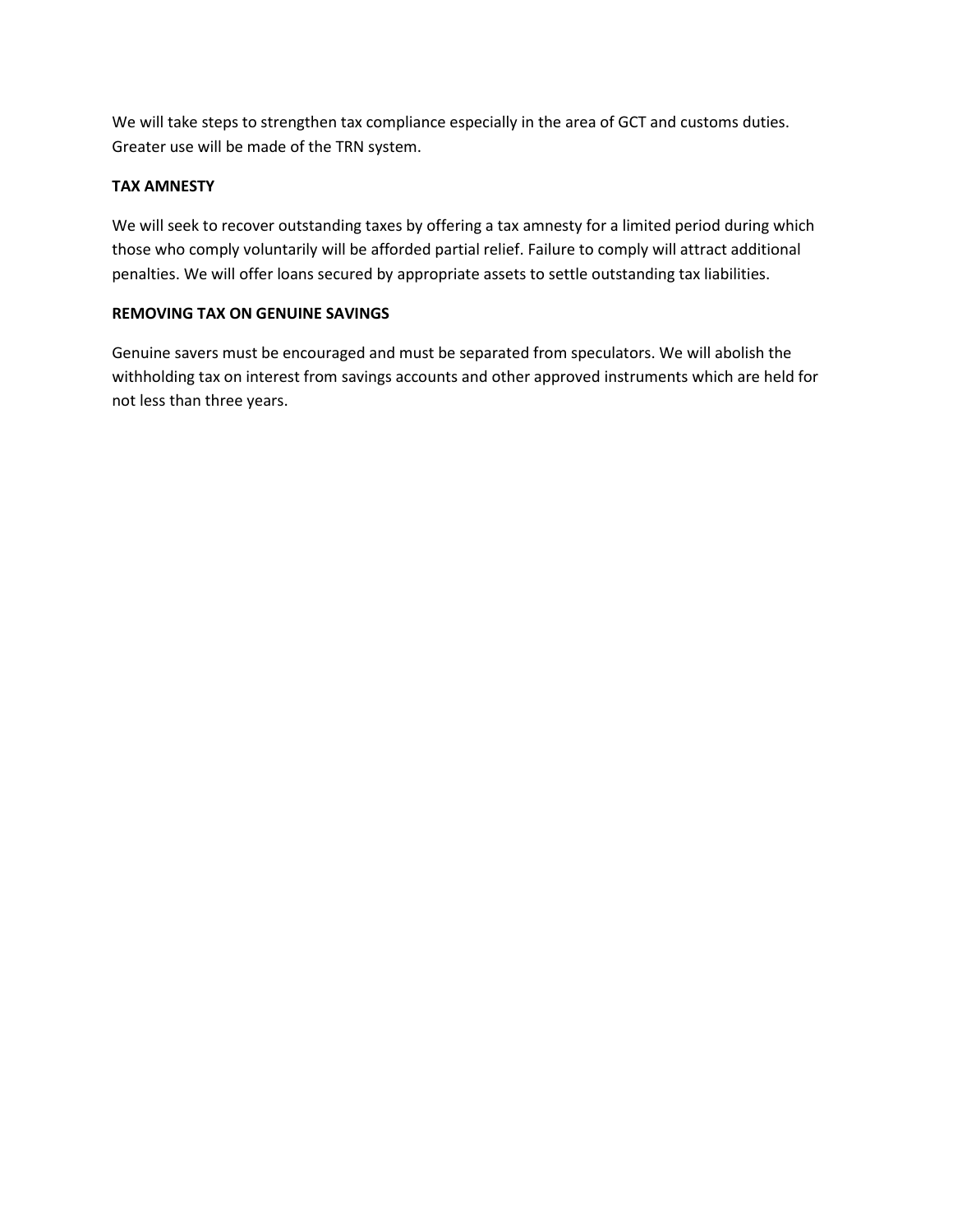We will take steps to strengthen tax compliance especially in the area of GCT and customs duties. Greater use will be made of the TRN system.

**TAX AMNESTY**

We will seek to recover outstanding taxes by offering a tax amnesty for a limited period during which those who comply voluntarily will be afforded partial relief. Failure to comply will attract additional penalties. We will offer loans secured by appropriate assets to settle outstanding tax liabilities.

**REMOVING TAX ON GENUINE SAVINGS**

Genuine savers must be encouraged and must be separated from speculators. We will abolish the withholding tax on interest from savings accounts and other approved instruments which are held for not less than three years.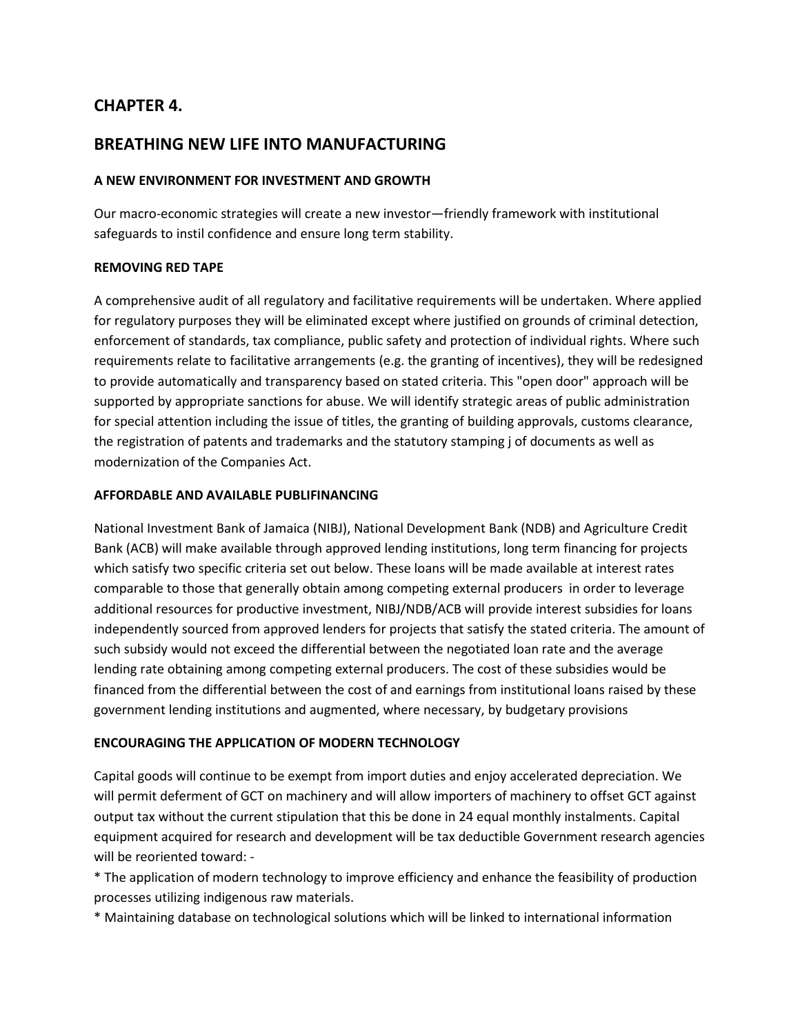## CHAPTER 4.

## BREATHING NEW LIFE INTO MANUFACTURING

### A NEW ENVIRONMENT FOR INVESTMENT AND GROWTH

Our macro-economic strategies will create a new investor—friendly framework with institutional safeguards to instil confidence and ensure long term stability.

### REMOVING RED TAPE

A comprehensive audit of all regulatory and facilitative requirements will be undertaken. Where applied for regulatory purposes they will be eliminated except where justified on grounds of criminal detection, enforcement of standards, tax compliance, public safety and protection of individual rights. Where such requirements relate to facilitative arrangements (e.g. the granting of incentives), they will be redesigned to provide automatically and transparency based on stated criteria. This "open door" approach will be supported by appropriate sanctions for abuse. We will identify strategic areas of public administration for special attention including the issue of titles, the granting of building approvals, customs clearance, the registration of patents and trademarks and the statutory stamping j of documents as well as modernization of the Companies Act.

### AFFORDABLE AND AVAILABLE PUBLIFINANCING

National Investment Bank of Jamaica (NIBJ), National Development Bank (NDB) and Agriculture Credit Bank (ACB) will make available through approved lending institutions, long term financing for projects which satisfy two specific criteria set out below. These loans will be made available at interest rates comparable to those that generally obtain among competing external producers in order to leverage additional resources for productive investment, NIBJ/NDB/ACB will provide interest subsidies for loans independently sourced from approved lenders for projects that satisfy the stated criteria. The amount of such subsidy would not exceed the differential between the negotiated loan rate and the average lending rate obtaining among competing external producers. The cost of these subsidies would be financed from the differential between the cost of and earnings from institutional loans raised by these government lending institutions and augmented, where necessary, by budgetary provisions

### ENCOURAGING THE APPLICATION OF MODERN TECHNOLOGY

Capital goods will continue to be exempt from import duties and enjoy accelerated depreciation. We will permit deferment of GCT on machinery and will allow importers of machinery to offset GCT against output tax without the current stipulation that this be done in 24 equal monthly instalments. Capital equipment acquired for research and development will be tax deductible Government research agencies will be reoriented toward: -

* The application of modern technology to improve efficiency and enhance the feasibility of production processes utilizing indigenous raw materials.
* Maintaining database on technological solutions which will be linked to international information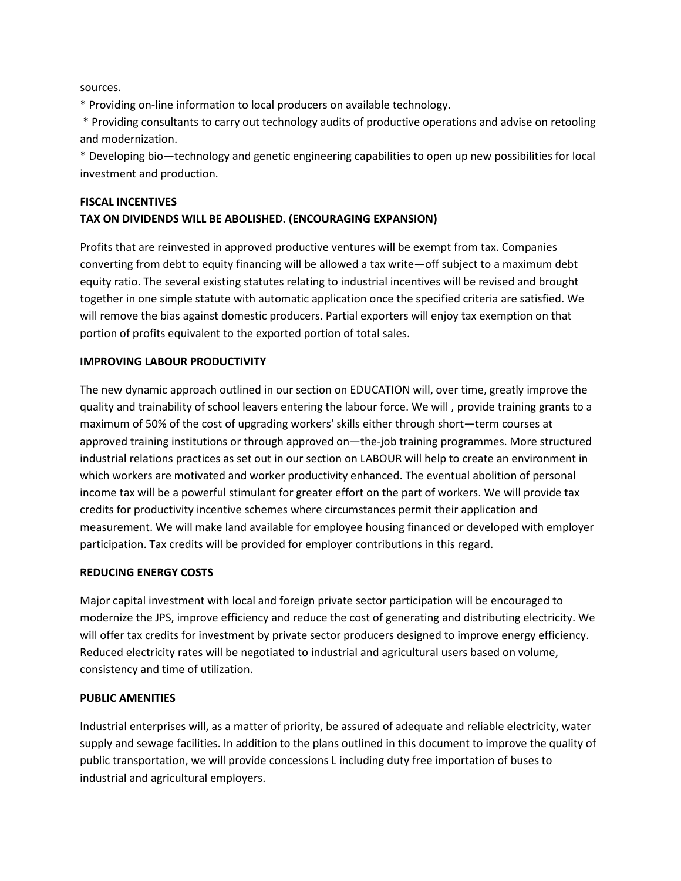sources.

* Providing on-line information to local producers on available technology.

* Providing consultants to carry out technology audits of productive operations and advise on retooling and modernization.

* Developing bio—technology and genetic engineering capabilities to open up new possibilities for local investment and production.

**FISCAL INCENTIVES**

**TAX ON DIVIDENDS WILL BE ABOLISHED. (ENCOURAGING EXPANSION)**

Profits that are reinvested in approved productive ventures will be exempt from tax. Companies converting from debt to equity financing will be allowed a tax write—off subject to a maximum debt equity ratio. The several existing statutes relating to industrial incentives will be revised and brought together in one simple statute with automatic application once the specified criteria are satisfied. We will remove the bias against domestic producers. Partial exporters will enjoy tax exemption on that portion of profits equivalent to the exported portion of total sales.

**IMPROVING LABOUR PRODUCTIVITY**

The new dynamic approach outlined in our section on EDUCATION will, over time, greatly improve the quality and trainability of school leavers entering the labour force. We will , provide training grants to a maximum of 50% of the cost of upgrading workers' skills either through short—term courses at approved training institutions or through approved on—the-job training programmes. More structured industrial relations practices as set out in our section on LABOUR will help to create an environment in which workers are motivated and worker productivity enhanced. The eventual abolition of personal income tax will be a powerful stimulant for greater effort on the part of workers. We will provide tax credits for productivity incentive schemes where circumstances permit their application and measurement. We will make land available for employee housing financed or developed with employer participation. Tax credits will be provided for employer contributions in this regard.

**REDUCING ENERGY COSTS**

Major capital investment with local and foreign private sector participation will be encouraged to modernize the JPS, improve efficiency and reduce the cost of generating and distributing electricity. We will offer tax credits for investment by private sector producers designed to improve energy efficiency. Reduced electricity rates will be negotiated to industrial and agricultural users based on volume, consistency and time of utilization.

**PUBLIC AMENITIES**

Industrial enterprises will, as a matter of priority, be assured of adequate and reliable electricity, water supply and sewage facilities. In addition to the plans outlined in this document to improve the quality of public transportation, we will provide concessions L including duty free importation of buses to industrial and agricultural employers.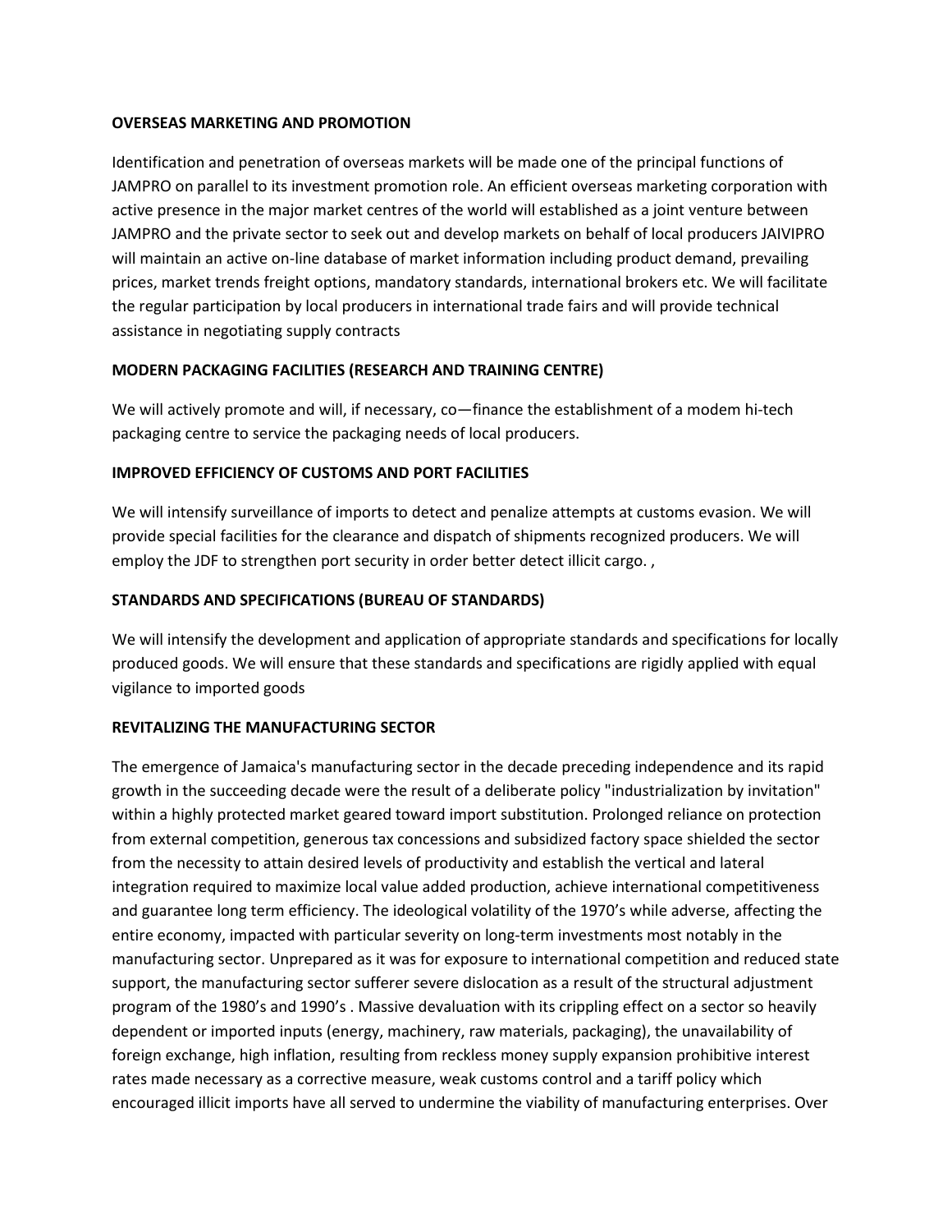**OVERSEAS MARKETING AND PROMOTION**

Identification and penetration of overseas markets will be made one of the principal functions of JAMPRO on parallel to its investment promotion role. An efficient overseas marketing corporation with active presence in the major market centres of the world will established as a joint venture between JAMPRO and the private sector to seek out and develop markets on behalf of local producers JAIVIPRO will maintain an active on-line database of market information including product demand, prevailing prices, market trends freight options, mandatory standards, international brokers etc. We will facilitate the regular participation by local producers in international trade fairs and will provide technical assistance in negotiating supply contracts

**MODERN PACKAGING FACILITIES (RESEARCH AND TRAINING CENTRE)**

We will actively promote and will, if necessary, co—finance the establishment of a modem hi-tech packaging centre to service the packaging needs of local producers.

**IMPROVED EFFICIENCY OF CUSTOMS AND PORT FACILITIES**

We will intensify surveillance of imports to detect and penalize attempts at customs evasion. We will provide special facilities for the clearance and dispatch of shipments recognized producers. We will employ the JDF to strengthen port security in order better detect illicit cargo. ,

**STANDARDS AND SPECIFICATIONS (BUREAU OF STANDARDS)**

We will intensify the development and application of appropriate standards and specifications for locally produced goods. We will ensure that these standards and specifications are rigidly applied with equal vigilance to imported goods

**REVITALIZING THE MANUFACTURING SECTOR**

The emergence of Jamaica's manufacturing sector in the decade preceding independence and its rapid growth in the succeeding decade were the result of a deliberate policy "industrialization by invitation" within a highly protected market geared toward import substitution. Prolonged reliance on protection from external competition, generous tax concessions and subsidized factory space shielded the sector from the necessity to attain desired levels of productivity and establish the vertical and lateral integration required to maximize local value added production, achieve international competitiveness and guarantee long term efficiency. The ideological volatility of the 1970's while adverse, affecting the entire economy, impacted with particular severity on long-term investments most notably in the manufacturing sector. Unprepared as it was for exposure to international competition and reduced state support, the manufacturing sector sufferer severe dislocation as a result of the structural adjustment program of the 1980's and 1990's . Massive devaluation with its crippling effect on a sector so heavily dependent or imported inputs (energy, machinery, raw materials, packaging), the unavailability of foreign exchange, high inflation, resulting from reckless money supply expansion prohibitive interest rates made necessary as a corrective measure, weak customs control and a tariff policy which encouraged illicit imports have all served to undermine the viability of manufacturing enterprises. Over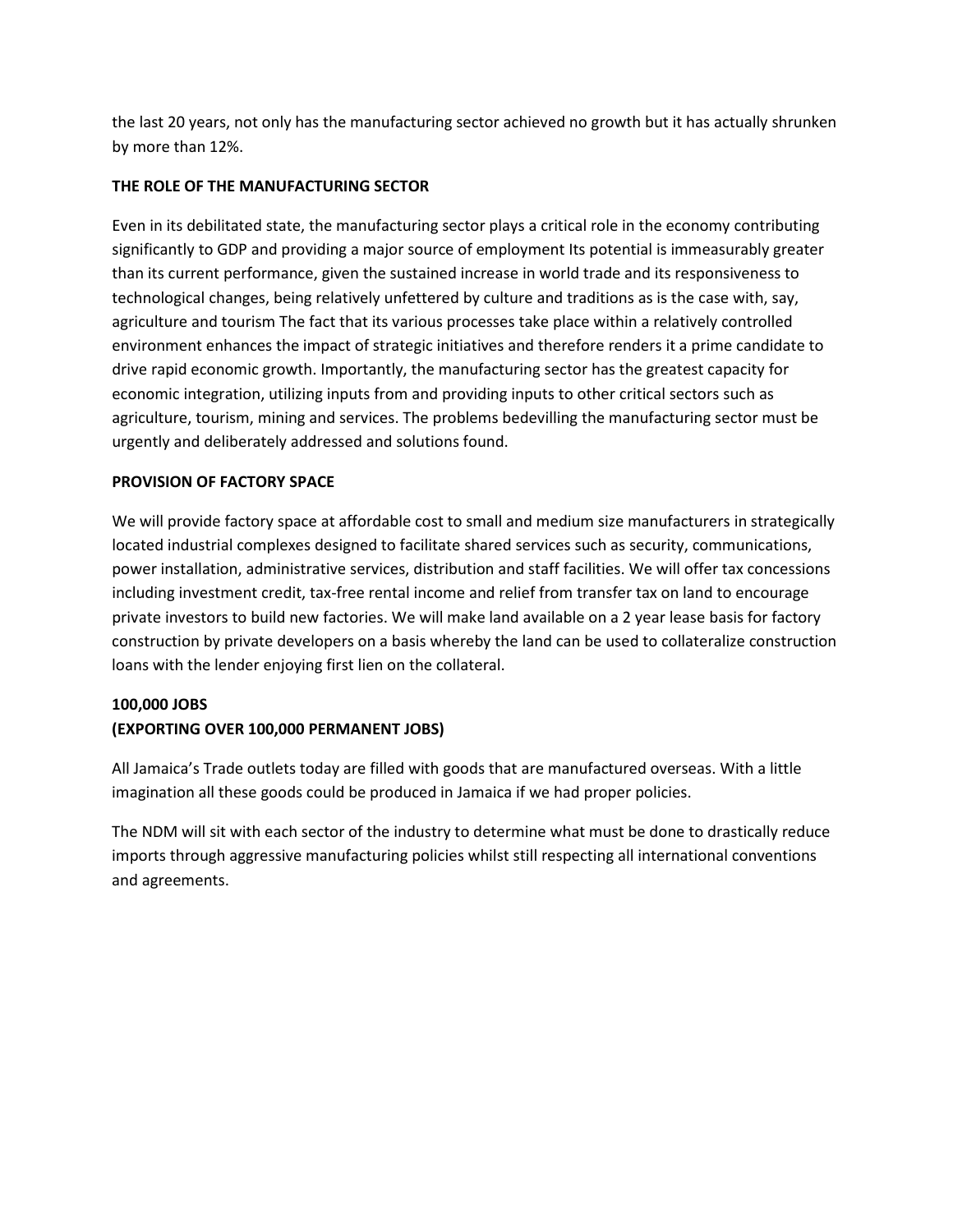the last 20 years, not only has the manufacturing sector achieved no growth but it has actually shrunken by more than 12%.

**THE ROLE OF THE MANUFACTURING SECTOR**

Even in its debilitated state, the manufacturing sector plays a critical role in the economy contributing significantly to GDP and providing a major source of employment Its potential is immeasurably greater than its current performance, given the sustained increase in world trade and its responsiveness to technological changes, being relatively unfettered by culture and traditions as is the case with, say, agriculture and tourism The fact that its various processes take place within a relatively controlled environment enhances the impact of strategic initiatives and therefore renders it a prime candidate to drive rapid economic growth. Importantly, the manufacturing sector has the greatest capacity for economic integration, utilizing inputs from and providing inputs to other critical sectors such as agriculture, tourism, mining and services. The problems bedevilling the manufacturing sector must be urgently and deliberately addressed and solutions found.

**PROVISION OF FACTORY SPACE**

We will provide factory space at affordable cost to small and medium size manufacturers in strategically located industrial complexes designed to facilitate shared services such as security, communications, power installation, administrative services, distribution and staff facilities. We will offer tax concessions including investment credit, tax-free rental income and relief from transfer tax on land to encourage private investors to build new factories. We will make land available on a 2 year lease basis for factory construction by private developers on a basis whereby the land can be used to collateralize construction loans with the lender enjoying first lien on the collateral.

**100,000 JOBS**
**(EXPORTING OVER 100,000 PERMANENT JOBS)**

All Jamaica's Trade outlets today are filled with goods that are manufactured overseas. With a little imagination all these goods could be produced in Jamaica if we had proper policies.

The NDM will sit with each sector of the industry to determine what must be done to drastically reduce imports through aggressive manufacturing policies whilst still respecting all international conventions and agreements.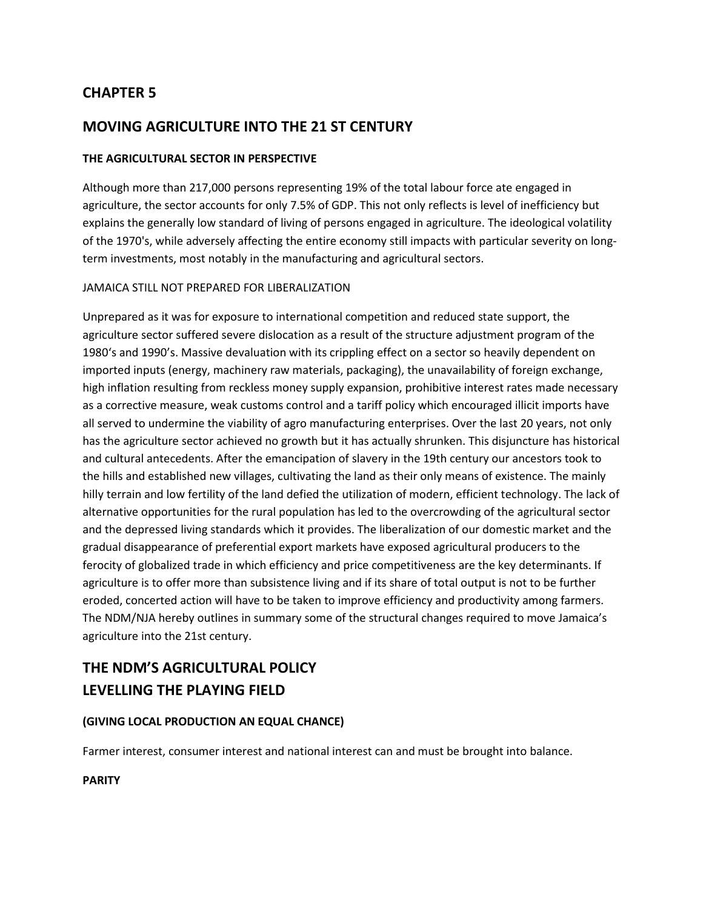## CHAPTER 5

## MOVING AGRICULTURE INTO THE 21 ST CENTURY

### THE AGRICULTURAL SECTOR IN PERSPECTIVE

Although more than 217,000 persons representing 19% of the total labour force ate engaged in agriculture, the sector accounts for only 7.5% of GDP. This not only reflects is level of inefficiency but explains the generally low standard of living of persons engaged in agriculture. The ideological volatility of the 1970's, while adversely affecting the entire economy still impacts with particular severity on long-term investments, most notably in the manufacturing and agricultural sectors.

JAMAICA STILL NOT PREPARED FOR LIBERALIZATION

Unprepared as it was for exposure to international competition and reduced state support, the agriculture sector suffered severe dislocation as a result of the structure adjustment program of the 1980's and 1990's. Massive devaluation with its crippling effect on a sector so heavily dependent on imported inputs (energy, machinery raw materials, packaging), the unavailability of foreign exchange, high inflation resulting from reckless money supply expansion, prohibitive interest rates made necessary as a corrective measure, weak customs control and a tariff policy which encouraged illicit imports have all served to undermine the viability of agro manufacturing enterprises. Over the last 20 years, not only has the agriculture sector achieved no growth but it has actually shrunken. This disjuncture has historical and cultural antecedents. After the emancipation of slavery in the 19th century our ancestors took to the hills and established new villages, cultivating the land as their only means of existence. The mainly hilly terrain and low fertility of the land defied the utilization of modern, efficient technology. The lack of alternative opportunities for the rural population has led to the overcrowding of the agricultural sector and the depressed living standards which it provides. The liberalization of our domestic market and the gradual disappearance of preferential export markets have exposed agricultural producers to the ferocity of globalized trade in which efficiency and price competitiveness are the key determinants. If agriculture is to offer more than subsistence living and if its share of total output is not to be further eroded, concerted action will have to be taken to improve efficiency and productivity among farmers. The NDM/NJA hereby outlines in summary some of the structural changes required to move Jamaica's agriculture into the 21st century.

## THE NDM'S AGRICULTURAL POLICY
## LEVELLING THE PLAYING FIELD

### (GIVING LOCAL PRODUCTION AN EQUAL CHANCE)

Farmer interest, consumer interest and national interest can and must be brought into balance.

**PARITY**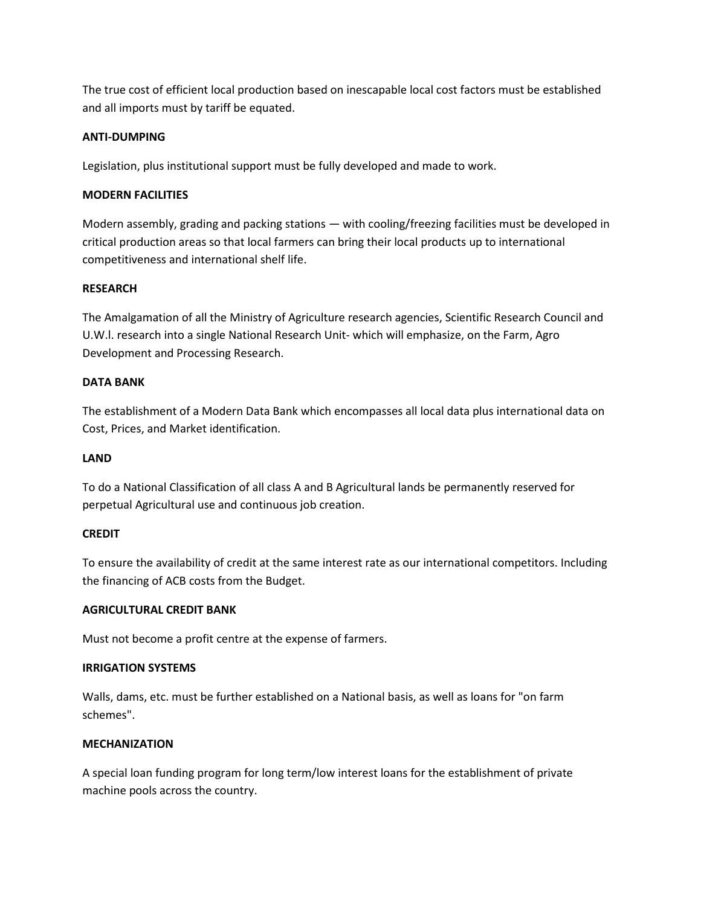The true cost of efficient local production based on inescapable local cost factors must be established and all imports must by tariff be equated.

**ANTI-DUMPING**

Legislation, plus institutional support must be fully developed and made to work.

**MODERN FACILITIES**

Modern assembly, grading and packing stations — with cooling/freezing facilities must be developed in critical production areas so that local farmers can bring their local products up to international competitiveness and international shelf life.

**RESEARCH**

The Amalgamation of all the Ministry of Agriculture research agencies, Scientific Research Council and U.W.I. research into a single National Research Unit- which will emphasize, on the Farm, Agro Development and Processing Research.

**DATA BANK**

The establishment of a Modern Data Bank which encompasses all local data plus international data on Cost, Prices, and Market identification.

**LAND**

To do a National Classification of all class A and B Agricultural lands be permanently reserved for perpetual Agricultural use and continuous job creation.

**CREDIT**

To ensure the availability of credit at the same interest rate as our international competitors. Including the financing of ACB costs from the Budget.

**AGRICULTURAL CREDIT BANK**

Must not become a profit centre at the expense of farmers.

**IRRIGATION SYSTEMS**

Walls, dams, etc. must be further established on a National basis, as well as loans for "on farm schemes".

**MECHANIZATION**

A special loan funding program for long term/low interest loans for the establishment of private machine pools across the country.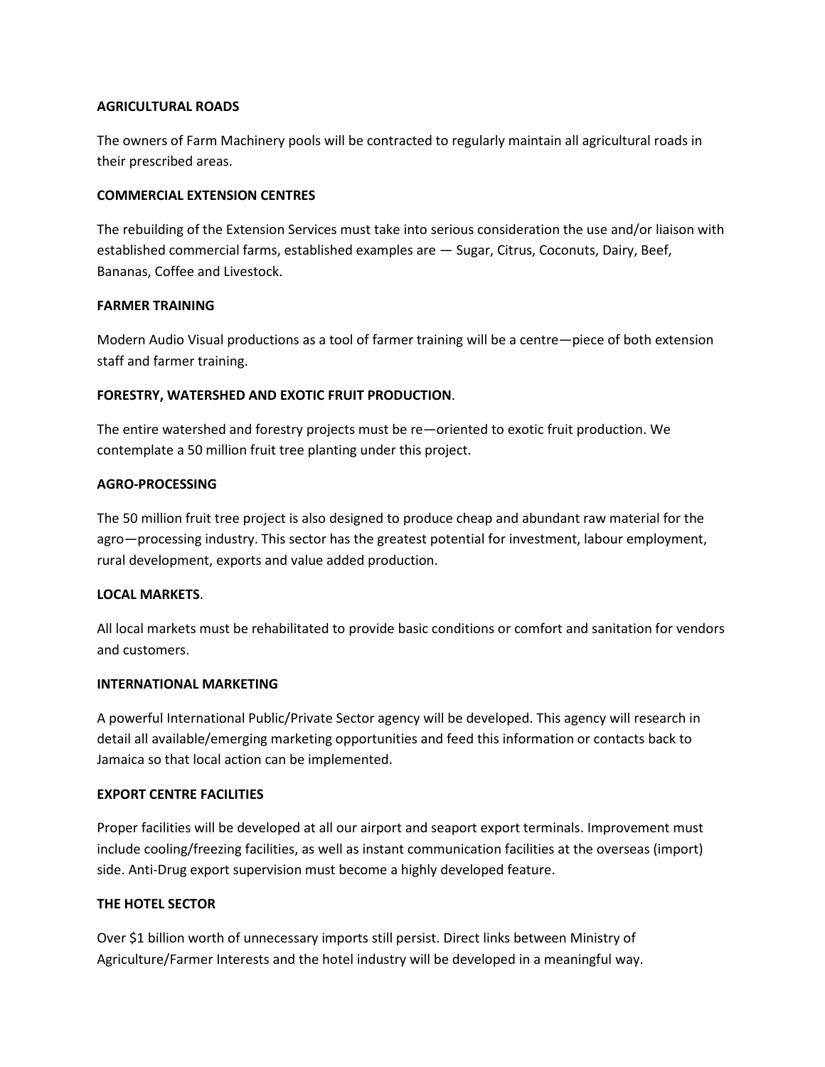**AGRICULTURAL ROADS**

The owners of Farm Machinery pools will be contracted to regularly maintain all agricultural roads in their prescribed areas.

**COMMERCIAL EXTENSION CENTRES**

The rebuilding of the Extension Services must take into serious consideration the use and/or liaison with established commercial farms, established examples are — Sugar, Citrus, Coconuts, Dairy, Beef, Bananas, Coffee and Livestock.

**FARMER TRAINING**

Modern Audio Visual productions as a tool of farmer training will be a centre—piece of both extension staff and farmer training.

**FORESTRY, WATERSHED AND EXOTIC FRUIT PRODUCTION**.

The entire watershed and forestry projects must be re—oriented to exotic fruit production. We contemplate a 50 million fruit tree planting under this project.

**AGRO-PROCESSING**

The 50 million fruit tree project is also designed to produce cheap and abundant raw material for the agro—processing industry. This sector has the greatest potential for investment, labour employment, rural development, exports and value added production.

**LOCAL MARKETS**.

All local markets must be rehabilitated to provide basic conditions or comfort and sanitation for vendors and customers.

**INTERNATIONAL MARKETING**

A powerful International Public/Private Sector agency will be developed. This agency will research in detail all available/emerging marketing opportunities and feed this information or contacts back to Jamaica so that local action can be implemented.

**EXPORT CENTRE FACILITIES**

Proper facilities will be developed at all our airport and seaport export terminals. Improvement must include cooling/freezing facilities, as well as instant communication facilities at the overseas (import) side. Anti-Drug export supervision must become a highly developed feature.

**THE HOTEL SECTOR**

Over $1 billion worth of unnecessary imports still persist. Direct links between Ministry of Agriculture/Farmer Interests and the hotel industry will be developed in a meaningful way.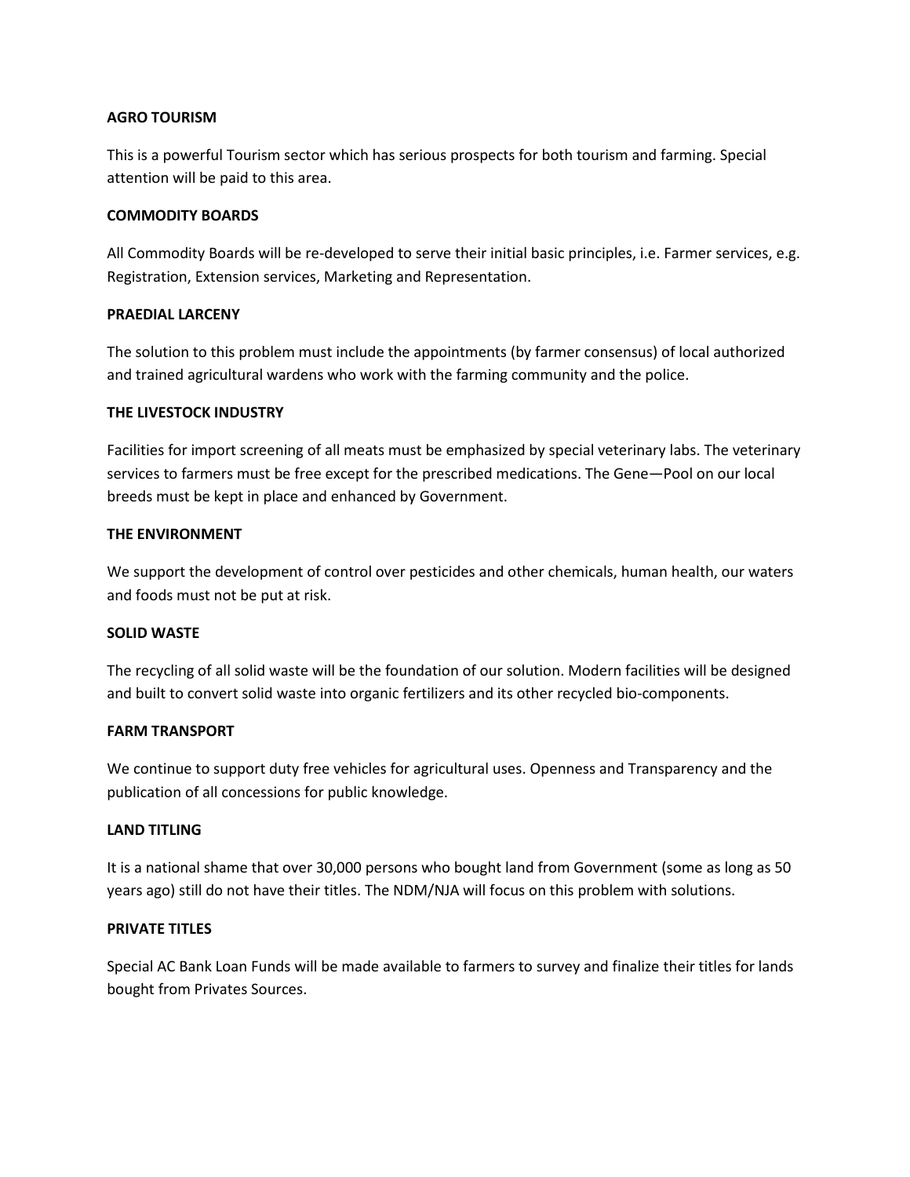**AGRO TOURISM**

This is a powerful Tourism sector which has serious prospects for both tourism and farming. Special attention will be paid to this area.

**COMMODITY BOARDS**

All Commodity Boards will be re-developed to serve their initial basic principles, i.e. Farmer services, e.g. Registration, Extension services, Marketing and Representation.

**PRAEDIAL LARCENY**

The solution to this problem must include the appointments (by farmer consensus) of local authorized and trained agricultural wardens who work with the farming community and the police.

**THE LIVESTOCK INDUSTRY**

Facilities for import screening of all meats must be emphasized by special veterinary labs. The veterinary services to farmers must be free except for the prescribed medications. The Gene—Pool on our local breeds must be kept in place and enhanced by Government.

**THE ENVIRONMENT**

We support the development of control over pesticides and other chemicals, human health, our waters and foods must not be put at risk.

**SOLID WASTE**

The recycling of all solid waste will be the foundation of our solution. Modern facilities will be designed and built to convert solid waste into organic fertilizers and its other recycled bio-components.

**FARM TRANSPORT**

We continue to support duty free vehicles for agricultural uses. Openness and Transparency and the publication of all concessions for public knowledge.

**LAND TITLING**

It is a national shame that over 30,000 persons who bought land from Government (some as long as 50 years ago) still do not have their titles. The NDM/NJA will focus on this problem with solutions.

**PRIVATE TITLES**

Special AC Bank Loan Funds will be made available to farmers to survey and finalize their titles for lands bought from Privates Sources.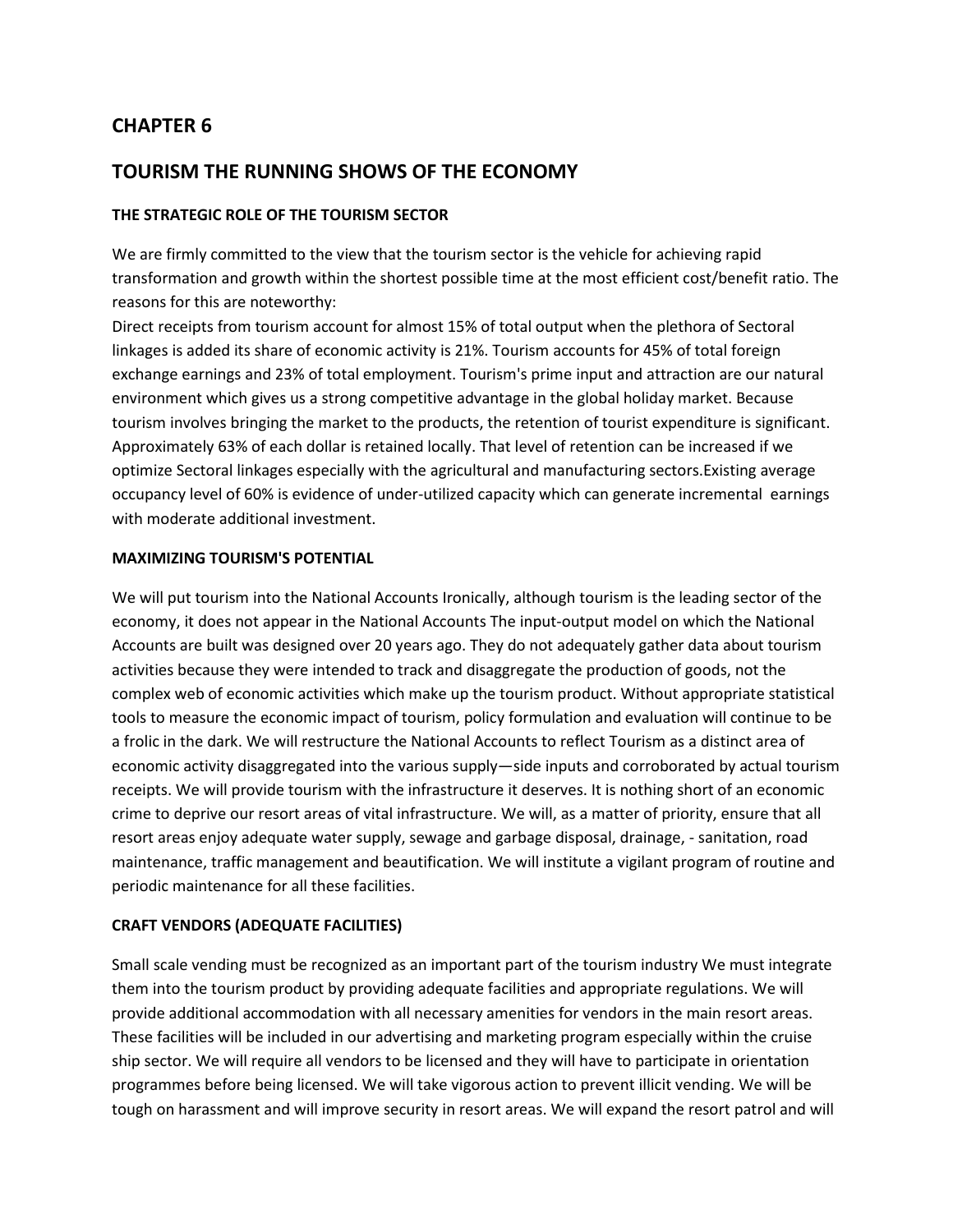## CHAPTER 6

## TOURISM THE RUNNING SHOWS OF THE ECONOMY

### THE STRATEGIC ROLE OF THE TOURISM SECTOR

We are firmly committed to the view that the tourism sector is the vehicle for achieving rapid transformation and growth within the shortest possible time at the most efficient cost/benefit ratio. The reasons for this are noteworthy:
Direct receipts from tourism account for almost 15% of total output when the plethora of Sectoral linkages is added its share of economic activity is 21%. Tourism accounts for 45% of total foreign exchange earnings and 23% of total employment. Tourism's prime input and attraction are our natural environment which gives us a strong competitive advantage in the global holiday market. Because tourism involves bringing the market to the products, the retention of tourist expenditure is significant. Approximately 63% of each dollar is retained locally. That level of retention can be increased if we optimize Sectoral linkages especially with the agricultural and manufacturing sectors.Existing average occupancy level of 60% is evidence of under-utilized capacity which can generate incremental earnings with moderate additional investment.

### MAXIMIZING TOURISM'S POTENTIAL

We will put tourism into the National Accounts Ironically, although tourism is the leading sector of the economy, it does not appear in the National Accounts The input-output model on which the National Accounts are built was designed over 20 years ago. They do not adequately gather data about tourism activities because they were intended to track and disaggregate the production of goods, not the complex web of economic activities which make up the tourism product. Without appropriate statistical tools to measure the economic impact of tourism, policy formulation and evaluation will continue to be a frolic in the dark. We will restructure the National Accounts to reflect Tourism as a distinct area of economic activity disaggregated into the various supply—side inputs and corroborated by actual tourism receipts. We will provide tourism with the infrastructure it deserves. It is nothing short of an economic crime to deprive our resort areas of vital infrastructure. We will, as a matter of priority, ensure that all resort areas enjoy adequate water supply, sewage and garbage disposal, drainage, - sanitation, road maintenance, traffic management and beautification. We will institute a vigilant program of routine and periodic maintenance for all these facilities.

### CRAFT VENDORS (ADEQUATE FACILITIES)

Small scale vending must be recognized as an important part of the tourism industry We must integrate them into the tourism product by providing adequate facilities and appropriate regulations. We will provide additional accommodation with all necessary amenities for vendors in the main resort areas. These facilities will be included in our advertising and marketing program especially within the cruise ship sector. We will require all vendors to be licensed and they will have to participate in orientation programmes before being licensed. We will take vigorous action to prevent illicit vending. We will be tough on harassment and will improve security in resort areas. We will expand the resort patrol and will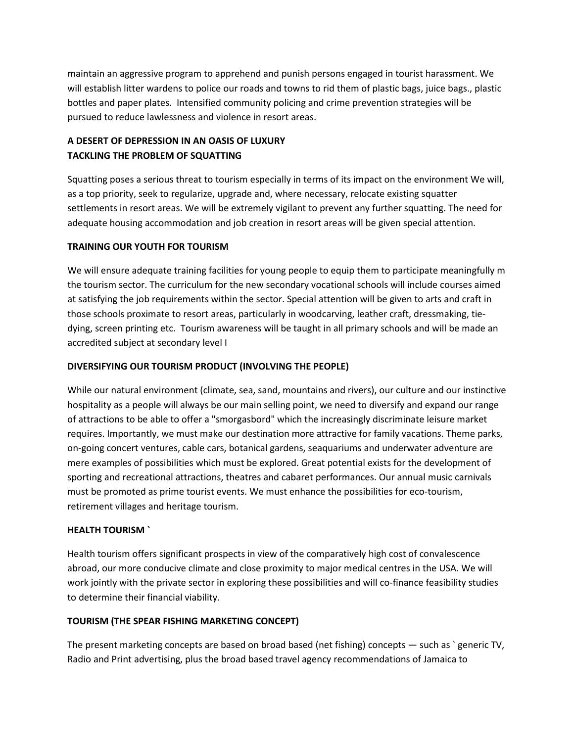maintain an aggressive program to apprehend and punish persons engaged in tourist harassment. We will establish litter wardens to police our roads and towns to rid them of plastic bags, juice bags., plastic bottles and paper plates. Intensified community policing and crime prevention strategies will be pursued to reduce lawlessness and violence in resort areas.

**A DESERT OF DEPRESSION IN AN OASIS OF LUXURY**
**TACKLING THE PROBLEM OF SQUATTING**

Squatting poses a serious threat to tourism especially in terms of its impact on the environment We will, as a top priority, seek to regularize, upgrade and, where necessary, relocate existing squatter settlements in resort areas. We will be extremely vigilant to prevent any further squatting. The need for adequate housing accommodation and job creation in resort areas will be given special attention.

**TRAINING OUR YOUTH FOR TOURISM**

We will ensure adequate training facilities for young people to equip them to participate meaningfully m the tourism sector. The curriculum for the new secondary vocational schools will include courses aimed at satisfying the job requirements within the sector. Special attention will be given to arts and craft in those schools proximate to resort areas, particularly in woodcarving, leather craft, dressmaking, tie-dying, screen printing etc. Tourism awareness will be taught in all primary schools and will be made an accredited subject at secondary level I

**DIVERSIFYING OUR TOURISM PRODUCT (INVOLVING THE PEOPLE)**

While our natural environment (climate, sea, sand, mountains and rivers), our culture and our instinctive hospitality as a people will always be our main selling point, we need to diversify and expand our range of attractions to be able to offer a "smorgasbord" which the increasingly discriminate leisure market requires. Importantly, we must make our destination more attractive for family vacations. Theme parks, on-going concert ventures, cable cars, botanical gardens, seaquariums and underwater adventure are mere examples of possibilities which must be explored. Great potential exists for the development of sporting and recreational attractions, theatres and cabaret performances. Our annual music carnivals must be promoted as prime tourist events. We must enhance the possibilities for eco-tourism, retirement villages and heritage tourism.

**HEALTH TOURISM `**

Health tourism offers significant prospects in view of the comparatively high cost of convalescence abroad, our more conducive climate and close proximity to major medical centres in the USA. We will work jointly with the private sector in exploring these possibilities and will co-finance feasibility studies to determine their financial viability.

**TOURISM (THE SPEAR FISHING MARKETING CONCEPT)**

The present marketing concepts are based on broad based (net fishing) concepts — such as ` generic TV, Radio and Print advertising, plus the broad based travel agency recommendations of Jamaica to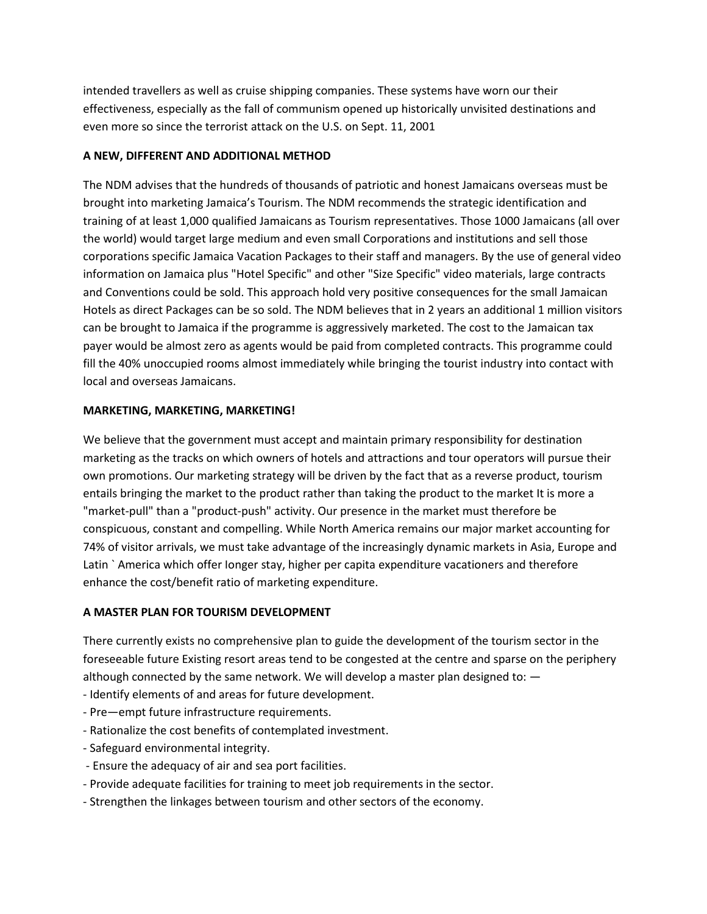intended travellers as well as cruise shipping companies. These systems have worn our their effectiveness, especially as the fall of communism opened up historically unvisited destinations and even more so since the terrorist attack on the U.S. on Sept. 11, 2001

**A NEW, DIFFERENT AND ADDITIONAL METHOD**

The NDM advises that the hundreds of thousands of patriotic and honest Jamaicans overseas must be brought into marketing Jamaica's Tourism. The NDM recommends the strategic identification and training of at least 1,000 qualified Jamaicans as Tourism representatives. Those 1000 Jamaicans (all over the world) would target large medium and even small Corporations and institutions and sell those corporations specific Jamaica Vacation Packages to their staff and managers. By the use of general video information on Jamaica plus "Hotel Specific" and other "Size Specific" video materials, large contracts and Conventions could be sold. This approach hold very positive consequences for the small Jamaican Hotels as direct Packages can be so sold. The NDM believes that in 2 years an additional 1 million visitors can be brought to Jamaica if the programme is aggressively marketed. The cost to the Jamaican tax payer would be almost zero as agents would be paid from completed contracts. This programme could fill the 40% unoccupied rooms almost immediately while bringing the tourist industry into contact with local and overseas Jamaicans.

**MARKETING, MARKETING, MARKETING!**

We believe that the government must accept and maintain primary responsibility for destination marketing as the tracks on which owners of hotels and attractions and tour operators will pursue their own promotions. Our marketing strategy will be driven by the fact that as a reverse product, tourism entails bringing the market to the product rather than taking the product to the market It is more a "market-pull" than a "product-push" activity. Our presence in the market must therefore be conspicuous, constant and compelling. While North America remains our major market accounting for 74% of visitor arrivals, we must take advantage of the increasingly dynamic markets in Asia, Europe and Latin ` America which offer Ionger stay, higher per capita expenditure vacationers and therefore enhance the cost/benefit ratio of marketing expenditure.

**A MASTER PLAN FOR TOURISM DEVELOPMENT**

There currently exists no comprehensive plan to guide the development of the tourism sector in the foreseeable future Existing resort areas tend to be congested at the centre and sparse on the periphery although connected by the same network. We will develop a master plan designed to: —

- Identify elements of and areas for future development.
- Pre—empt future infrastructure requirements.
- Rationalize the cost benefits of contemplated investment.
- Safeguard environmental integrity.
- Ensure the adequacy of air and sea port facilities.
- Provide adequate facilities for training to meet job requirements in the sector.
- Strengthen the linkages between tourism and other sectors of the economy.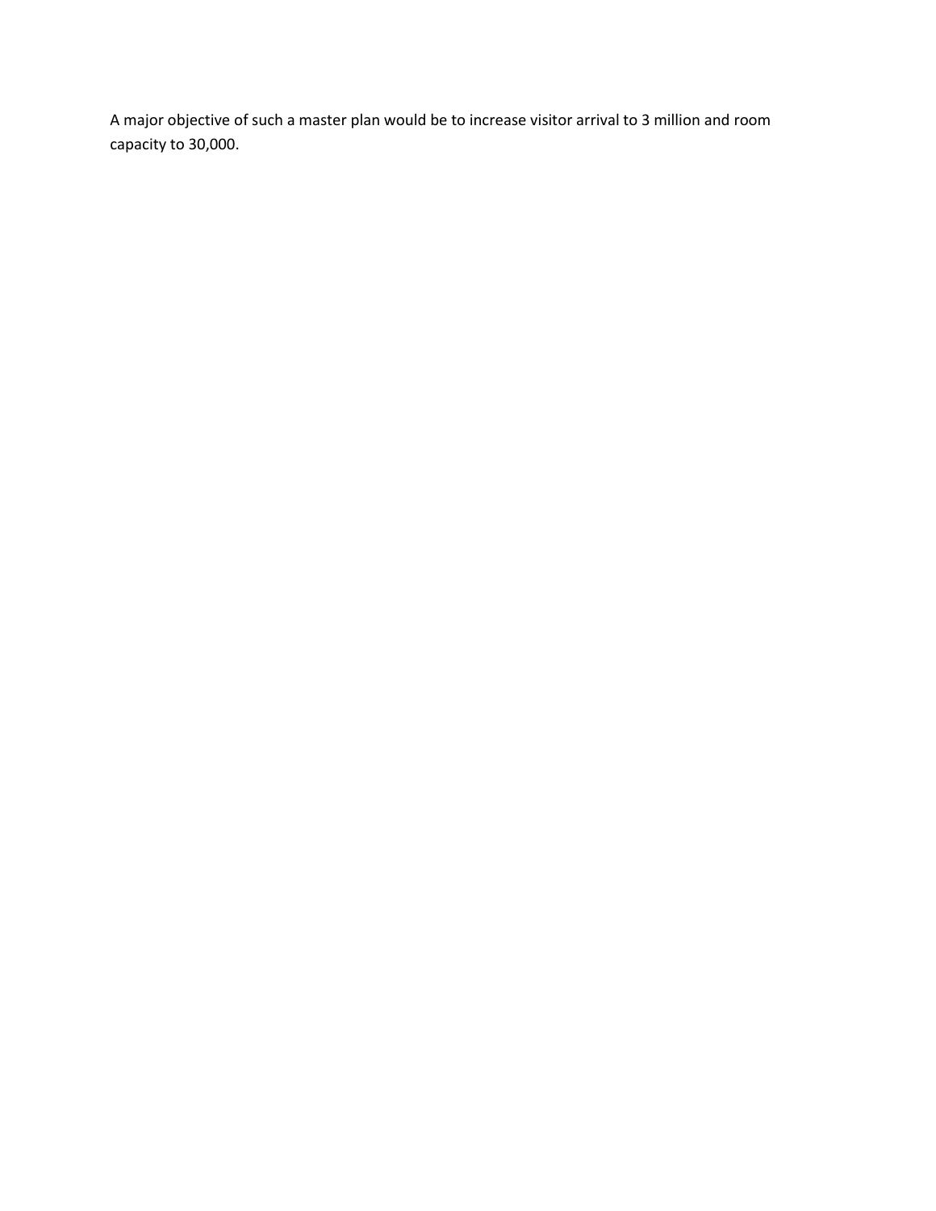A major objective of such a master plan would be to increase visitor arrival to 3 million and room capacity to 30,000.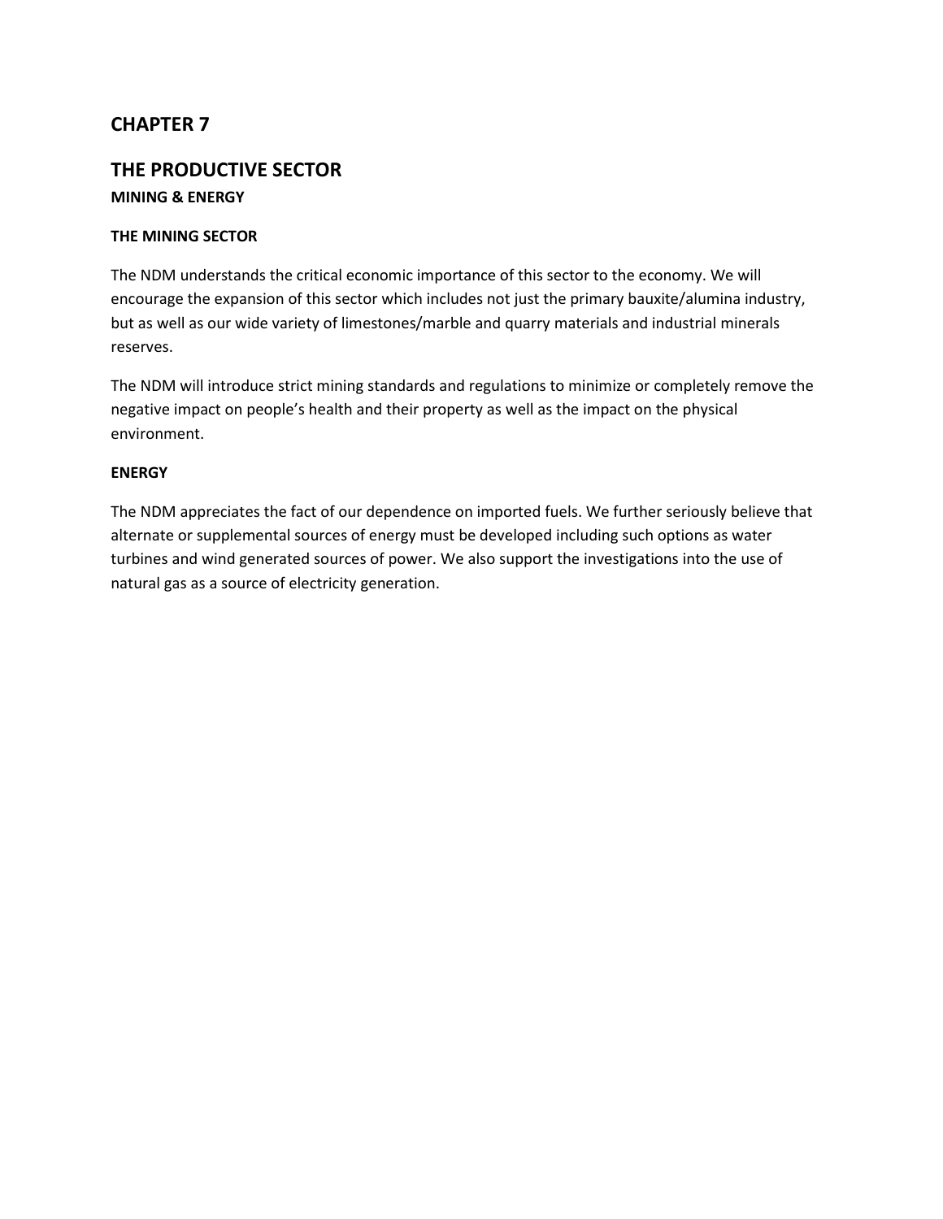# CHAPTER 7

## THE PRODUCTIVE SECTOR

### MINING & ENERGY

### THE MINING SECTOR

The NDM understands the critical economic importance of this sector to the economy. We will encourage the expansion of this sector which includes not just the primary bauxite/alumina industry, but as well as our wide variety of limestones/marble and quarry materials and industrial minerals reserves.

The NDM will introduce strict mining standards and regulations to minimize or completely remove the negative impact on people's health and their property as well as the impact on the physical environment.

### ENERGY

The NDM appreciates the fact of our dependence on imported fuels. We further seriously believe that alternate or supplemental sources of energy must be developed including such options as water turbines and wind generated sources of power. We also support the investigations into the use of natural gas as a source of electricity generation.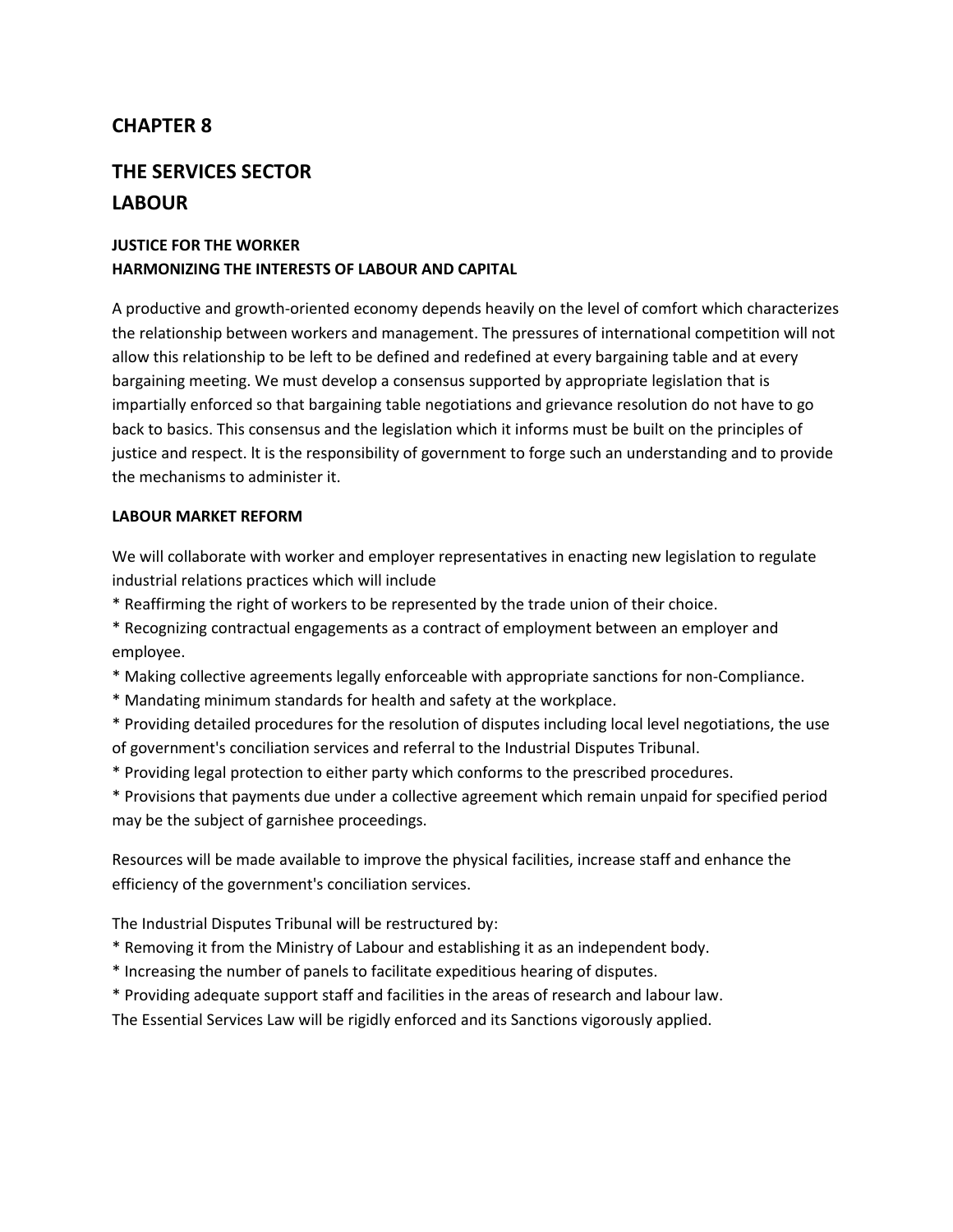## CHAPTER 8

## THE SERVICES SECTOR
## LABOUR

### JUSTICE FOR THE WORKER
### HARMONIZING THE INTERESTS OF LABOUR AND CAPITAL

A productive and growth-oriented economy depends heavily on the level of comfort which characterizes the relationship between workers and management. The pressures of international competition will not allow this relationship to be left to be defined and redefined at every bargaining table and at every bargaining meeting. We must develop a consensus supported by appropriate legislation that is impartially enforced so that bargaining table negotiations and grievance resolution do not have to go back to basics. This consensus and the legislation which it informs must be built on the principles of justice and respect. lt is the responsibility of government to forge such an understanding and to provide the mechanisms to administer it.

### LABOUR MARKET REFORM

We will collaborate with worker and employer representatives in enacting new legislation to regulate industrial relations practices which will include

* Reaffirming the right of workers to be represented by the trade union of their choice.
* Recognizing contractual engagements as a contract of employment between an employer and employee.
* Making collective agreements legally enforceable with appropriate sanctions for non-Compliance.
* Mandating minimum standards for health and safety at the workplace.
* Providing detailed procedures for the resolution of disputes including local level negotiations, the use of government's conciliation services and referral to the Industrial Disputes Tribunal.
* Providing legal protection to either party which conforms to the prescribed procedures.
* Provisions that payments due under a collective agreement which remain unpaid for specified period may be the subject of garnishee proceedings.

Resources will be made available to improve the physical facilities, increase staff and enhance the efficiency of the government's conciliation services.

The Industrial Disputes Tribunal will be restructured by:

* Removing it from the Ministry of Labour and establishing it as an independent body.
* Increasing the number of panels to facilitate expeditious hearing of disputes.
* Providing adequate support staff and facilities in the areas of research and labour law.

The Essential Services Law will be rigidly enforced and its Sanctions vigorously applied.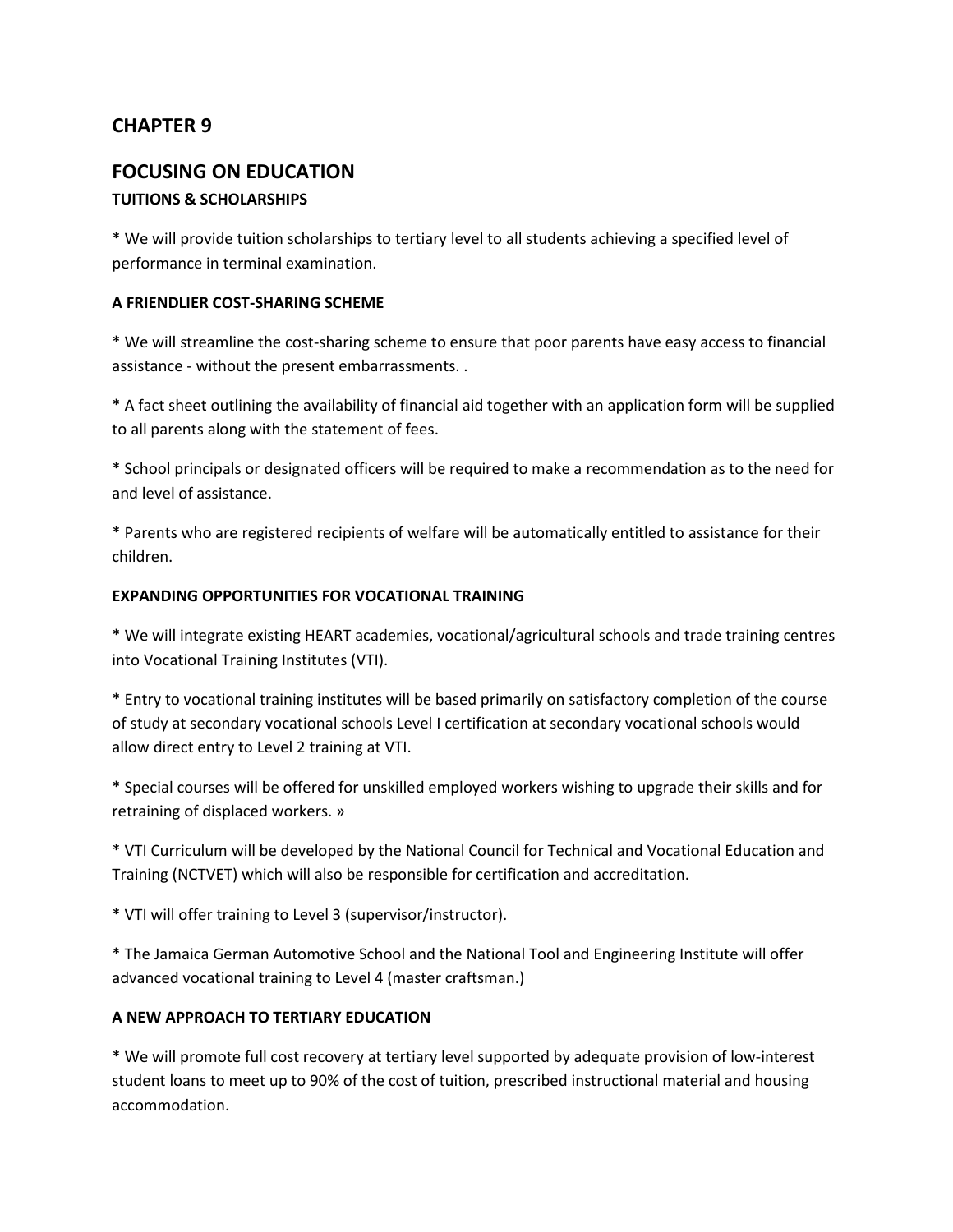## CHAPTER 9

## FOCUSING ON EDUCATION

### TUITIONS & SCHOLARSHIPS

* We will provide tuition scholarships to tertiary level to all students achieving a specified level of performance in terminal examination.

### A FRIENDLIER COST-SHARING SCHEME

* We will streamline the cost-sharing scheme to ensure that poor parents have easy access to financial assistance - without the present embarrassments. .

* A fact sheet outlining the availability of financial aid together with an application form will be supplied to all parents along with the statement of fees.

* School principals or designated officers will be required to make a recommendation as to the need for and level of assistance.

* Parents who are registered recipients of welfare will be automatically entitled to assistance for their children.

### EXPANDING OPPORTUNITIES FOR VOCATIONAL TRAINING

* We will integrate existing HEART academies, vocational/agricultural schools and trade training centres into Vocational Training Institutes (VTI).

* Entry to vocational training institutes will be based primarily on satisfactory completion of the course of study at secondary vocational schools Level I certification at secondary vocational schools would allow direct entry to Level 2 training at VTI.

* Special courses will be offered for unskilled employed workers wishing to upgrade their skills and for retraining of displaced workers. »

* VTI Curriculum will be developed by the National Council for Technical and Vocational Education and Training (NCTVET) which will also be responsible for certification and accreditation.

* VTI will offer training to Level 3 (supervisor/instructor).

* The Jamaica German Automotive School and the National Tool and Engineering Institute will offer advanced vocational training to Level 4 (master craftsman.)

### A NEW APPROACH TO TERTIARY EDUCATION

* We will promote full cost recovery at tertiary level supported by adequate provision of low-interest student loans to meet up to 90% of the cost of tuition, prescribed instructional material and housing accommodation.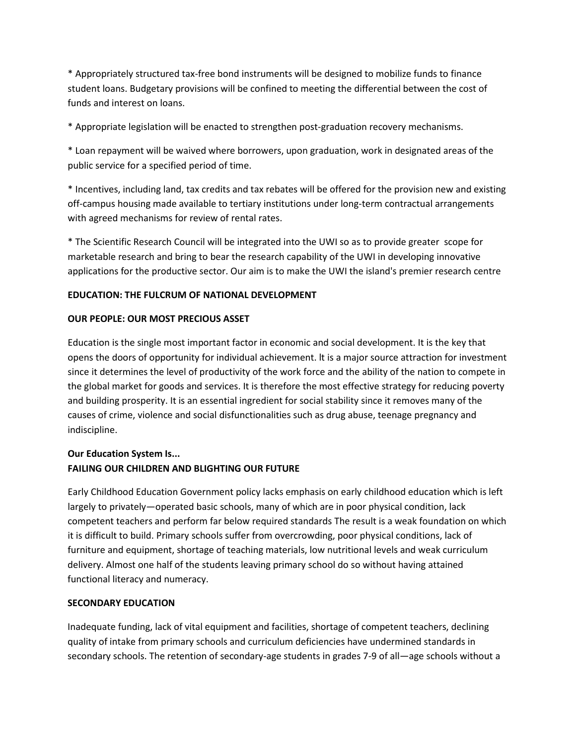* Appropriately structured tax-free bond instruments will be designed to mobilize funds to finance student loans. Budgetary provisions will be confined to meeting the differential between the cost of funds and interest on loans.

* Appropriate legislation will be enacted to strengthen post-graduation recovery mechanisms.

* Loan repayment will be waived where borrowers, upon graduation, work in designated areas of the public service for a specified period of time.

* Incentives, including land, tax credits and tax rebates will be offered for the provision new and existing off-campus housing made available to tertiary institutions under long-term contractual arrangements with agreed mechanisms for review of rental rates.

* The Scientific Research Council will be integrated into the UWI so as to provide greater scope for marketable research and bring to bear the research capability of the UWI in developing innovative applications for the productive sector. Our aim is to make the UWI the island's premier research centre

**EDUCATION: THE FULCRUM OF NATIONAL DEVELOPMENT**

**OUR PEOPLE: OUR MOST PRECIOUS ASSET**

Education is the single most important factor in economic and social development. It is the key that opens the doors of opportunity for individual achievement. lt is a major source attraction for investment since it determines the level of productivity of the work force and the ability of the nation to compete in the global market for goods and services. It is therefore the most effective strategy for reducing poverty and building prosperity. It is an essential ingredient for social stability since it removes many of the causes of crime, violence and social disfunctionalities such as drug abuse, teenage pregnancy and indiscipline.

**Our Education System Is...**
**FAILING OUR CHILDREN AND BLIGHTING OUR FUTURE**

Early Childhood Education Government policy lacks emphasis on early childhood education which is left largely to privately—operated basic schools, many of which are in poor physical condition, lack competent teachers and perform far below required standards The result is a weak foundation on which it is difficult to build. Primary schools suffer from overcrowding, poor physical conditions, lack of furniture and equipment, shortage of teaching materials, low nutritional levels and weak curriculum delivery. Almost one half of the students leaving primary school do so without having attained functional literacy and numeracy.

**SECONDARY EDUCATION**

Inadequate funding, lack of vital equipment and facilities, shortage of competent teachers, declining quality of intake from primary schools and curriculum deficiencies have undermined standards in secondary schools. The retention of secondary-age students in grades 7-9 of all—age schools without a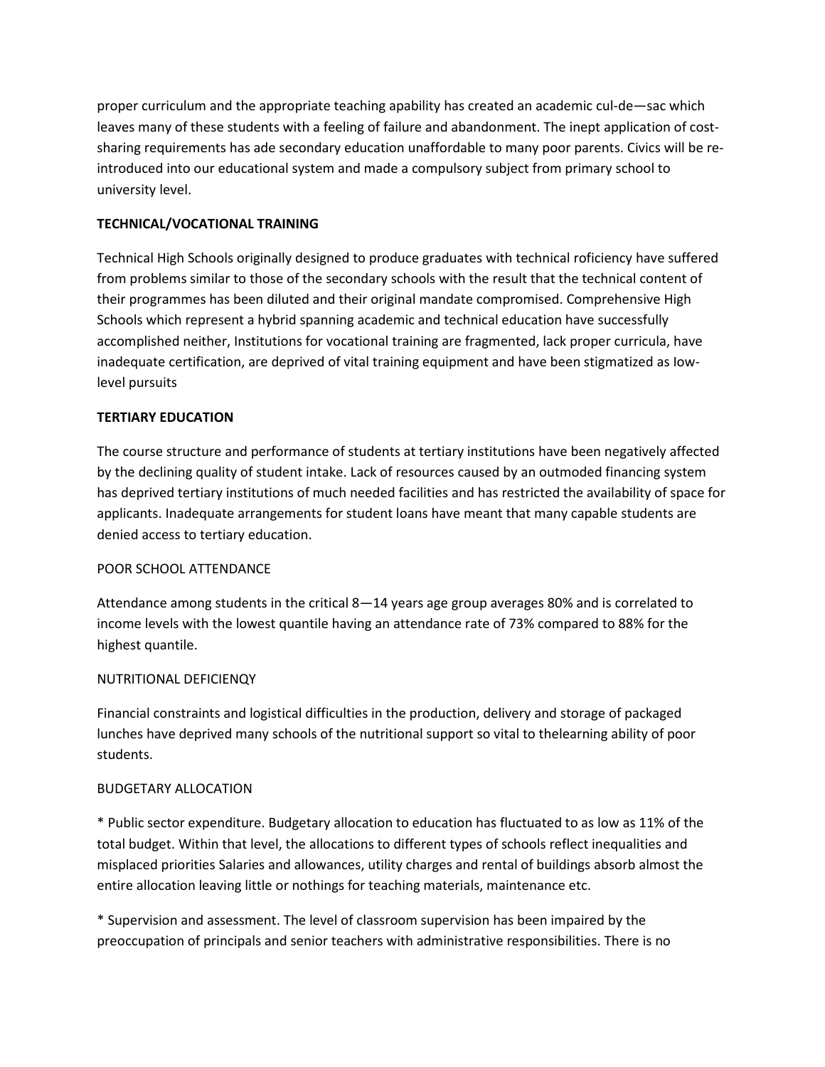proper curriculum and the appropriate teaching apability has created an academic cul-de—sac which leaves many of these students with a feeling of failure and abandonment. The inept application of cost-sharing requirements has ade secondary education unaffordable to many poor parents. Civics will be re-introduced into our educational system and made a compulsory subject from primary school to university level.

**TECHNICAL/VOCATIONAL TRAINING**

Technical High Schools originally designed to produce graduates with technical roficiency have suffered from problems similar to those of the secondary schools with the result that the technical content of their programmes has been diluted and their original mandate compromised. Comprehensive High Schools which represent a hybrid spanning academic and technical education have successfully accomplished neither, Institutions for vocational training are fragmented, lack proper curricula, have inadequate certification, are deprived of vital training equipment and have been stigmatized as Iow-level pursuits

**TERTIARY EDUCATION**

The course structure and performance of students at tertiary institutions have been negatively affected by the declining quality of student intake. Lack of resources caused by an outmoded financing system has deprived tertiary institutions of much needed facilities and has restricted the availability of space for applicants. Inadequate arrangements for student loans have meant that many capable students are denied access to tertiary education.

POOR SCHOOL ATTENDANCE

Attendance among students in the critical 8—14 years age group averages 80% and is correlated to income levels with the lowest quantile having an attendance rate of 73% compared to 88% for the highest quantile.

NUTRITIONAL DEFICIENQY

Financial constraints and logistical difficulties in the production, delivery and storage of packaged lunches have deprived many schools of the nutritional support so vital to thelearning ability of poor students.

BUDGETARY ALLOCATION

* Public sector expenditure. Budgetary allocation to education has fluctuated to as low as 11% of the total budget. Within that level, the allocations to different types of schools reflect inequalities and misplaced priorities Salaries and allowances, utility charges and rental of buildings absorb almost the entire allocation leaving little or nothings for teaching materials, maintenance etc.

* Supervision and assessment. The level of classroom supervision has been impaired by the preoccupation of principals and senior teachers with administrative responsibilities. There is no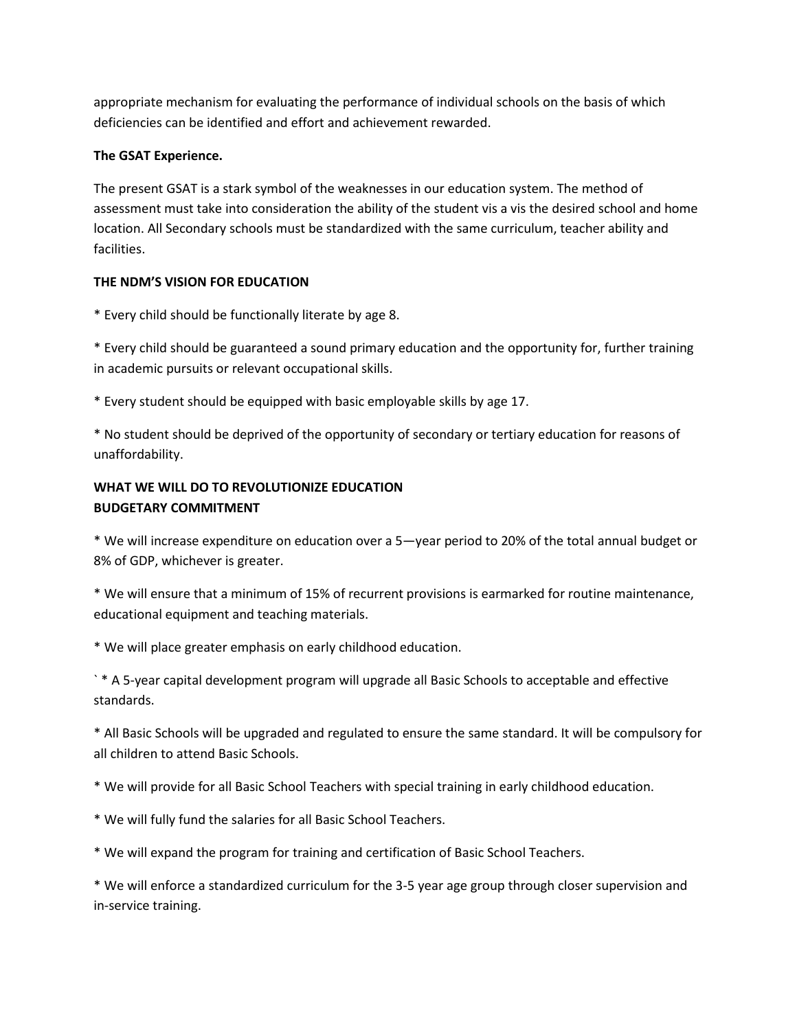appropriate mechanism for evaluating the performance of individual schools on the basis of which deficiencies can be identified and effort and achievement rewarded.

**The GSAT Experience.**

The present GSAT is a stark symbol of the weaknesses in our education system. The method of assessment must take into consideration the ability of the student vis a vis the desired school and home location. All Secondary schools must be standardized with the same curriculum, teacher ability and facilities.

**THE NDM'S VISION FOR EDUCATION**

* Every child should be functionally literate by age 8.

* Every child should be guaranteed a sound primary education and the opportunity for, further training in academic pursuits or relevant occupational skills.

* Every student should be equipped with basic employable skills by age 17.

* No student should be deprived of the opportunity of secondary or tertiary education for reasons of unaffordability.

**WHAT WE WILL DO TO REVOLUTIONIZE EDUCATION**
**BUDGETARY COMMITMENT**

* We will increase expenditure on education over a 5—year period to 20% of the total annual budget or 8% of GDP, whichever is greater.

* We will ensure that a minimum of 15% of recurrent provisions is earmarked for routine maintenance, educational equipment and teaching materials.

* We will place greater emphasis on early childhood education.

` * A 5-year capital development program will upgrade all Basic Schools to acceptable and effective standards.

* All Basic Schools will be upgraded and regulated to ensure the same standard. It will be compulsory for all children to attend Basic Schools.

* We will provide for all Basic School Teachers with special training in early childhood education.

* We will fully fund the salaries for all Basic School Teachers.

* We will expand the program for training and certification of Basic School Teachers.

* We will enforce a standardized curriculum for the 3-5 year age group through closer supervision and in-service training.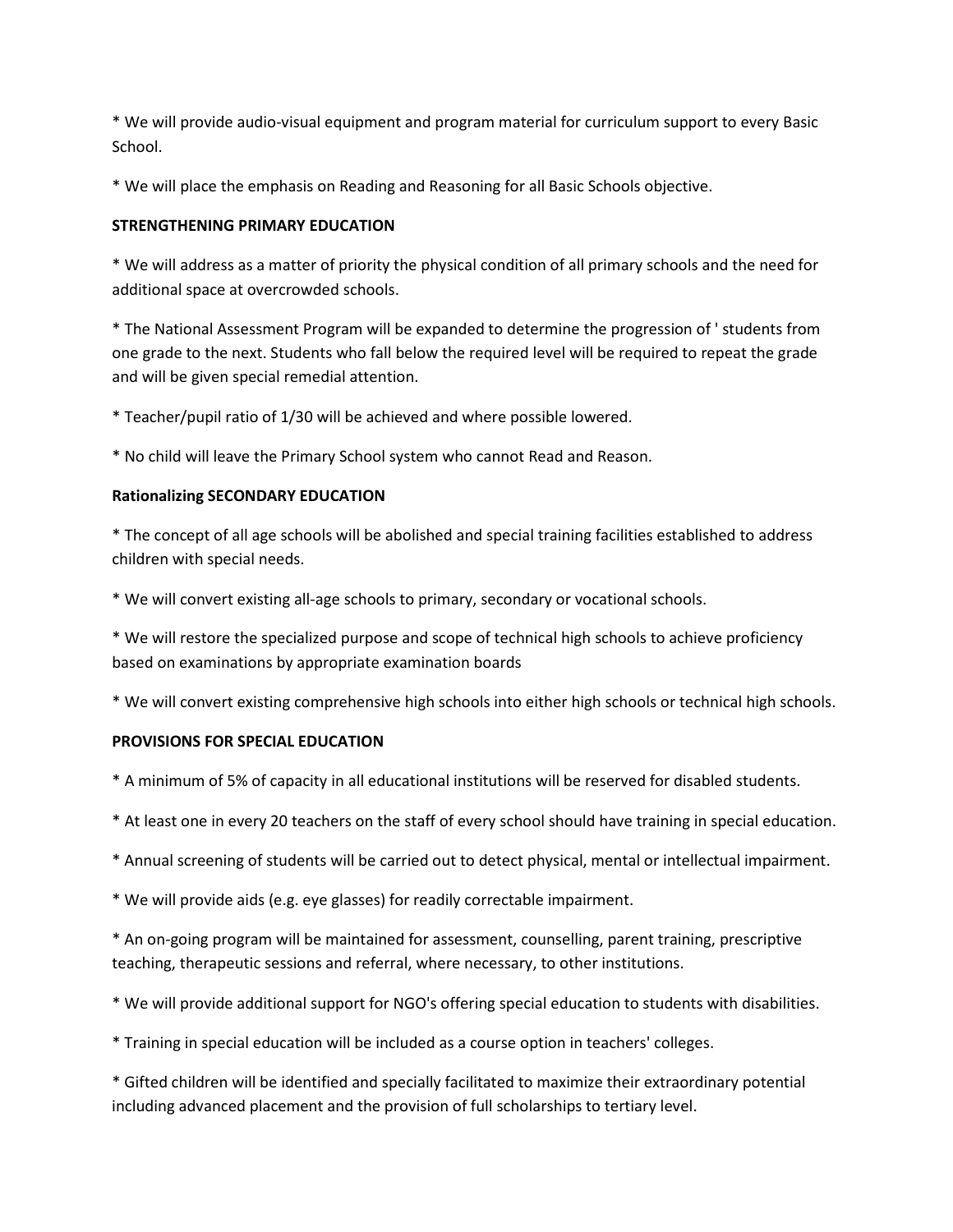* We will provide audio-visual equipment and program material for curriculum support to every Basic School.

* We will place the emphasis on Reading and Reasoning for all Basic Schools objective.

**STRENGTHENING PRIMARY EDUCATION**

* We will address as a matter of priority the physical condition of all primary schools and the need for additional space at overcrowded schools.

* The National Assessment Program will be expanded to determine the progression of ' students from one grade to the next. Students who fall below the required level will be required to repeat the grade and will be given special remedial attention.

* Teacher/pupil ratio of 1/30 will be achieved and where possible lowered.

* No child will leave the Primary School system who cannot Read and Reason.

**Rationalizing SECONDARY EDUCATION**

* The concept of all age schools will be abolished and special training facilities established to address children with special needs.

* We will convert existing all-age schools to primary, secondary or vocational schools.

* We will restore the specialized purpose and scope of technical high schools to achieve proficiency based on examinations by appropriate examination boards

* We will convert existing comprehensive high schools into either high schools or technical high schools.

**PROVISIONS FOR SPECIAL EDUCATION**

* A minimum of 5% of capacity in all educational institutions will be reserved for disabled students.

* At least one in every 20 teachers on the staff of every school should have training in special education.

* Annual screening of students will be carried out to detect physical, mental or intellectual impairment.

* We will provide aids (e.g. eye glasses) for readily correctable impairment.

* An on-going program will be maintained for assessment, counselling, parent training, prescriptive teaching, therapeutic sessions and referral, where necessary, to other institutions.

* We will provide additional support for NGO's offering special education to students with disabilities.

* Training in special education will be included as a course option in teachers' colleges.

* Gifted children will be identified and specially facilitated to maximize their extraordinary potential including advanced placement and the provision of full scholarships to tertiary level.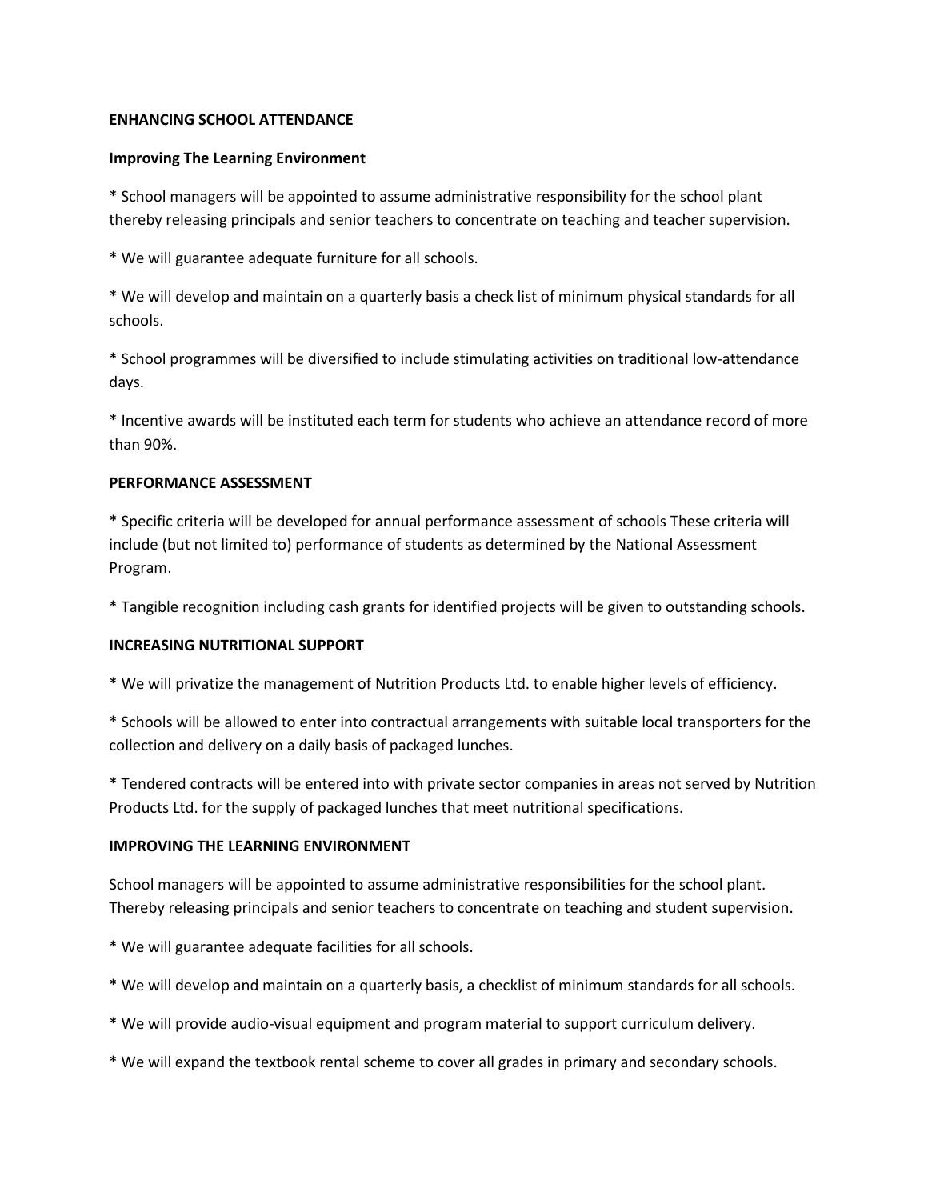**ENHANCING SCHOOL ATTENDANCE**

**Improving The Learning Environment**

* School managers will be appointed to assume administrative responsibility for the school plant thereby releasing principals and senior teachers to concentrate on teaching and teacher supervision.

* We will guarantee adequate furniture for all schools.

* We will develop and maintain on a quarterly basis a check list of minimum physical standards for all schools.

* School programmes will be diversified to include stimulating activities on traditional low-attendance days.

* Incentive awards will be instituted each term for students who achieve an attendance record of more than 90%.

**PERFORMANCE ASSESSMENT**

* Specific criteria will be developed for annual performance assessment of schools These criteria will include (but not limited to) performance of students as determined by the National Assessment Program.

* Tangible recognition including cash grants for identified projects will be given to outstanding schools.

**INCREASING NUTRITIONAL SUPPORT**

* We will privatize the management of Nutrition Products Ltd. to enable higher levels of efficiency.

* Schools will be allowed to enter into contractual arrangements with suitable local transporters for the collection and delivery on a daily basis of packaged lunches.

* Tendered contracts will be entered into with private sector companies in areas not served by Nutrition Products Ltd. for the supply of packaged lunches that meet nutritional specifications.

**IMPROVING THE LEARNING ENVIRONMENT**

School managers will be appointed to assume administrative responsibilities for the school plant. Thereby releasing principals and senior teachers to concentrate on teaching and student supervision.

* We will guarantee adequate facilities for all schools.

* We will develop and maintain on a quarterly basis, a checklist of minimum standards for all schools.

* We will provide audio-visual equipment and program material to support curriculum delivery.

* We will expand the textbook rental scheme to cover all grades in primary and secondary schools.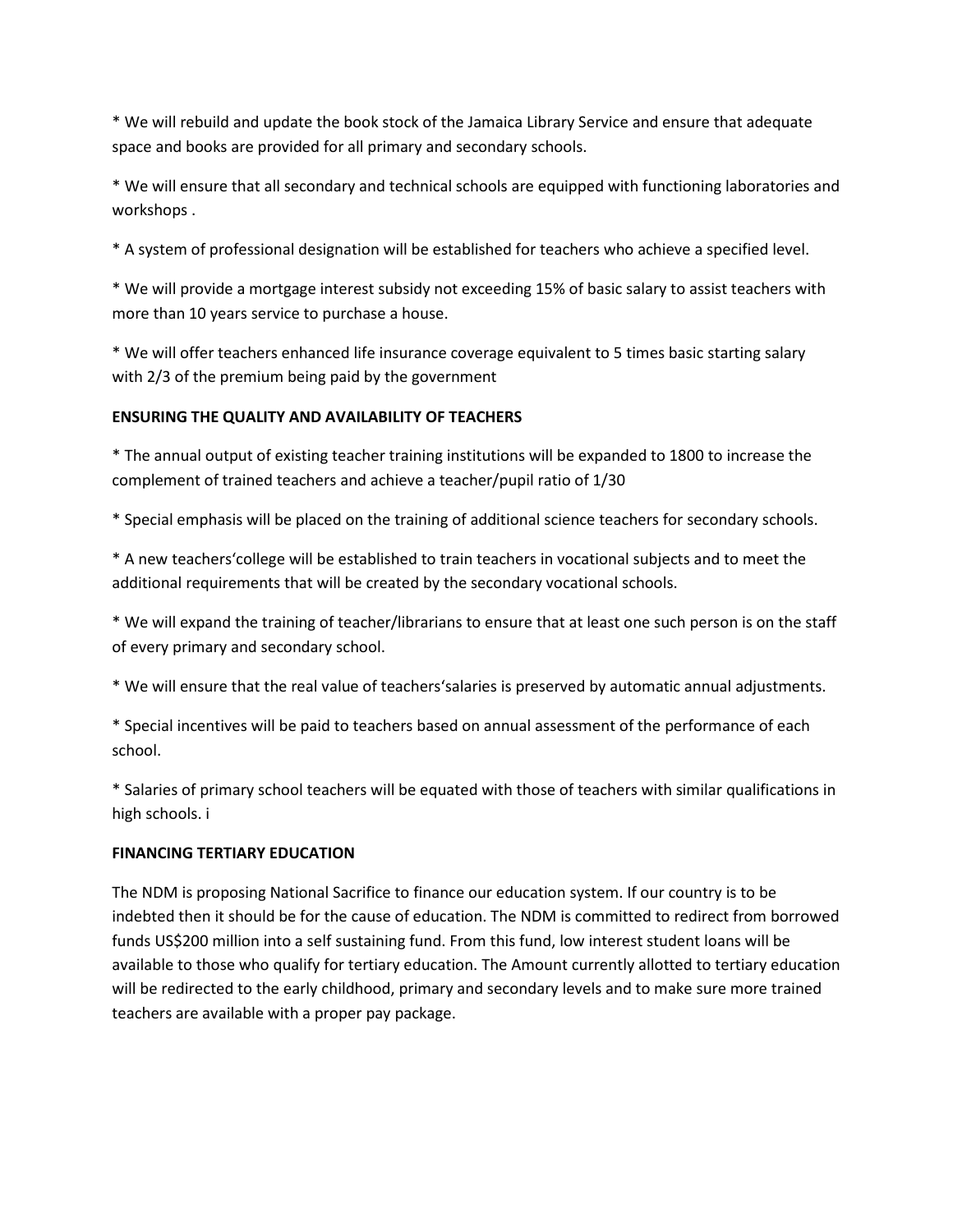* We will rebuild and update the book stock of the Jamaica Library Service and ensure that adequate space and books are provided for all primary and secondary schools.

* We will ensure that all secondary and technical schools are equipped with functioning laboratories and workshops .

* A system of professional designation will be established for teachers who achieve a specified level.

* We will provide a mortgage interest subsidy not exceeding 15% of basic salary to assist teachers with more than 10 years service to purchase a house.

* We will offer teachers enhanced life insurance coverage equivalent to 5 times basic starting salary with 2/3 of the premium being paid by the government

**ENSURING THE QUALITY AND AVAILABILITY OF TEACHERS**

* The annual output of existing teacher training institutions will be expanded to 1800 to increase the complement of trained teachers and achieve a teacher/pupil ratio of 1/30

* Special emphasis will be placed on the training of additional science teachers for secondary schools.

* A new teachers'college will be established to train teachers in vocational subjects and to meet the additional requirements that will be created by the secondary vocational schools.

* We will expand the training of teacher/librarians to ensure that at least one such person is on the staff of every primary and secondary school.

* We will ensure that the real value of teachers'salaries is preserved by automatic annual adjustments.

* Special incentives will be paid to teachers based on annual assessment of the performance of each school.

* Salaries of primary school teachers will be equated with those of teachers with similar qualifications in high schools. i

**FINANCING TERTIARY EDUCATION**

The NDM is proposing National Sacrifice to finance our education system. If our country is to be indebted then it should be for the cause of education. The NDM is committed to redirect from borrowed funds US$200 million into a self sustaining fund. From this fund, low interest student loans will be available to those who qualify for tertiary education. The Amount currently allotted to tertiary education will be redirected to the early childhood, primary and secondary levels and to make sure more trained teachers are available with a proper pay package.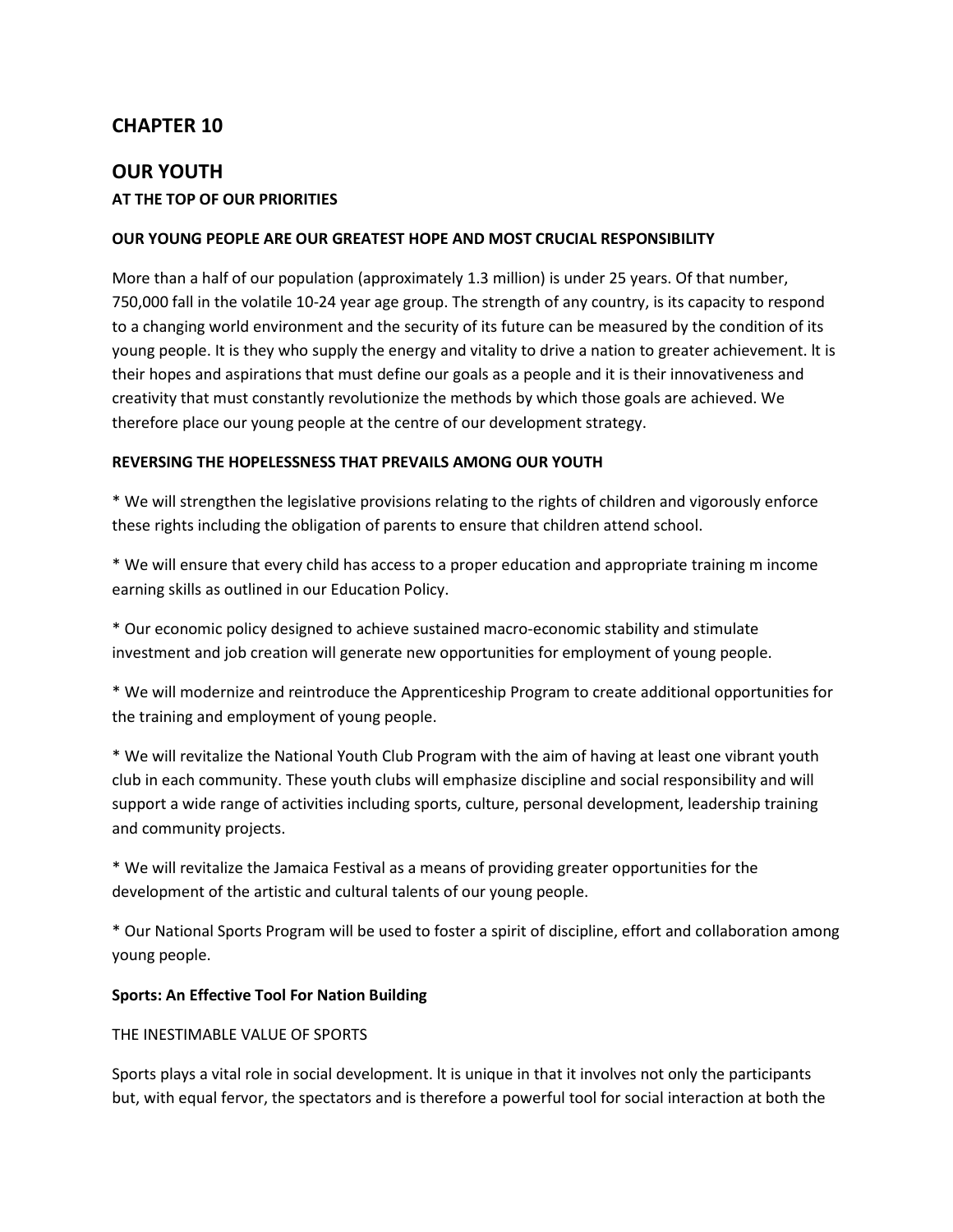## CHAPTER 10

## OUR YOUTH

### AT THE TOP OF OUR PRIORITIES

#### OUR YOUNG PEOPLE ARE OUR GREATEST HOPE AND MOST CRUCIAL RESPONSIBILITY

More than a half of our population (approximately 1.3 million) is under 25 years. Of that number, 750,000 fall in the volatile 10-24 year age group. The strength of any country, is its capacity to respond to a changing world environment and the security of its future can be measured by the condition of its young people. It is they who supply the energy and vitality to drive a nation to greater achievement. lt is their hopes and aspirations that must define our goals as a people and it is their innovativeness and creativity that must constantly revolutionize the methods by which those goals are achieved. We therefore place our young people at the centre of our development strategy.

#### REVERSING THE HOPELESSNESS THAT PREVAILS AMONG OUR YOUTH

* We will strengthen the legislative provisions relating to the rights of children and vigorously enforce these rights including the obligation of parents to ensure that children attend school.

* We will ensure that every child has access to a proper education and appropriate training m income earning skills as outlined in our Education Policy.

* Our economic policy designed to achieve sustained macro-economic stability and stimulate investment and job creation will generate new opportunities for employment of young people.

* We will modernize and reintroduce the Apprenticeship Program to create additional opportunities for the training and employment of young people.

* We will revitalize the National Youth Club Program with the aim of having at least one vibrant youth club in each community. These youth clubs will emphasize discipline and social responsibility and will support a wide range of activities including sports, culture, personal development, leadership training and community projects.

* We will revitalize the Jamaica Festival as a means of providing greater opportunities for the development of the artistic and cultural talents of our young people.

* Our National Sports Program will be used to foster a spirit of discipline, effort and collaboration among young people.

#### Sports: An Effective Tool For Nation Building

THE INESTIMABLE VALUE OF SPORTS

Sports plays a vital role in social development. lt is unique in that it involves not only the participants but, with equal fervor, the spectators and is therefore a powerful tool for social interaction at both the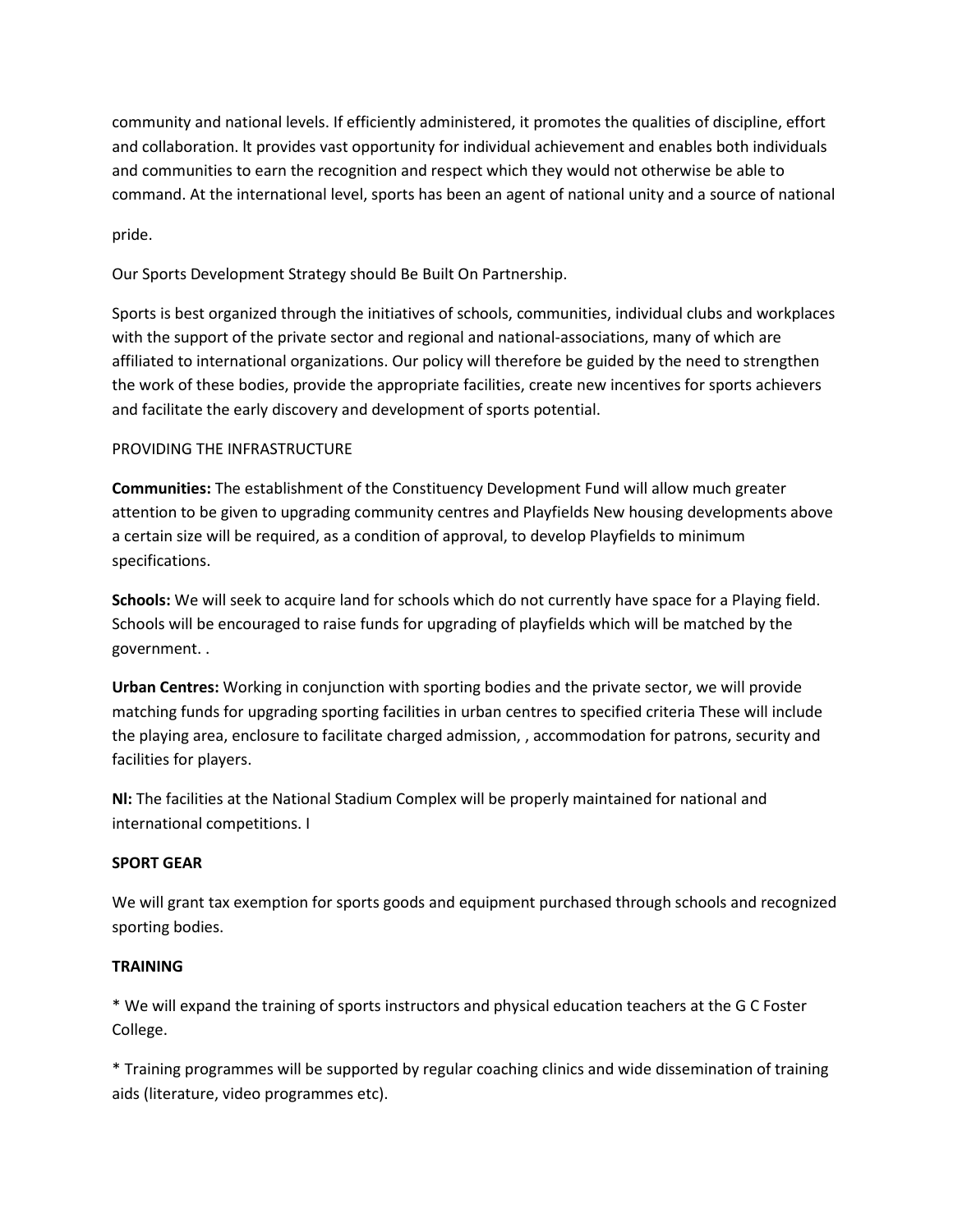community and national levels. If efficiently administered, it promotes the qualities of discipline, effort and collaboration. lt provides vast opportunity for individual achievement and enables both individuals and communities to earn the recognition and respect which they would not otherwise be able to command. At the international level, sports has been an agent of national unity and a source of national

pride.

Our Sports Development Strategy should Be Built On Partnership.

Sports is best organized through the initiatives of schools, communities, individual clubs and workplaces with the support of the private sector and regional and national-associations, many of which are affiliated to international organizations. Our policy will therefore be guided by the need to strengthen the work of these bodies, provide the appropriate facilities, create new incentives for sports achievers and facilitate the early discovery and development of sports potential.

PROVIDING THE INFRASTRUCTURE

**Communities:** The establishment of the Constituency Development Fund will allow much greater attention to be given to upgrading community centres and Playfields New housing developments above a certain size will be required, as a condition of approval, to develop Playfields to minimum specifications.

**Schools:** We will seek to acquire land for schools which do not currently have space for a Playing field. Schools will be encouraged to raise funds for upgrading of playfields which will be matched by the government. .

**Urban Centres:** Working in conjunction with sporting bodies and the private sector, we will provide matching funds for upgrading sporting facilities in urban centres to specified criteria These will include the playing area, enclosure to facilitate charged admission, , accommodation for patrons, security and facilities for players.

**Nl:** The facilities at the National Stadium Complex will be properly maintained for national and international competitions. I

**SPORT GEAR**

We will grant tax exemption for sports goods and equipment purchased through schools and recognized sporting bodies.

**TRAINING**

* We will expand the training of sports instructors and physical education teachers at the G C Foster College.

* Training programmes will be supported by regular coaching clinics and wide dissemination of training aids (literature, video programmes etc).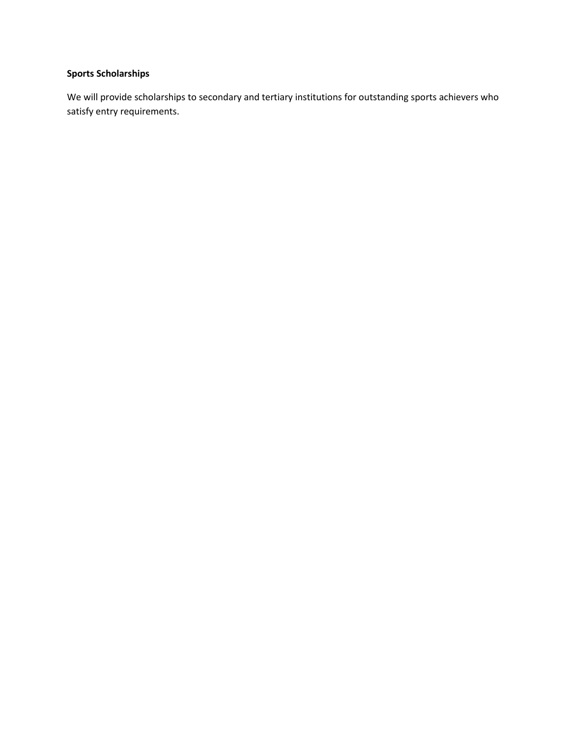**Sports Scholarships**

We will provide scholarships to secondary and tertiary institutions for outstanding sports achievers who satisfy entry requirements.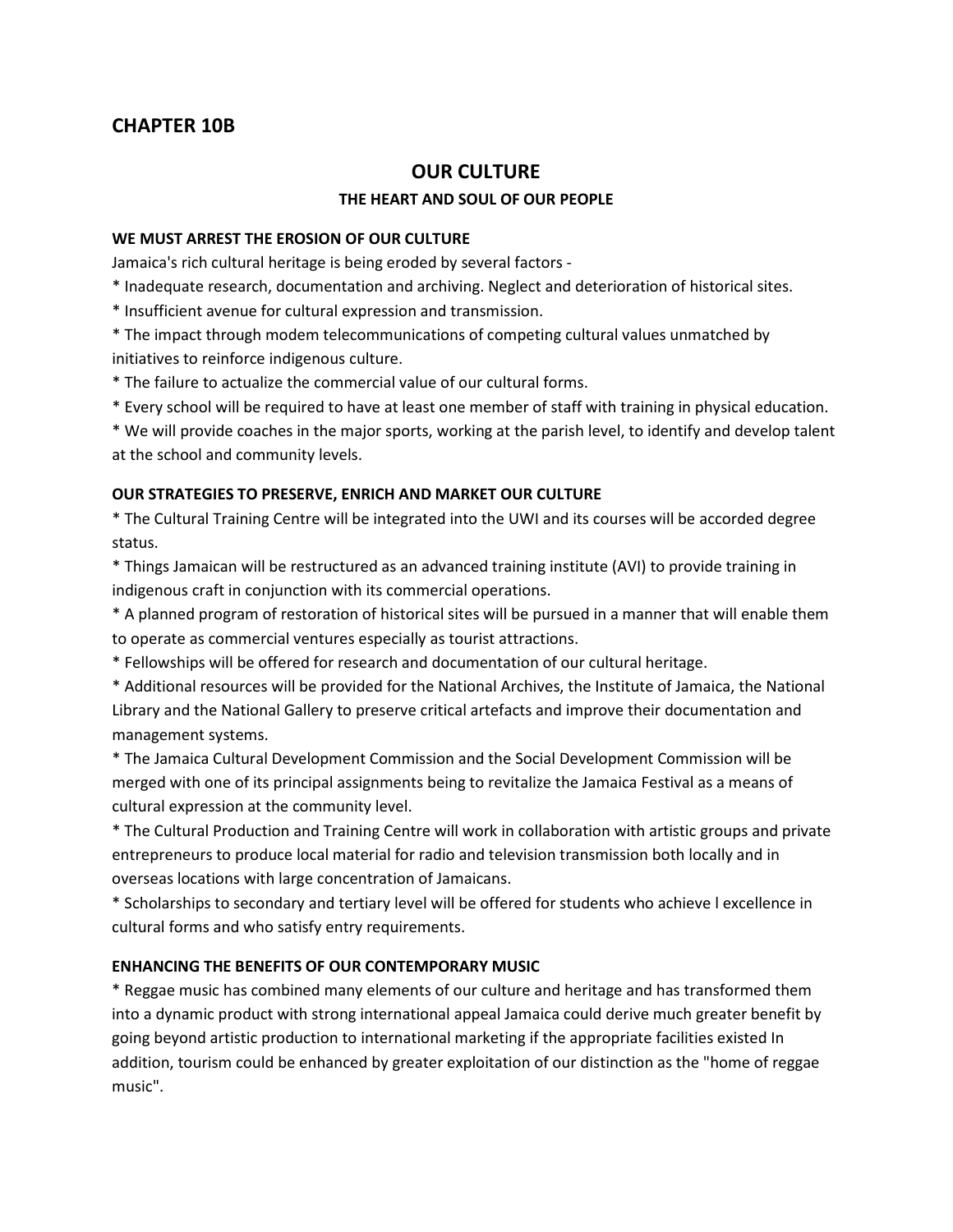## CHAPTER 10B

# OUR CULTURE

### THE HEART AND SOUL OF OUR PEOPLE

**WE MUST ARREST THE EROSION OF OUR CULTURE**

Jamaica's rich cultural heritage is being eroded by several factors -

* Inadequate research, documentation and archiving. Neglect and deterioration of historical sites.
* Insufficient avenue for cultural expression and transmission.
* The impact through modem telecommunications of competing cultural values unmatched by initiatives to reinforce indigenous culture.
* The failure to actualize the commercial value of our cultural forms.
* Every school will be required to have at least one member of staff with training in physical education.
* We will provide coaches in the major sports, working at the parish level, to identify and develop talent at the school and community levels.

**OUR STRATEGIES TO PRESERVE, ENRICH AND MARKET OUR CULTURE**

* The Cultural Training Centre will be integrated into the UWI and its courses will be accorded degree status.
* Things Jamaican will be restructured as an advanced training institute (AVI) to provide training in indigenous craft in conjunction with its commercial operations.
* A planned program of restoration of historical sites will be pursued in a manner that will enable them to operate as commercial ventures especially as tourist attractions.
* Fellowships will be offered for research and documentation of our cultural heritage.
* Additional resources will be provided for the National Archives, the Institute of Jamaica, the National Library and the National Gallery to preserve critical artefacts and improve their documentation and management systems.
* The Jamaica Cultural Development Commission and the Social Development Commission will be merged with one of its principal assignments being to revitalize the Jamaica Festival as a means of cultural expression at the community level.
* The Cultural Production and Training Centre will work in collaboration with artistic groups and private entrepreneurs to produce local material for radio and television transmission both locally and in overseas locations with large concentration of Jamaicans.
* Scholarships to secondary and tertiary level will be offered for students who achieve l excellence in cultural forms and who satisfy entry requirements.

**ENHANCING THE BENEFITS OF OUR CONTEMPORARY MUSIC**

* Reggae music has combined many elements of our culture and heritage and has transformed them into a dynamic product with strong international appeal Jamaica could derive much greater benefit by going beyond artistic production to international marketing if the appropriate facilities existed In addition, tourism could be enhanced by greater exploitation of our distinction as the "home of reggae music".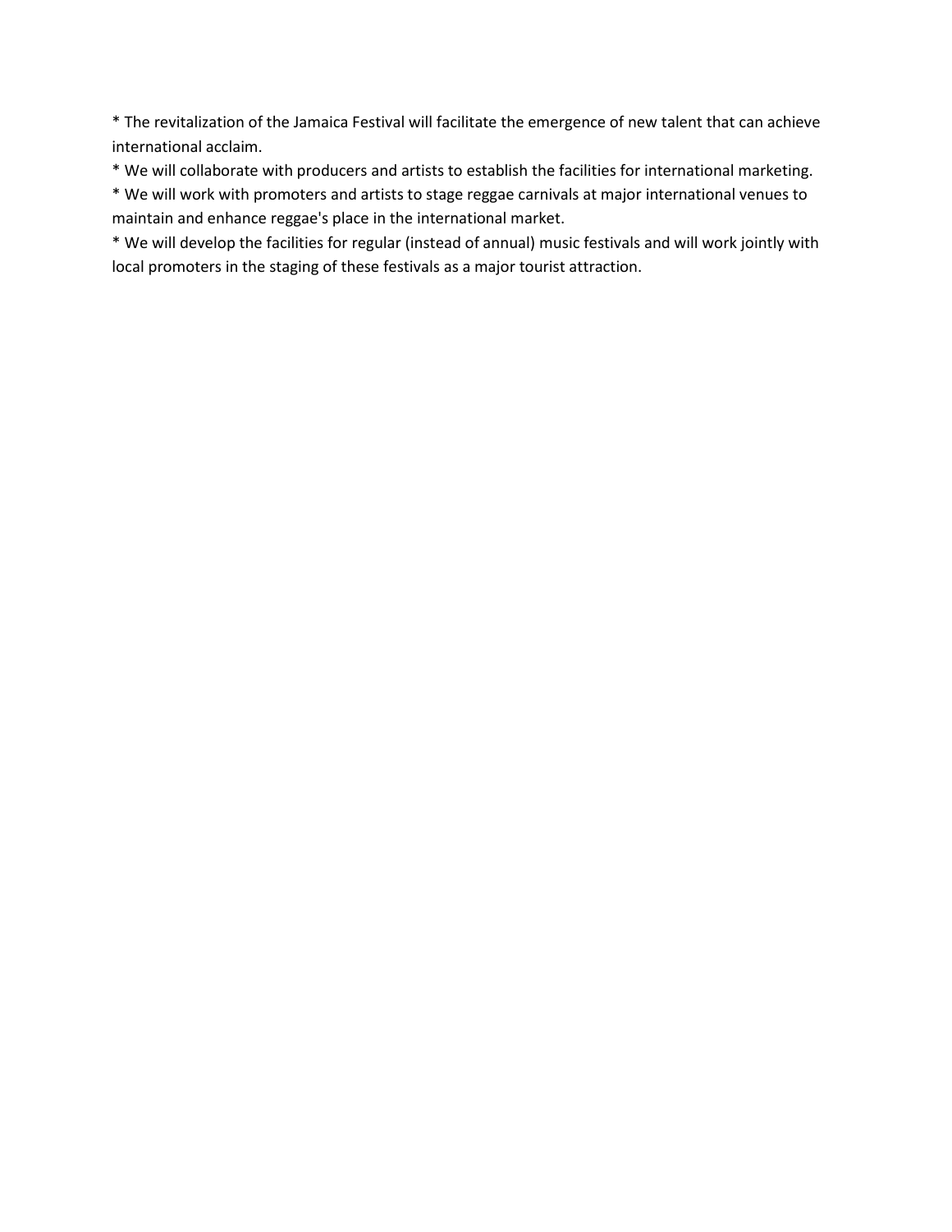* The revitalization of the Jamaica Festival will facilitate the emergence of new talent that can achieve international acclaim.
* We will collaborate with producers and artists to establish the facilities for international marketing.
* We will work with promoters and artists to stage reggae carnivals at major international venues to maintain and enhance reggae's place in the international market.
* We will develop the facilities for regular (instead of annual) music festivals and will work jointly with local promoters in the staging of these festivals as a major tourist attraction.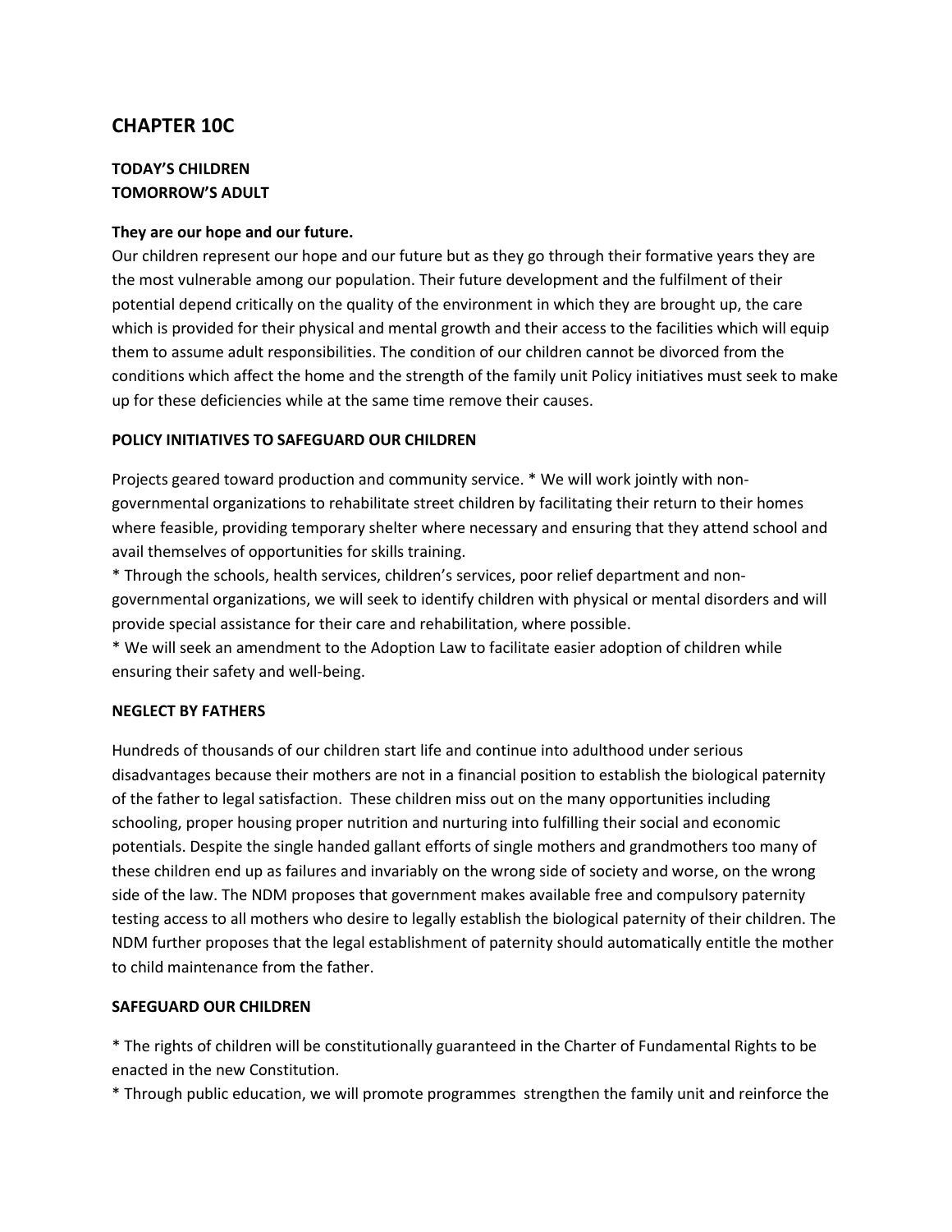## CHAPTER 10C

### TODAY'S CHILDREN
### TOMORROW'S ADULT

**They are our hope and our future.**

Our children represent our hope and our future but as they go through their formative years they are the most vulnerable among our population. Their future development and the fulfilment of their potential depend critically on the quality of the environment in which they are brought up, the care which is provided for their physical and mental growth and their access to the facilities which will equip them to assume adult responsibilities. The condition of our children cannot be divorced from the conditions which affect the home and the strength of the family unit Policy initiatives must seek to make up for these deficiencies while at the same time remove their causes.

**POLICY INITIATIVES TO SAFEGUARD OUR CHILDREN**

Projects geared toward production and community service. * We will work jointly with non-governmental organizations to rehabilitate street children by facilitating their return to their homes where feasible, providing temporary shelter where necessary and ensuring that they attend school and avail themselves of opportunities for skills training.

* Through the schools, health services, children's services, poor relief department and non-governmental organizations, we will seek to identify children with physical or mental disorders and will provide special assistance for their care and rehabilitation, where possible.

* We will seek an amendment to the Adoption Law to facilitate easier adoption of children while ensuring their safety and well-being.

**NEGLECT BY FATHERS**

Hundreds of thousands of our children start life and continue into adulthood under serious disadvantages because their mothers are not in a financial position to establish the biological paternity of the father to legal satisfaction. These children miss out on the many opportunities including schooling, proper housing proper nutrition and nurturing into fulfilling their social and economic potentials. Despite the single handed gallant efforts of single mothers and grandmothers too many of these children end up as failures and invariably on the wrong side of society and worse, on the wrong side of the law. The NDM proposes that government makes available free and compulsory paternity testing access to all mothers who desire to legally establish the biological paternity of their children. The NDM further proposes that the legal establishment of paternity should automatically entitle the mother to child maintenance from the father.

**SAFEGUARD OUR CHILDREN**

* The rights of children will be constitutionally guaranteed in the Charter of Fundamental Rights to be enacted in the new Constitution.

* Through public education, we will promote programmes strengthen the family unit and reinforce the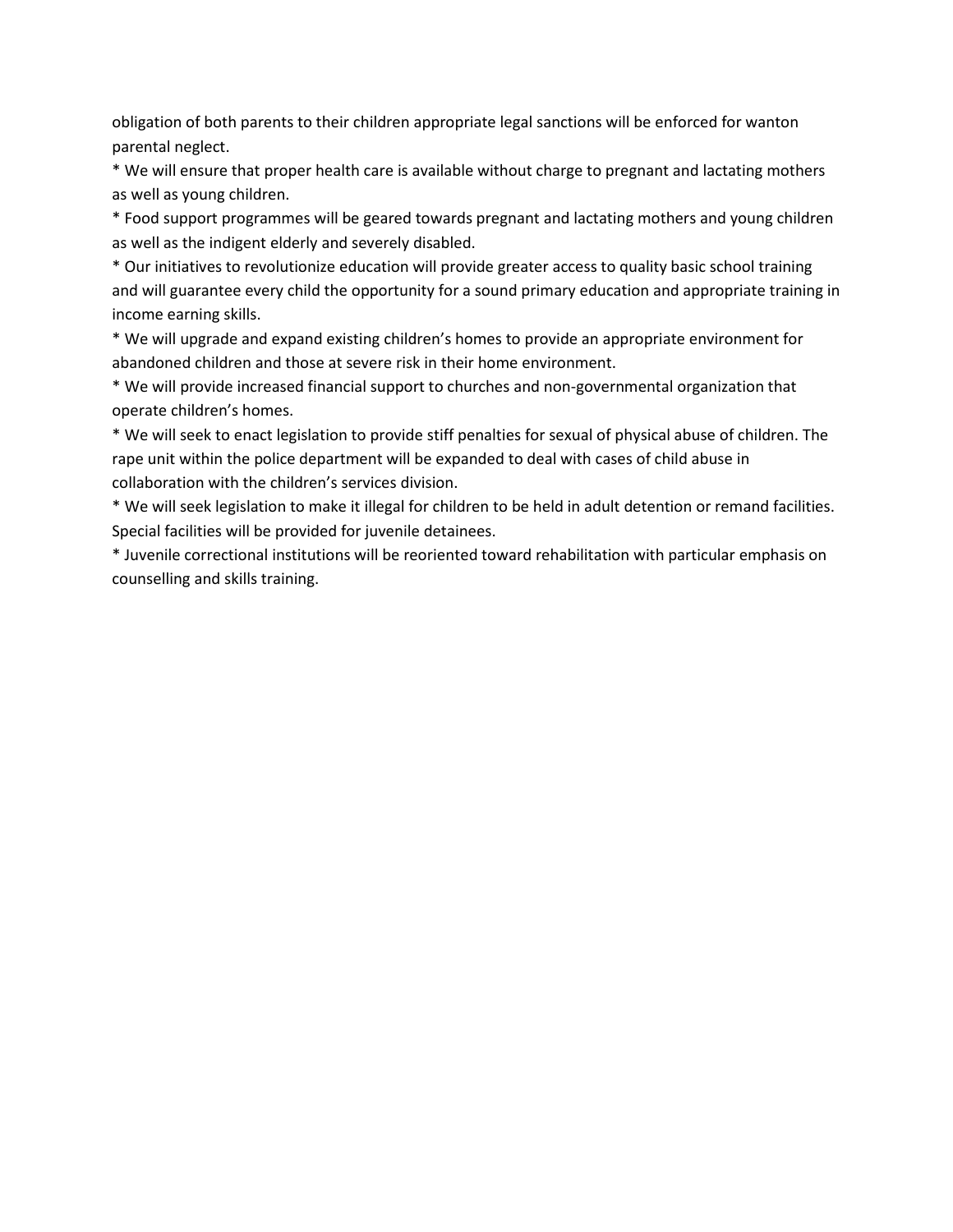obligation of both parents to their children appropriate legal sanctions will be enforced for wanton parental neglect.

* We will ensure that proper health care is available without charge to pregnant and lactating mothers as well as young children.
* Food support programmes will be geared towards pregnant and lactating mothers and young children as well as the indigent elderly and severely disabled.
* Our initiatives to revolutionize education will provide greater access to quality basic school training and will guarantee every child the opportunity for a sound primary education and appropriate training in income earning skills.
* We will upgrade and expand existing children's homes to provide an appropriate environment for abandoned children and those at severe risk in their home environment.
* We will provide increased financial support to churches and non-governmental organization that operate children's homes.
* We will seek to enact legislation to provide stiff penalties for sexual of physical abuse of children. The rape unit within the police department will be expanded to deal with cases of child abuse in collaboration with the children's services division.
* We will seek legislation to make it illegal for children to be held in adult detention or remand facilities. Special facilities will be provided for juvenile detainees.
* Juvenile correctional institutions will be reoriented toward rehabilitation with particular emphasis on counselling and skills training.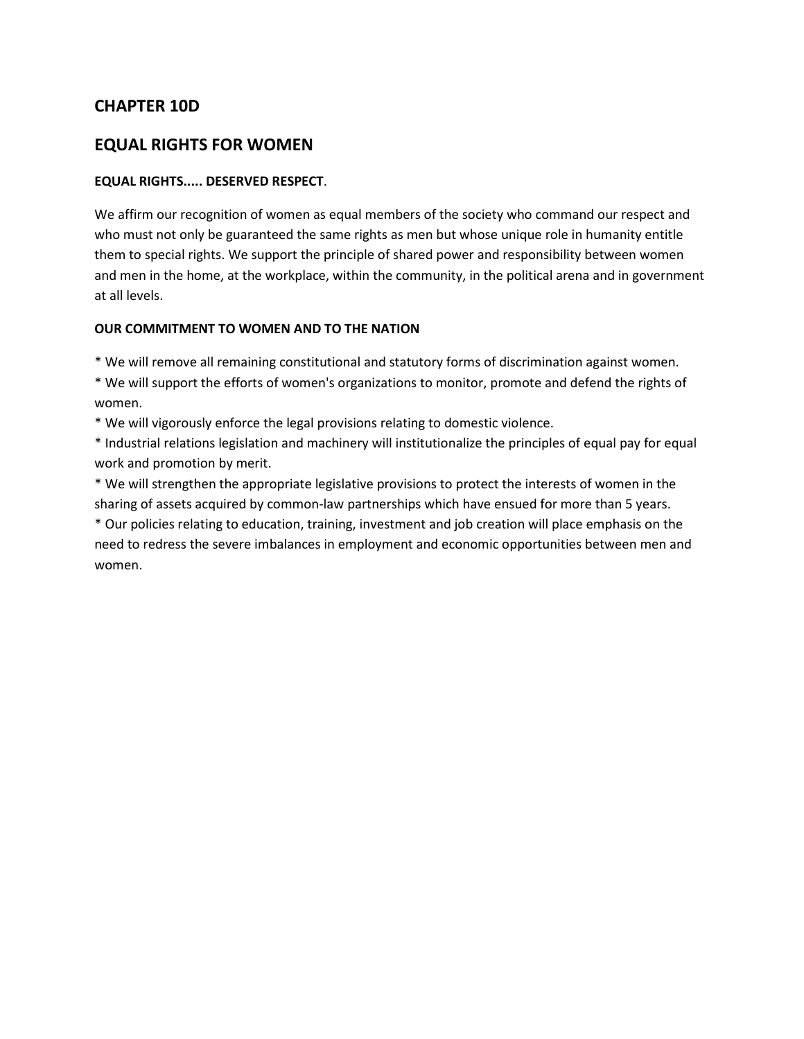## CHAPTER 10D

## EQUAL RIGHTS FOR WOMEN

**EQUAL RIGHTS..... DESERVED RESPECT**.

We affirm our recognition of women as equal members of the society who command our respect and who must not only be guaranteed the same rights as men but whose unique role in humanity entitle them to special rights. We support the principle of shared power and responsibility between women and men in the home, at the workplace, within the community, in the political arena and in government at all levels.

**OUR COMMITMENT TO WOMEN AND TO THE NATION**

* We will remove all remaining constitutional and statutory forms of discrimination against women.
* We will support the efforts of women's organizations to monitor, promote and defend the rights of women.
* We will vigorously enforce the legal provisions relating to domestic violence.
* Industrial relations legislation and machinery will institutionalize the principles of equal pay for equal work and promotion by merit.
* We will strengthen the appropriate legislative provisions to protect the interests of women in the sharing of assets acquired by common-law partnerships which have ensued for more than 5 years.
* Our policies relating to education, training, investment and job creation will place emphasis on the need to redress the severe imbalances in employment and economic opportunities between men and women.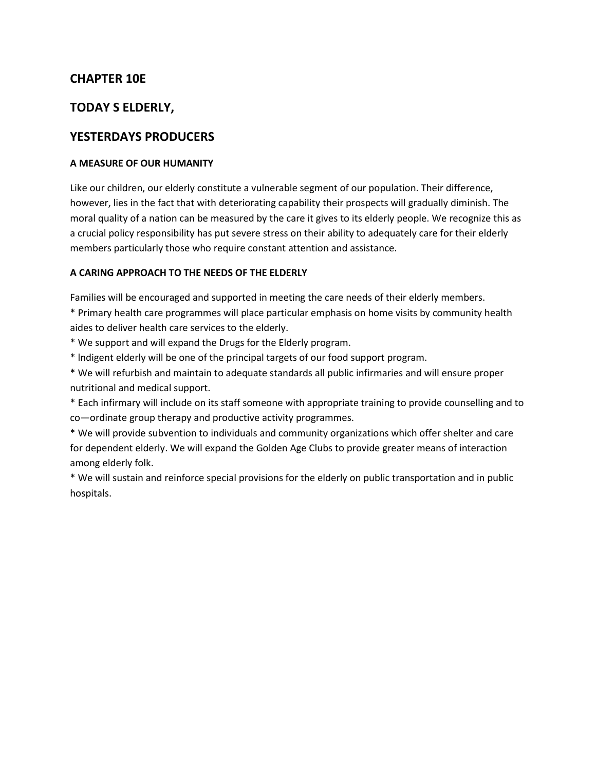## CHAPTER 10E

## TODAY S ELDERLY,

## YESTERDAYS PRODUCERS

### A MEASURE OF OUR HUMANITY

Like our children, our elderly constitute a vulnerable segment of our population. Their difference, however, lies in the fact that with deteriorating capability their prospects will gradually diminish. The moral quality of a nation can be measured by the care it gives to its elderly people. We recognize this as a crucial policy responsibility has put severe stress on their ability to adequately care for their elderly members particularly those who require constant attention and assistance.

### A CARING APPROACH TO THE NEEDS OF THE ELDERLY

Families will be encouraged and supported in meeting the care needs of their elderly members.

* Primary health care programmes will place particular emphasis on home visits by community health aides to deliver health care services to the elderly.
* We support and will expand the Drugs for the Elderly program.
* lndigent elderly will be one of the principal targets of our food support program.
* We will refurbish and maintain to adequate standards all public infirmaries and will ensure proper nutritional and medical support.
* Each infirmary will include on its staff someone with appropriate training to provide counselling and to co—ordinate group therapy and productive activity programmes.
* We will provide subvention to individuals and community organizations which offer shelter and care for dependent elderly. We will expand the Golden Age Clubs to provide greater means of interaction among elderly folk.
* We will sustain and reinforce special provisions for the elderly on public transportation and in public hospitals.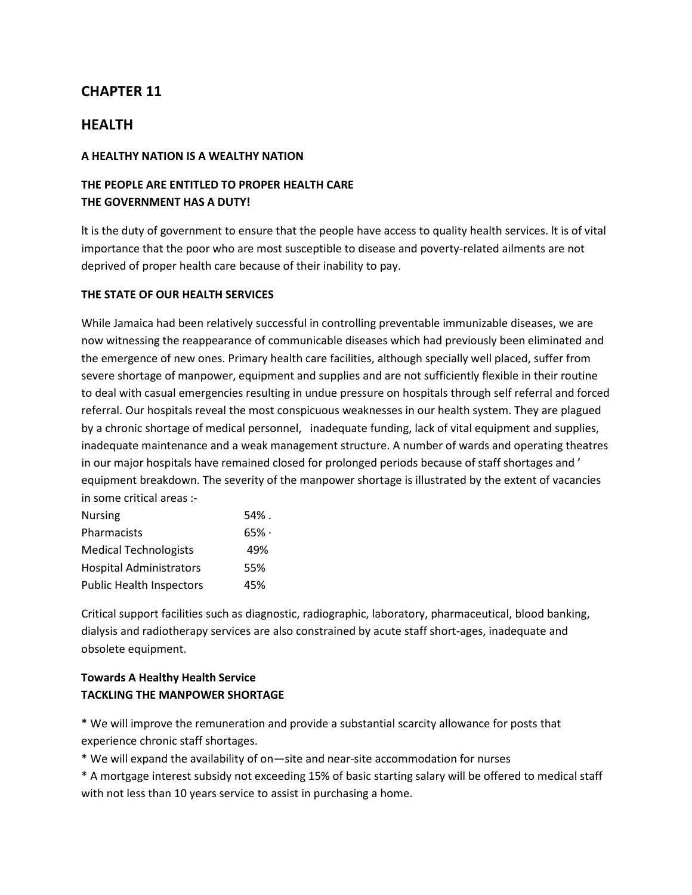## CHAPTER 11

## HEALTH

**A HEALTHY NATION IS A WEALTHY NATION**

**THE PEOPLE ARE ENTITLED TO PROPER HEALTH CARE**
**THE GOVERNMENT HAS A DUTY!**

lt is the duty of government to ensure that the people have access to quality health services. lt is of vital importance that the poor who are most susceptible to disease and poverty-related ailments are not deprived of proper health care because of their inability to pay.

**THE STATE OF OUR HEALTH SERVICES**

While Jamaica had been relatively successful in controlling preventable immunizable diseases, we are now witnessing the reappearance of communicable diseases which had previously been eliminated and the emergence of new ones. Primary health care facilities, although specially well placed, suffer from severe shortage of manpower, equipment and supplies and are not sufficiently flexible in their routine to deal with casual emergencies resulting in undue pressure on hospitals through self referral and forced referral. Our hospitals reveal the most conspicuous weaknesses in our health system. They are plagued by a chronic shortage of medical personnel, inadequate funding, lack of vital equipment and supplies, inadequate maintenance and a weak management structure. A number of wards and operating theatres in our major hospitals have remained closed for prolonged periods because of staff shortages and ' equipment breakdown. The severity of the manpower shortage is illustrated by the extent of vacancies in some critical areas :-

| | |
|---|---|
| Nursing | 54% . |
| Pharmacists | 65% · |
| Medical Technologists | 49% |
| Hospital Administrators | 55% |
| Public Health Inspectors | 45% |

Critical support facilities such as diagnostic, radiographic, laboratory, pharmaceutical, blood banking, dialysis and radiotherapy services are also constrained by acute staff short-ages, inadequate and obsolete equipment.

**Towards A Healthy Health Service**
**TACKLING THE MANPOWER SHORTAGE**

* We will improve the remuneration and provide a substantial scarcity allowance for posts that experience chronic staff shortages.
* We will expand the availability of on—site and near-site accommodation for nurses
* A mortgage interest subsidy not exceeding 15% of basic starting salary will be offered to medical staff with not less than 10 years service to assist in purchasing a home.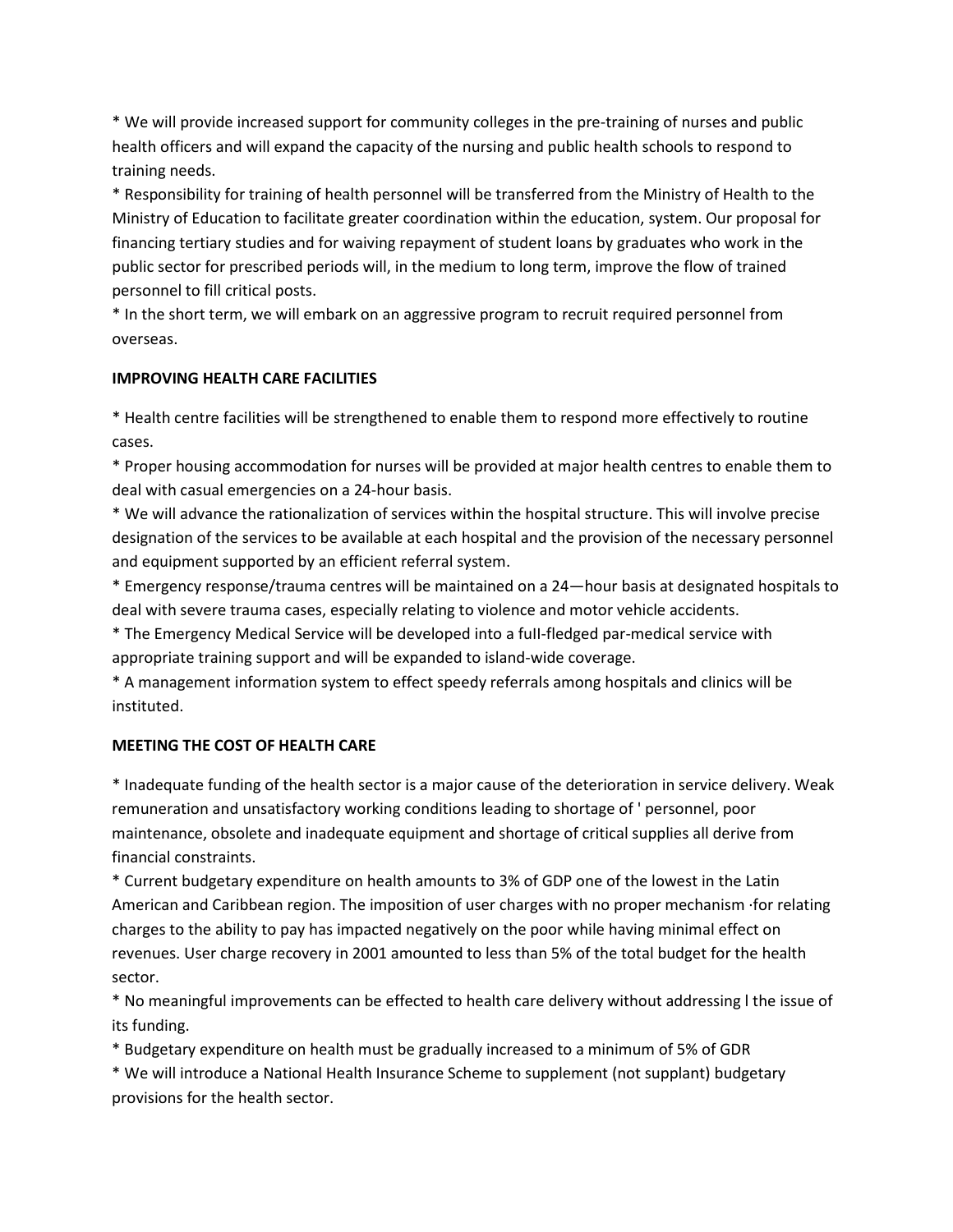* We will provide increased support for community colleges in the pre-training of nurses and public health officers and will expand the capacity of the nursing and public health schools to respond to training needs.

* Responsibility for training of health personnel will be transferred from the Ministry of Health to the Ministry of Education to facilitate greater coordination within the education, system. Our proposal for financing tertiary studies and for waiving repayment of student loans by graduates who work in the public sector for prescribed periods will, in the medium to long term, improve the flow of trained personnel to fill critical posts.

* In the short term, we will embark on an aggressive program to recruit required personnel from overseas.

**IMPROVING HEALTH CARE FACILITIES**

* Health centre facilities will be strengthened to enable them to respond more effectively to routine cases.

* Proper housing accommodation for nurses will be provided at major health centres to enable them to deal with casual emergencies on a 24-hour basis.

* We will advance the rationalization of services within the hospital structure. This will involve precise designation of the services to be available at each hospital and the provision of the necessary personnel and equipment supported by an efficient referral system.

* Emergency response/trauma centres will be maintained on a 24—hour basis at designated hospitals to deal with severe trauma cases, especially relating to violence and motor vehicle accidents.

* The Emergency Medical Service will be developed into a fuII-fledged par-medical service with appropriate training support and will be expanded to island-wide coverage.

* A management information system to effect speedy referrals among hospitals and clinics will be instituted.

**MEETING THE COST OF HEALTH CARE**

* Inadequate funding of the health sector is a major cause of the deterioration in service delivery. Weak remuneration and unsatisfactory working conditions leading to shortage of ' personnel, poor maintenance, obsolete and inadequate equipment and shortage of critical supplies all derive from financial constraints.

* Current budgetary expenditure on health amounts to 3% of GDP one of the lowest in the Latin American and Caribbean region. The imposition of user charges with no proper mechanism ·for relating charges to the ability to pay has impacted negatively on the poor while having minimal effect on revenues. User charge recovery in 2001 amounted to less than 5% of the total budget for the health sector.

* No meaningful improvements can be effected to health care delivery without addressing l the issue of its funding.

* Budgetary expenditure on health must be gradually increased to a minimum of 5% of GDR

* We will introduce a National Health Insurance Scheme to supplement (not supplant) budgetary provisions for the health sector.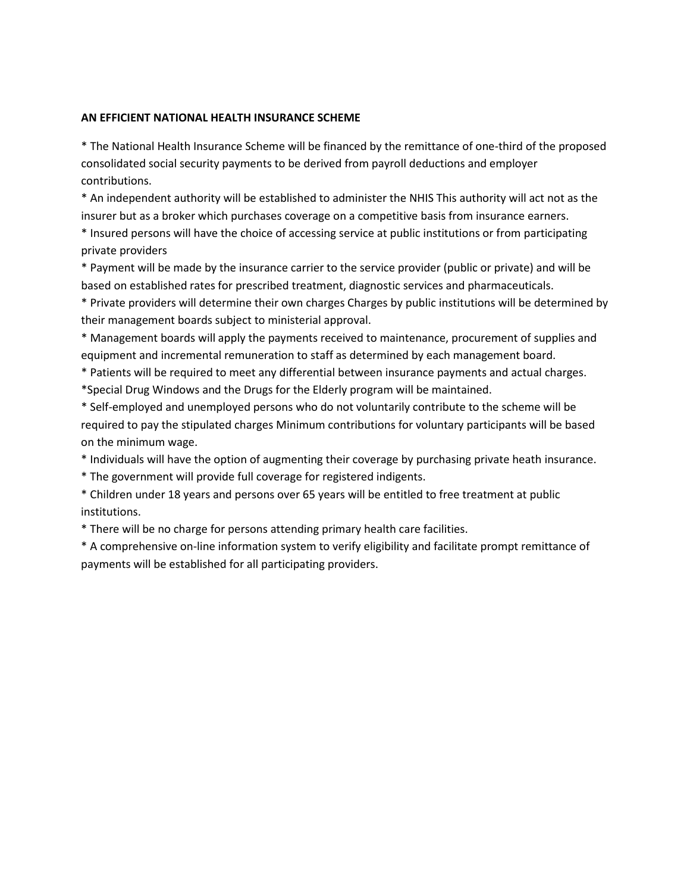**AN EFFICIENT NATIONAL HEALTH INSURANCE SCHEME**

* The National Health Insurance Scheme will be financed by the remittance of one-third of the proposed consolidated social security payments to be derived from payroll deductions and employer contributions.
* An independent authority will be established to administer the NHIS This authority will act not as the insurer but as a broker which purchases coverage on a competitive basis from insurance earners.
* Insured persons will have the choice of accessing service at public institutions or from participating private providers
* Payment will be made by the insurance carrier to the service provider (public or private) and will be based on established rates for prescribed treatment, diagnostic services and pharmaceuticals.
* Private providers will determine their own charges Charges by public institutions will be determined by their management boards subject to ministerial approval.
* Management boards will apply the payments received to maintenance, procurement of supplies and equipment and incremental remuneration to staff as determined by each management board.
* Patients will be required to meet any differential between insurance payments and actual charges.
* Special Drug Windows and the Drugs for the Elderly program will be maintained.
* Self-employed and unemployed persons who do not voluntarily contribute to the scheme will be required to pay the stipulated charges Minimum contributions for voluntary participants will be based on the minimum wage.
* Individuals will have the option of augmenting their coverage by purchasing private heath insurance.
* The government will provide full coverage for registered indigents.
* Children under 18 years and persons over 65 years will be entitled to free treatment at public institutions.
* There will be no charge for persons attending primary health care facilities.
* A comprehensive on-line information system to verify eligibility and facilitate prompt remittance of payments will be established for all participating providers.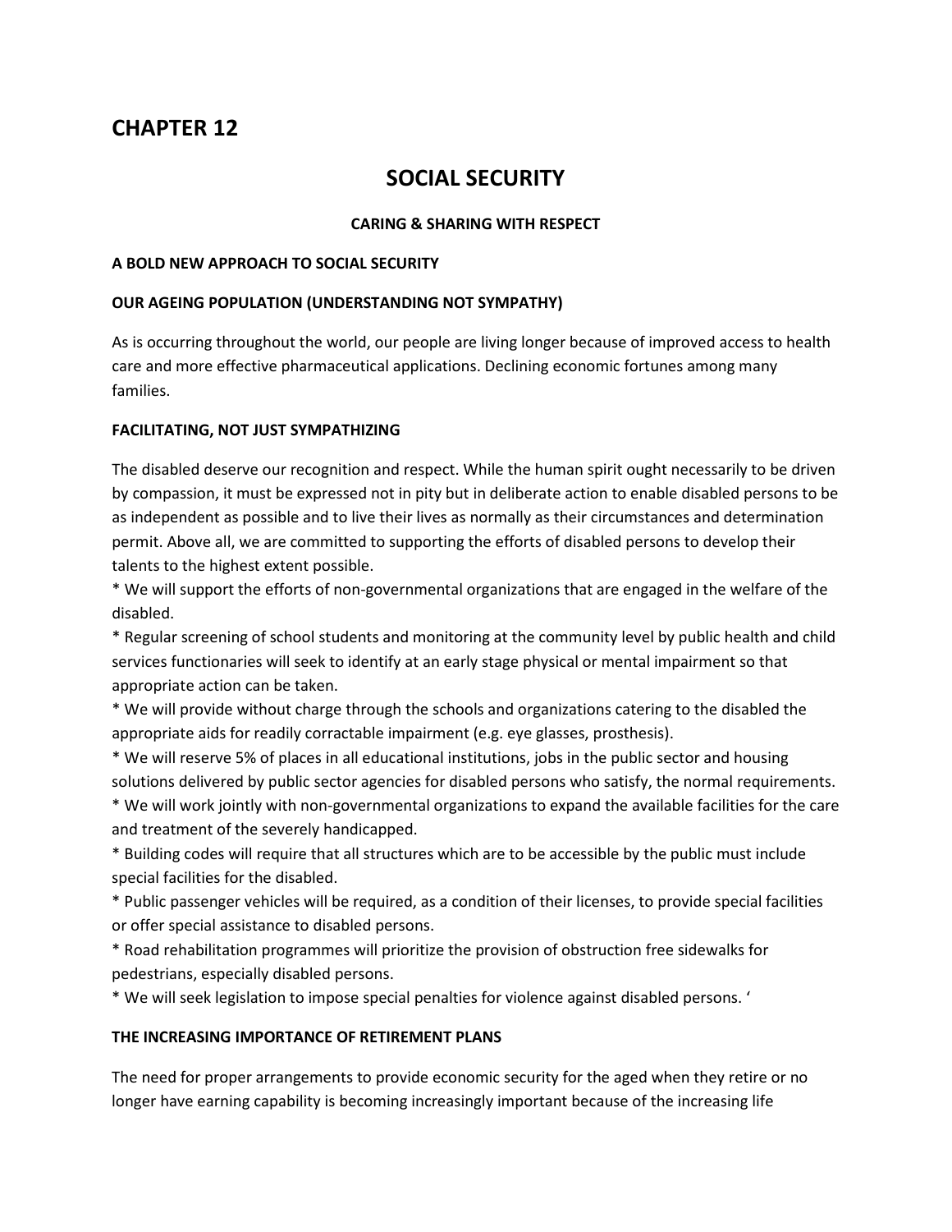# CHAPTER 12

## SOCIAL SECURITY

**CARING & SHARING WITH RESPECT**

**A BOLD NEW APPROACH TO SOCIAL SECURITY**

**OUR AGEING POPULATION (UNDERSTANDING NOT SYMPATHY)**

As is occurring throughout the world, our people are living longer because of improved access to health care and more effective pharmaceutical applications. Declining economic fortunes among many families.

**FACILITATING, NOT JUST SYMPATHIZING**

The disabled deserve our recognition and respect. While the human spirit ought necessarily to be driven by compassion, it must be expressed not in pity but in deliberate action to enable disabled persons to be as independent as possible and to live their lives as normally as their circumstances and determination permit. Above all, we are committed to supporting the efforts of disabled persons to develop their talents to the highest extent possible.

* We will support the efforts of non-governmental organizations that are engaged in the welfare of the disabled.
* Regular screening of school students and monitoring at the community level by public health and child services functionaries will seek to identify at an early stage physical or mental impairment so that appropriate action can be taken.
* We will provide without charge through the schools and organizations catering to the disabled the appropriate aids for readily corractable impairment (e.g. eye glasses, prosthesis).
* We will reserve 5% of places in all educational institutions, jobs in the public sector and housing solutions delivered by public sector agencies for disabled persons who satisfy, the normal requirements.
* We will work jointly with non-governmental organizations to expand the available facilities for the care and treatment of the severely handicapped.
* Building codes will require that all structures which are to be accessible by the public must include special facilities for the disabled.
* Public passenger vehicles will be required, as a condition of their licenses, to provide special facilities or offer special assistance to disabled persons.
* Road rehabilitation programmes will prioritize the provision of obstruction free sidewalks for pedestrians, especially disabled persons.
* We will seek legislation to impose special penalties for violence against disabled persons. '

**THE INCREASING IMPORTANCE OF RETIREMENT PLANS**

The need for proper arrangements to provide economic security for the aged when they retire or no longer have earning capability is becoming increasingly important because of the increasing life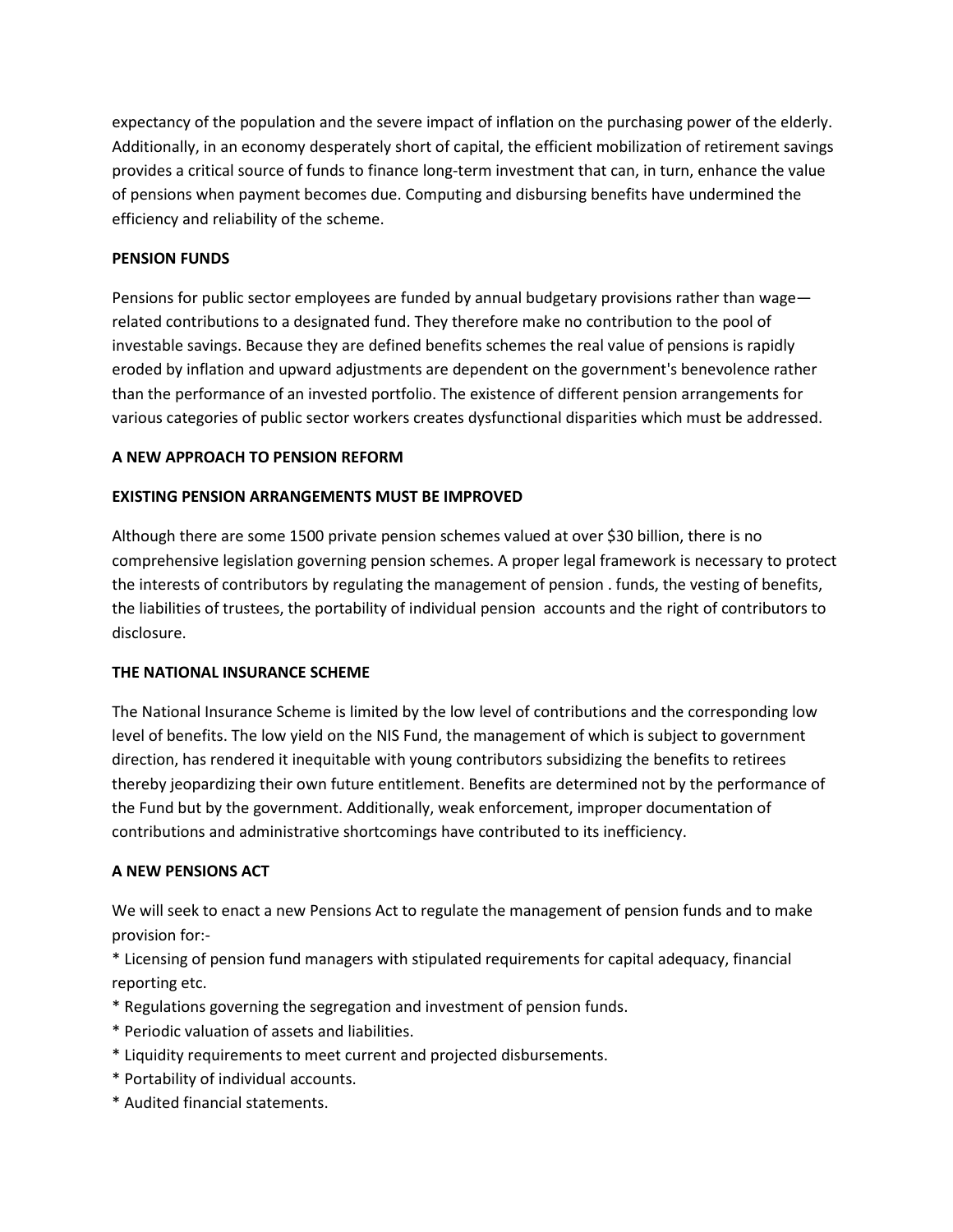expectancy of the population and the severe impact of inflation on the purchasing power of the elderly. Additionally, in an economy desperately short of capital, the efficient mobilization of retirement savings provides a critical source of funds to finance long-term investment that can, in turn, enhance the value of pensions when payment becomes due. Computing and disbursing benefits have undermined the efficiency and reliability of the scheme.

**PENSION FUNDS**

Pensions for public sector employees are funded by annual budgetary provisions rather than wage—related contributions to a designated fund. They therefore make no contribution to the pool of investable savings. Because they are defined benefits schemes the real value of pensions is rapidly eroded by inflation and upward adjustments are dependent on the government's benevolence rather than the performance of an invested portfolio. The existence of different pension arrangements for various categories of public sector workers creates dysfunctional disparities which must be addressed.

**A NEW APPROACH TO PENSION REFORM**

**EXISTING PENSION ARRANGEMENTS MUST BE IMPROVED**

Although there are some 1500 private pension schemes valued at over $30 billion, there is no comprehensive legislation governing pension schemes. A proper legal framework is necessary to protect the interests of contributors by regulating the management of pension . funds, the vesting of benefits, the liabilities of trustees, the portability of individual pension accounts and the right of contributors to disclosure.

**THE NATIONAL INSURANCE SCHEME**

The National Insurance Scheme is limited by the low level of contributions and the corresponding low level of benefits. The low yield on the NIS Fund, the management of which is subject to government direction, has rendered it inequitable with young contributors subsidizing the benefits to retirees thereby jeopardizing their own future entitlement. Benefits are determined not by the performance of the Fund but by the government. Additionally, weak enforcement, improper documentation of contributions and administrative shortcomings have contributed to its inefficiency.

**A NEW PENSIONS ACT**

We will seek to enact a new Pensions Act to regulate the management of pension funds and to make provision for:-

* Licensing of pension fund managers with stipulated requirements for capital adequacy, financial reporting etc.
* Regulations governing the segregation and investment of pension funds.
* Periodic valuation of assets and liabilities.
* Liquidity requirements to meet current and projected disbursements.
* Portability of individual accounts.
* Audited financial statements.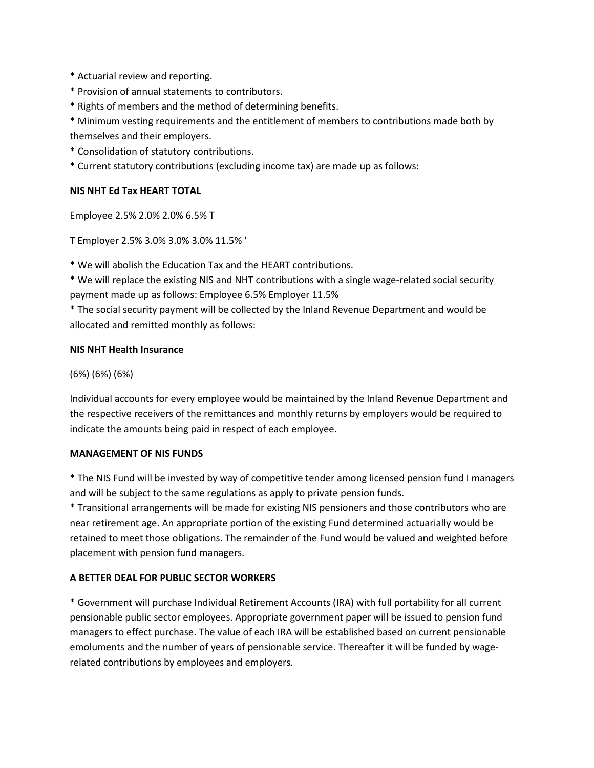* Actuarial review and reporting.
* Provision of annual statements to contributors.
* Rights of members and the method of determining benefits.
* Minimum vesting requirements and the entitlement of members to contributions made both by themselves and their employers.
* Consolidation of statutory contributions.
* Current statutory contributions (excluding income tax) are made up as follows:

**NIS NHT Ed Tax HEART TOTAL**

Employee 2.5% 2.0% 2.0% 6.5% T

T Employer 2.5% 3.0% 3.0% 3.0% 11.5% '

* We will abolish the Education Tax and the HEART contributions.
* We will replace the existing NIS and NHT contributions with a single wage-related social security payment made up as follows: Employee 6.5% Employer 11.5%
* The social security payment will be collected by the Inland Revenue Department and would be allocated and remitted monthly as follows:

**NIS NHT Health Insurance**

(6%) (6%) (6%)

Individual accounts for every employee would be maintained by the Inland Revenue Department and the respective receivers of the remittances and monthly returns by employers would be required to indicate the amounts being paid in respect of each employee.

**MANAGEMENT OF NIS FUNDS**

* The NIS Fund will be invested by way of competitive tender among licensed pension fund I managers and will be subject to the same regulations as apply to private pension funds.
* Transitional arrangements will be made for existing NIS pensioners and those contributors who are near retirement age. An appropriate portion of the existing Fund determined actuarially would be retained to meet those obligations. The remainder of the Fund would be valued and weighted before placement with pension fund managers.

**A BETTER DEAL FOR PUBLIC SECTOR WORKERS**

* Government will purchase Individual Retirement Accounts (IRA) with full portability for all current pensionable public sector employees. Appropriate government paper will be issued to pension fund managers to effect purchase. The value of each IRA will be established based on current pensionable emoluments and the number of years of pensionable service. Thereafter it will be funded by wage-related contributions by employees and employers.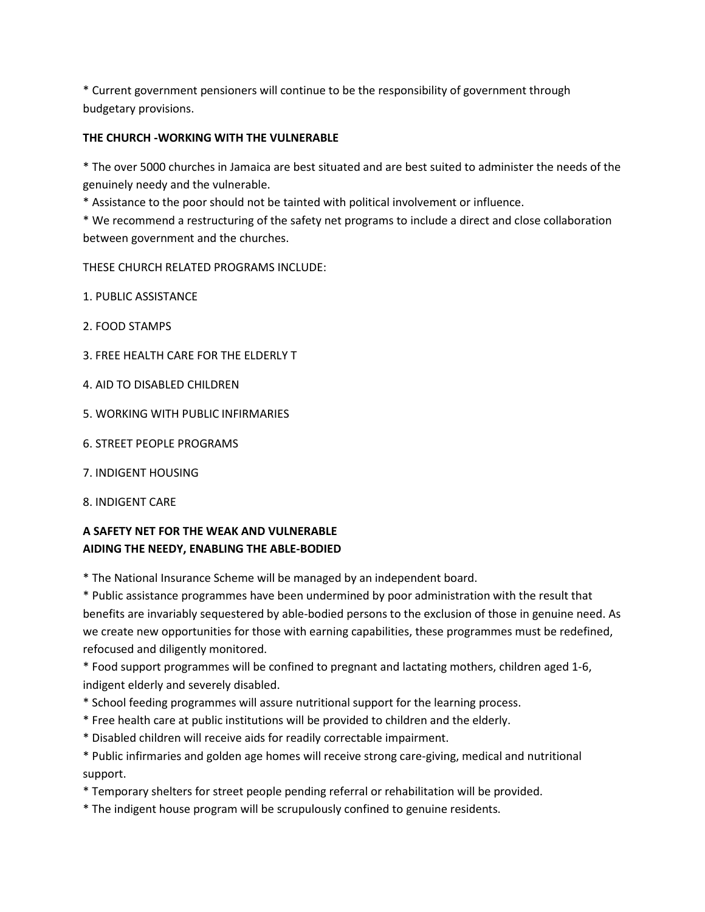* Current government pensioners will continue to be the responsibility of government through budgetary provisions.

**THE CHURCH -WORKING WITH THE VULNERABLE**

* The over 5000 churches in Jamaica are best situated and are best suited to administer the needs of the genuinely needy and the vulnerable.
* Assistance to the poor should not be tainted with political involvement or influence.
* We recommend a restructuring of the safety net programs to include a direct and close collaboration between government and the churches.

THESE CHURCH RELATED PROGRAMS INCLUDE:

1. PUBLIC ASSISTANCE

2. FOOD STAMPS

3. FREE HEALTH CARE FOR THE ELDERLY T

4. AID TO DISABLED CHILDREN

5. WORKING WITH PUBLIC INFIRMARIES

6. STREET PEOPLE PROGRAMS

7. INDIGENT HOUSING

8. INDIGENT CARE

**A SAFETY NET FOR THE WEAK AND VULNERABLE**
**AIDING THE NEEDY, ENABLING THE ABLE-BODIED**

* The National Insurance Scheme will be managed by an independent board.
* Public assistance programmes have been undermined by poor administration with the result that benefits are invariably sequestered by able-bodied persons to the exclusion of those in genuine need. As we create new opportunities for those with earning capabilities, these programmes must be redefined, refocused and diligently monitored.
* Food support programmes will be confined to pregnant and lactating mothers, children aged 1-6, indigent elderly and severely disabled.
* School feeding programmes will assure nutritional support for the learning process.
* Free health care at public institutions will be provided to children and the elderly.
* Disabled children will receive aids for readily correctable impairment.
* Public infirmaries and golden age homes will receive strong care-giving, medical and nutritional support.
* Temporary shelters for street people pending referral or rehabilitation will be provided.
* The indigent house program will be scrupulously confined to genuine residents.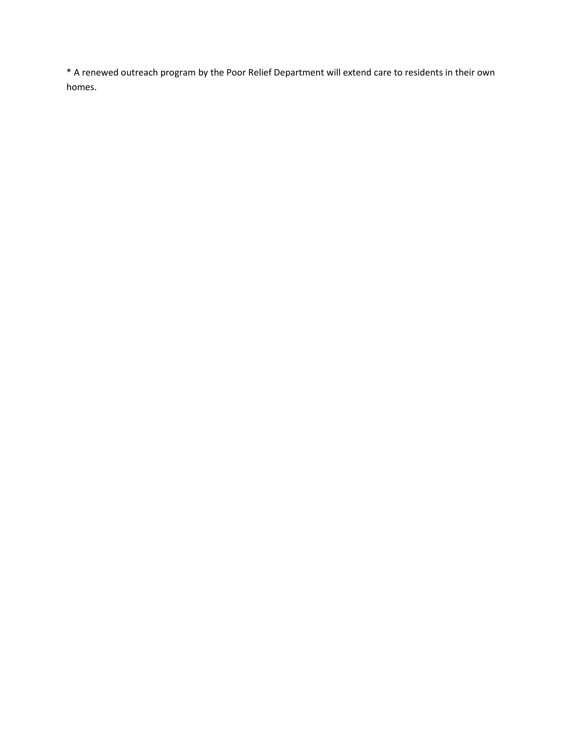* A renewed outreach program by the Poor Relief Department will extend care to residents in their own homes.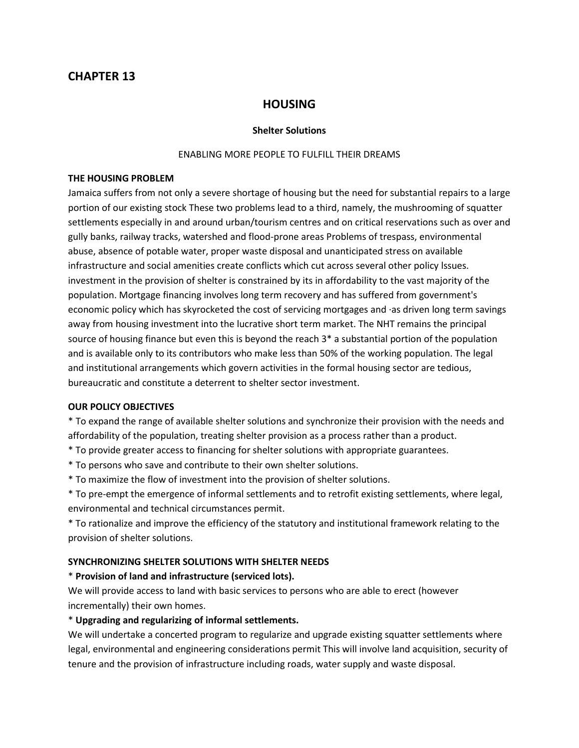# CHAPTER 13

## HOUSING

**Shelter Solutions**

ENABLING MORE PEOPLE TO FULFILL THEIR DREAMS

**THE HOUSING PROBLEM**

Jamaica suffers from not only a severe shortage of housing but the need for substantial repairs to a large portion of our existing stock These two problems lead to a third, namely, the mushrooming of squatter settlements especially in and around urban/tourism centres and on critical reservations such as over and gully banks, railway tracks, watershed and flood-prone areas Problems of trespass, environmental abuse, absence of potable water, proper waste disposal and unanticipated stress on available infrastructure and social amenities create conflicts which cut across several other policy lssues. investment in the provision of shelter is constrained by its in affordability to the vast majority of the population. Mortgage financing involves long term recovery and has suffered from government's economic policy which has skyrocketed the cost of servicing mortgages and ·as driven long term savings away from housing investment into the lucrative short term market. The NHT remains the principal source of housing finance but even this is beyond the reach 3* a substantial portion of the population and is available only to its contributors who make less than 50% of the working population. The legal and institutional arrangements which govern activities in the formal housing sector are tedious, bureaucratic and constitute a deterrent to shelter sector investment.

**OUR POLICY OBJECTIVES**

* To expand the range of available shelter solutions and synchronize their provision with the needs and affordability of the population, treating shelter provision as a process rather than a product.
* To provide greater access to financing for shelter solutions with appropriate guarantees.
* To persons who save and contribute to their own shelter solutions.
* To maximize the flow of investment into the provision of shelter solutions.
* To pre-empt the emergence of informal settlements and to retrofit existing settlements, where legal, environmental and technical circumstances permit.
* To rationalize and improve the efficiency of the statutory and institutional framework relating to the provision of shelter solutions.

**SYNCHRONIZING SHELTER SOLUTIONS WITH SHELTER NEEDS**

* **Provision of land and infrastructure (serviced lots).**

We will provide access to land with basic services to persons who are able to erect (however incrementally) their own homes.

* **Upgrading and regularizing of informal settlements.**

We will undertake a concerted program to regularize and upgrade existing squatter settlements where legal, environmental and engineering considerations permit This will involve land acquisition, security of tenure and the provision of infrastructure including roads, water supply and waste disposal.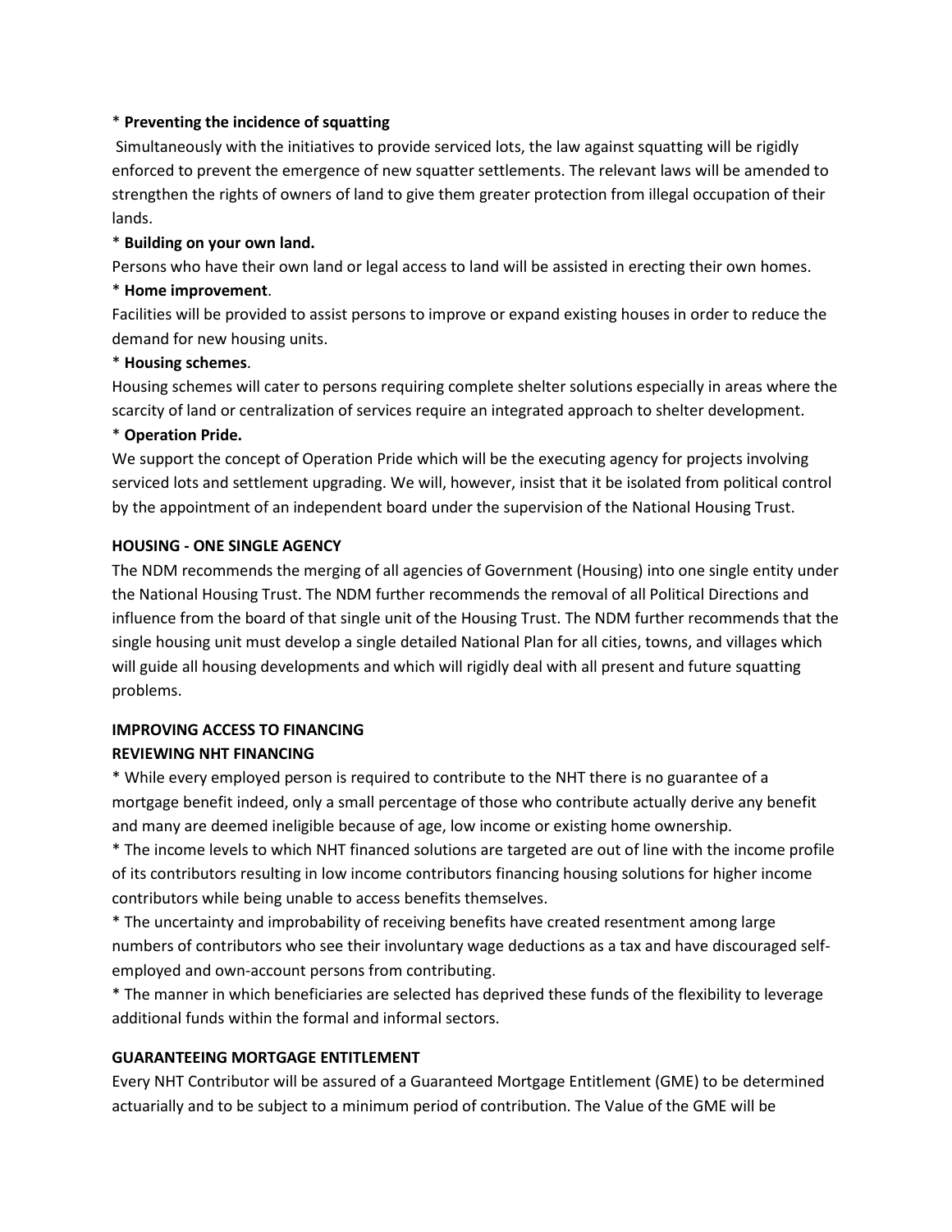* **Preventing the incidence of squatting**

Simultaneously with the initiatives to provide serviced lots, the law against squatting will be rigidly enforced to prevent the emergence of new squatter settlements. The relevant laws will be amended to strengthen the rights of owners of land to give them greater protection from illegal occupation of their lands.

* **Building on your own land.**

Persons who have their own land or legal access to land will be assisted in erecting their own homes.

* **Home improvement**.

Facilities will be provided to assist persons to improve or expand existing houses in order to reduce the demand for new housing units.

* **Housing schemes**.

Housing schemes will cater to persons requiring complete shelter solutions especially in areas where the scarcity of land or centralization of services require an integrated approach to shelter development.

* **Operation Pride.**

We support the concept of Operation Pride which will be the executing agency for projects involving serviced lots and settlement upgrading. We will, however, insist that it be isolated from political control by the appointment of an independent board under the supervision of the National Housing Trust.

**HOUSING - ONE SINGLE AGENCY**

The NDM recommends the merging of all agencies of Government (Housing) into one single entity under the National Housing Trust. The NDM further recommends the removal of all Political Directions and influence from the board of that single unit of the Housing Trust. The NDM further recommends that the single housing unit must develop a single detailed National Plan for all cities, towns, and villages which will guide all housing developments and which will rigidly deal with all present and future squatting problems.

**IMPROVING ACCESS TO FINANCING**

**REVIEWING NHT FINANCING**

* While every employed person is required to contribute to the NHT there is no guarantee of a mortgage benefit indeed, only a small percentage of those who contribute actually derive any benefit and many are deemed ineligible because of age, low income or existing home ownership.
* The income levels to which NHT financed solutions are targeted are out of line with the income profile of its contributors resulting in low income contributors financing housing solutions for higher income contributors while being unable to access benefits themselves.
* The uncertainty and improbability of receiving benefits have created resentment among large numbers of contributors who see their involuntary wage deductions as a tax and have discouraged self-employed and own-account persons from contributing.
* The manner in which beneficiaries are selected has deprived these funds of the flexibility to leverage additional funds within the formal and informal sectors.

**GUARANTEEING MORTGAGE ENTITLEMENT**

Every NHT Contributor will be assured of a Guaranteed Mortgage Entitlement (GME) to be determined actuarially and to be subject to a minimum period of contribution. The Value of the GME will be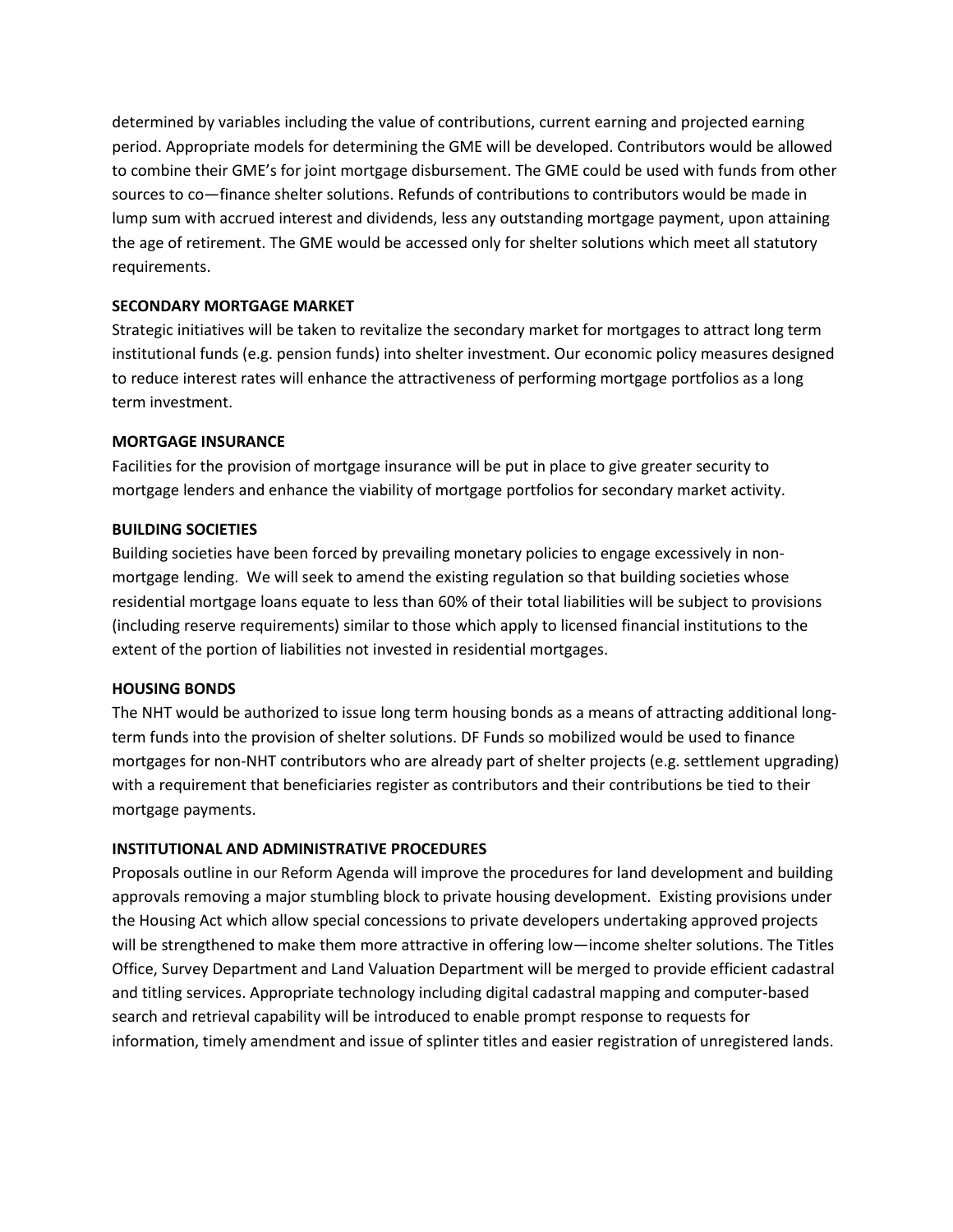determined by variables including the value of contributions, current earning and projected earning period. Appropriate models for determining the GME will be developed. Contributors would be allowed to combine their GME's for joint mortgage disbursement. The GME could be used with funds from other sources to co—finance shelter solutions. Refunds of contributions to contributors would be made in lump sum with accrued interest and dividends, less any outstanding mortgage payment, upon attaining the age of retirement. The GME would be accessed only for shelter solutions which meet all statutory requirements.

**SECONDARY MORTGAGE MARKET**

Strategic initiatives will be taken to revitalize the secondary market for mortgages to attract long term institutional funds (e.g. pension funds) into shelter investment. Our economic policy measures designed to reduce interest rates will enhance the attractiveness of performing mortgage portfolios as a long term investment.

**MORTGAGE INSURANCE**

Facilities for the provision of mortgage insurance will be put in place to give greater security to mortgage lenders and enhance the viability of mortgage portfolios for secondary market activity.

**BUILDING SOCIETIES**

Building societies have been forced by prevailing monetary policies to engage excessively in non-mortgage lending. We will seek to amend the existing regulation so that building societies whose residential mortgage loans equate to less than 60% of their total liabilities will be subject to provisions (including reserve requirements) similar to those which apply to licensed financial institutions to the extent of the portion of liabilities not invested in residential mortgages.

**HOUSING BONDS**

The NHT would be authorized to issue long term housing bonds as a means of attracting additional long-term funds into the provision of shelter solutions. DF Funds so mobilized would be used to finance mortgages for non-NHT contributors who are already part of shelter projects (e.g. settlement upgrading) with a requirement that beneficiaries register as contributors and their contributions be tied to their mortgage payments.

**INSTITUTIONAL AND ADMINISTRATIVE PROCEDURES**

Proposals outline in our Reform Agenda will improve the procedures for land development and building approvals removing a major stumbling block to private housing development. Existing provisions under the Housing Act which allow special concessions to private developers undertaking approved projects will be strengthened to make them more attractive in offering low—income shelter solutions. The Titles Office, Survey Department and Land Valuation Department will be merged to provide efficient cadastral and titling services. Appropriate technology including digital cadastral mapping and computer-based search and retrieval capability will be introduced to enable prompt response to requests for information, timely amendment and issue of splinter titles and easier registration of unregistered lands.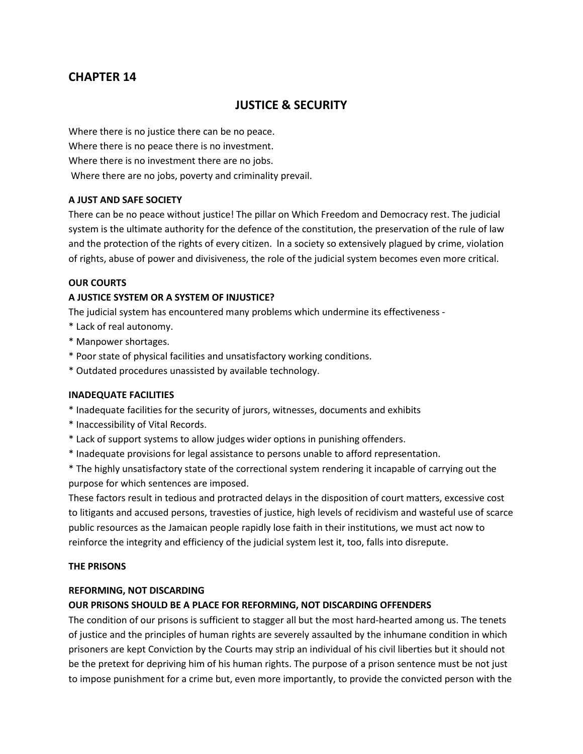## CHAPTER 14

# JUSTICE & SECURITY

Where there is no justice there can be no peace.
Where there is no peace there is no investment.
Where there is no investment there are no jobs.
Where there are no jobs, poverty and criminality prevail.

**A JUST AND SAFE SOCIETY**

There can be no peace without justice! The pillar on Which Freedom and Democracy rest. The judicial system is the ultimate authority for the defence of the constitution, the preservation of the rule of law and the protection of the rights of every citizen. ln a society so extensively plagued by crime, violation of rights, abuse of power and divisiveness, the role of the judicial system becomes even more critical.

**OUR COURTS**

**A JUSTICE SYSTEM OR A SYSTEM OF INJUSTICE?**

The judicial system has encountered many problems which undermine its effectiveness -

* Lack of real autonomy.
* Manpower shortages.
* Poor state of physical facilities and unsatisfactory working conditions.
* Outdated procedures unassisted by available technology.

**INADEQUATE FACILITIES**

* Inadequate facilities for the security of jurors, witnesses, documents and exhibits
* Inaccessibility of Vital Records.
* Lack of support systems to allow judges wider options in punishing offenders.
* Inadequate provisions for legal assistance to persons unable to afford representation.
* The highly unsatisfactory state of the correctional system rendering it incapable of carrying out the purpose for which sentences are imposed.

These factors result in tedious and protracted delays in the disposition of court matters, excessive cost to litigants and accused persons, travesties of justice, high levels of recidivism and wasteful use of scarce public resources as the Jamaican people rapidly lose faith in their institutions, we must act now to reinforce the integrity and efficiency of the judicial system lest it, too, falls into disrepute.

**THE PRISONS**

**REFORMING, NOT DISCARDING**

**OUR PRISONS SHOULD BE A PLACE FOR REFORMING, NOT DISCARDING OFFENDERS**

The condition of our prisons is sufficient to stagger all but the most hard-hearted among us. The tenets of justice and the principles of human rights are severely assaulted by the inhumane condition in which prisoners are kept Conviction by the Courts may strip an individual of his civil liberties but it should not be the pretext for depriving him of his human rights. The purpose of a prison sentence must be not just to impose punishment for a crime but, even more importantly, to provide the convicted person with the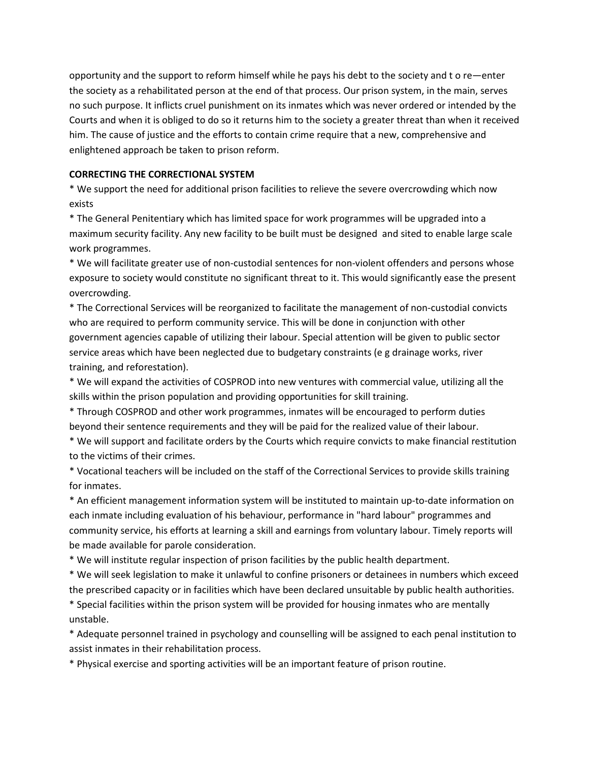opportunity and the support to reform himself while he pays his debt to the society and t o re—enter the society as a rehabilitated person at the end of that process. Our prison system, in the main, serves no such purpose. It inflicts cruel punishment on its inmates which was never ordered or intended by the Courts and when it is obliged to do so it returns him to the society a greater threat than when it received him. The cause of justice and the efforts to contain crime require that a new, comprehensive and enlightened approach be taken to prison reform.

**CORRECTING THE CORRECTIONAL SYSTEM**

* We support the need for additional prison facilities to relieve the severe overcrowding which now exists
* The General Penitentiary which has limited space for work programmes will be upgraded into a maximum security facility. Any new facility to be built must be designed and sited to enable large scale work programmes.
* We will facilitate greater use of non-custodial sentences for non-violent offenders and persons whose exposure to society would constitute no significant threat to it. This would significantly ease the present overcrowding.
* The Correctional Services will be reorganized to facilitate the management of non-custodial convicts who are required to perform community service. This will be done in conjunction with other government agencies capable of utilizing their labour. Special attention will be given to public sector service areas which have been neglected due to budgetary constraints (e g drainage works, river training, and reforestation).
* We will expand the activities of COSPROD into new ventures with commercial value, utilizing all the skills within the prison population and providing opportunities for skill training.
* Through COSPROD and other work programmes, inmates will be encouraged to perform duties beyond their sentence requirements and they will be paid for the realized value of their labour.
* We will support and facilitate orders by the Courts which require convicts to make financial restitution to the victims of their crimes.
* Vocational teachers will be included on the staff of the Correctional Services to provide skills training for inmates.
* An efficient management information system will be instituted to maintain up-to-date information on each inmate including evaluation of his behaviour, performance in "hard labour" programmes and community service, his efforts at learning a skill and earnings from voluntary labour. Timely reports will be made available for parole consideration.
* We will institute regular inspection of prison facilities by the public health department.
* We will seek legislation to make it unlawful to confine prisoners or detainees in numbers which exceed the prescribed capacity or in facilities which have been declared unsuitable by public health authorities.
* Special facilities within the prison system will be provided for housing inmates who are mentally unstable.
* Adequate personnel trained in psychology and counselling will be assigned to each penal institution to assist inmates in their rehabilitation process.
* Physical exercise and sporting activities will be an important feature of prison routine.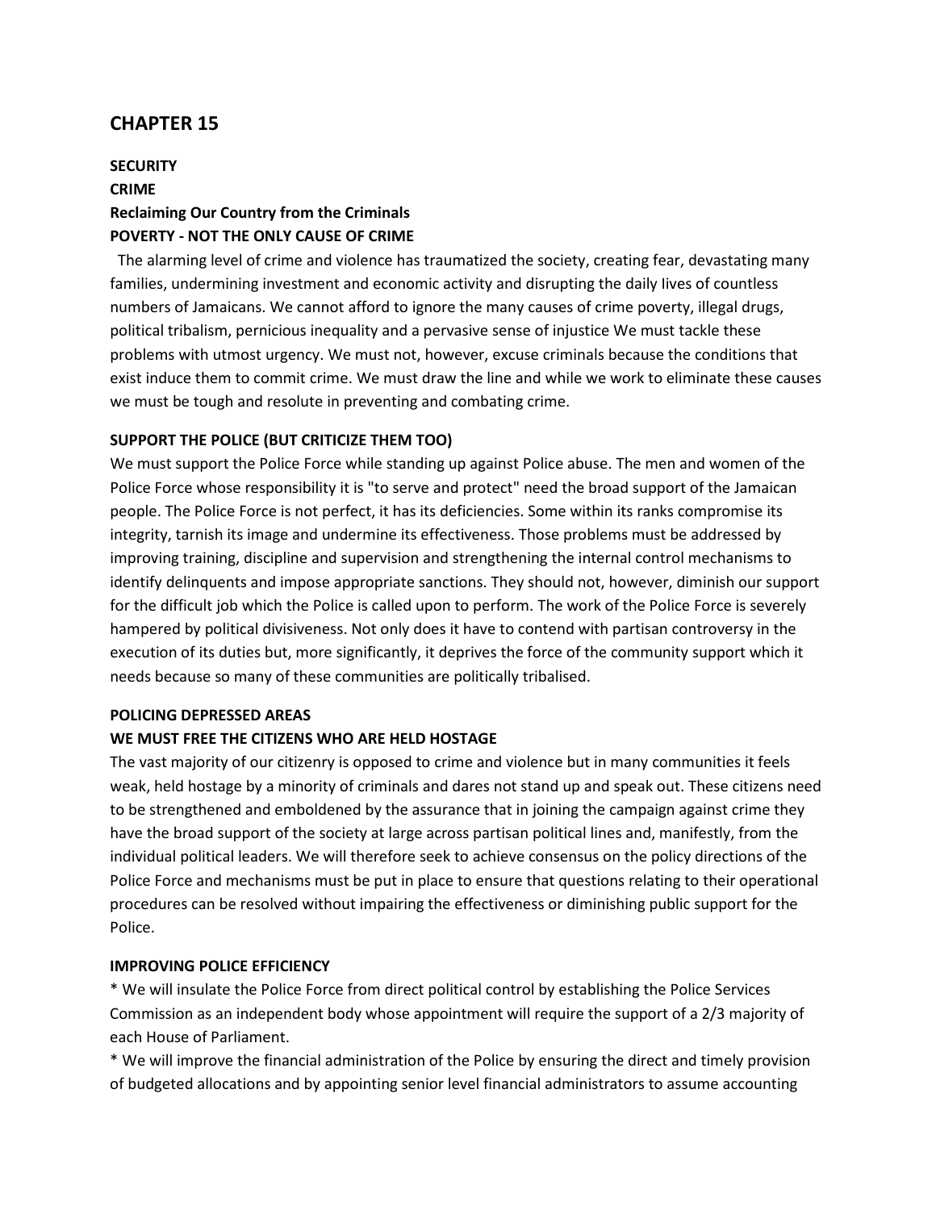# CHAPTER 15

**SECURITY**

**CRIME**

**Reclaiming Our Country from the Criminals**

**POVERTY - NOT THE ONLY CAUSE OF CRIME**

The alarming level of crime and violence has traumatized the society, creating fear, devastating many families, undermining investment and economic activity and disrupting the daily Iives of countless numbers of Jamaicans. We cannot afford to ignore the many causes of crime poverty, illegal drugs, political tribalism, pernicious inequality and a pervasive sense of injustice We must tackle these problems with utmost urgency. We must not, however, excuse criminals because the conditions that exist induce them to commit crime. We must draw the line and while we work to eliminate these causes we must be tough and resolute in preventing and combating crime.

**SUPPORT THE POLICE (BUT CRITICIZE THEM TOO)**

We must support the Police Force while standing up against Police abuse. The men and women of the Police Force whose responsibility it is "to serve and protect" need the broad support of the Jamaican people. The Police Force is not perfect, it has its deficiencies. Some within its ranks compromise its integrity, tarnish its image and undermine its effectiveness. Those problems must be addressed by improving training, discipline and supervision and strengthening the internal control mechanisms to identify delinquents and impose appropriate sanctions. They should not, however, diminish our support for the difficult job which the Police is called upon to perform. The work of the Police Force is severely hampered by political divisiveness. Not only does it have to contend with partisan controversy in the execution of its duties but, more significantly, it deprives the force of the community support which it needs because so many of these communities are politically tribalised.

**POLICING DEPRESSED AREAS**

**WE MUST FREE THE CITIZENS WHO ARE HELD HOSTAGE**

The vast majority of our citizenry is opposed to crime and violence but in many communities it feels weak, held hostage by a minority of criminals and dares not stand up and speak out. These citizens need to be strengthened and emboldened by the assurance that in joining the campaign against crime they have the broad support of the society at large across partisan political lines and, manifestly, from the individual political leaders. We will therefore seek to achieve consensus on the policy directions of the Police Force and mechanisms must be put in place to ensure that questions relating to their operational procedures can be resolved without impairing the effectiveness or diminishing public support for the Police.

**IMPROVING POLICE EFFICIENCY**

* We will insulate the Police Force from direct political control by establishing the Police Services Commission as an independent body whose appointment will require the support of a 2/3 majority of each House of Parliament.
* We will improve the financial administration of the Police by ensuring the direct and timely provision of budgeted allocations and by appointing senior level financial administrators to assume accounting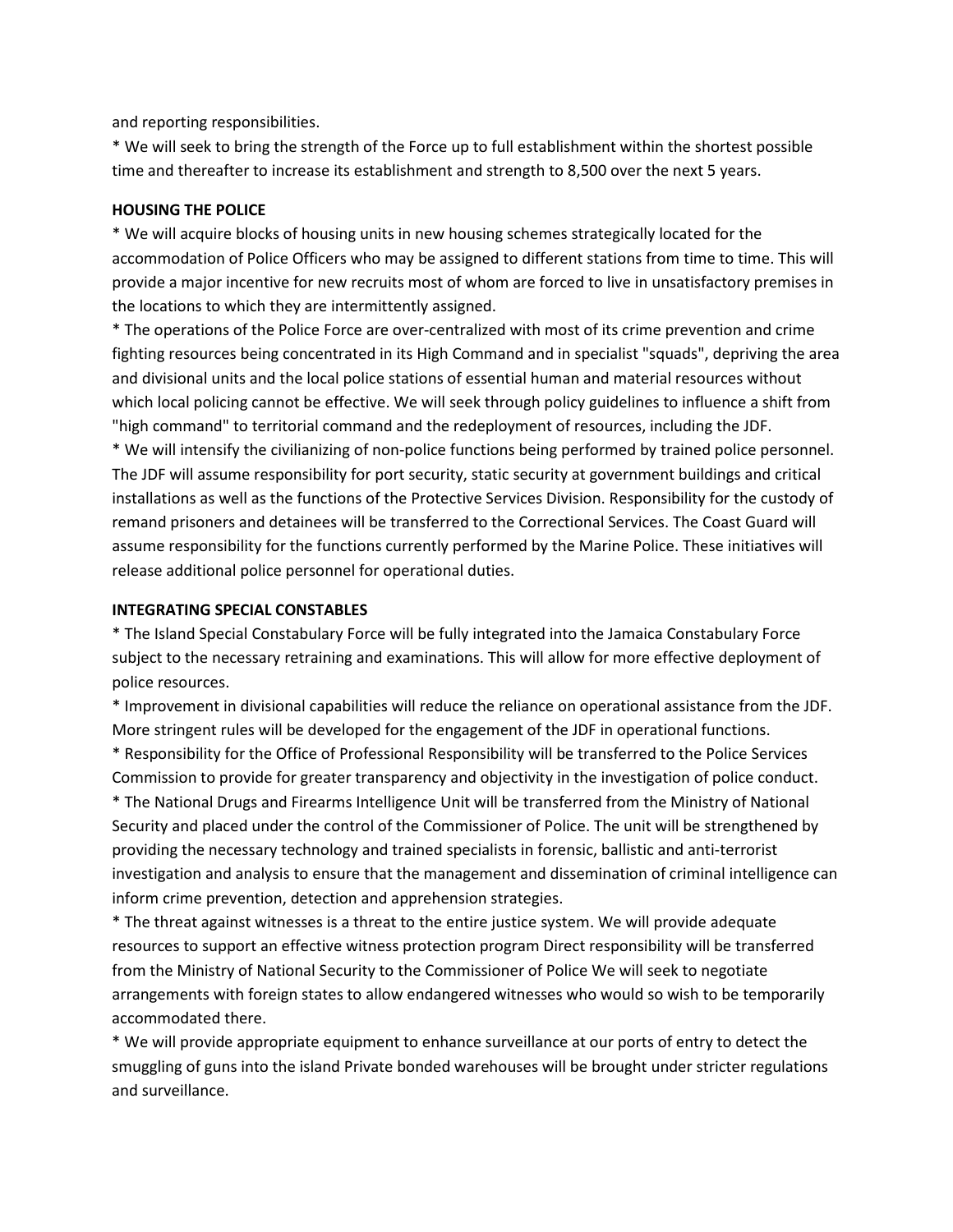and reporting responsibilities.

* We will seek to bring the strength of the Force up to full establishment within the shortest possible time and thereafter to increase its establishment and strength to 8,500 over the next 5 years.

**HOUSING THE POLICE**

* We will acquire blocks of housing units in new housing schemes strategically located for the accommodation of Police Officers who may be assigned to different stations from time to time. This will provide a major incentive for new recruits most of whom are forced to live in unsatisfactory premises in the locations to which they are intermittently assigned.

* The operations of the Police Force are over-centralized with most of its crime prevention and crime fighting resources being concentrated in its High Command and in specialist "squads", depriving the area and divisional units and the local police stations of essential human and material resources without which local policing cannot be effective. We will seek through policy guidelines to influence a shift from "high command" to territorial command and the redeployment of resources, including the JDF.

* We will intensify the civilianizing of non-police functions being performed by trained police personnel. The JDF will assume responsibility for port security, static security at government buildings and critical installations as well as the functions of the Protective Services Division. Responsibility for the custody of remand prisoners and detainees will be transferred to the Correctional Services. The Coast Guard will assume responsibility for the functions currently performed by the Marine Police. These initiatives will release additional police personnel for operational duties.

**INTEGRATING SPECIAL CONSTABLES**

* The Island Special Constabulary Force will be fully integrated into the Jamaica Constabulary Force subject to the necessary retraining and examinations. This will allow for more effective deployment of police resources.

* Improvement in divisional capabilities will reduce the reliance on operational assistance from the JDF. More stringent rules will be developed for the engagement of the JDF in operational functions.

* Responsibility for the Office of Professional Responsibility will be transferred to the Police Services Commission to provide for greater transparency and objectivity in the investigation of police conduct.

* The National Drugs and Firearms Intelligence Unit will be transferred from the Ministry of National Security and placed under the control of the Commissioner of Police. The unit will be strengthened by providing the necessary technology and trained specialists in forensic, ballistic and anti-terrorist investigation and analysis to ensure that the management and dissemination of criminal intelligence can inform crime prevention, detection and apprehension strategies.

* The threat against witnesses is a threat to the entire justice system. We will provide adequate resources to support an effective witness protection program Direct responsibility will be transferred from the Ministry of National Security to the Commissioner of Police We will seek to negotiate arrangements with foreign states to allow endangered witnesses who would so wish to be temporarily accommodated there.

* We will provide appropriate equipment to enhance surveillance at our ports of entry to detect the smuggling of guns into the island Private bonded warehouses will be brought under stricter regulations and surveillance.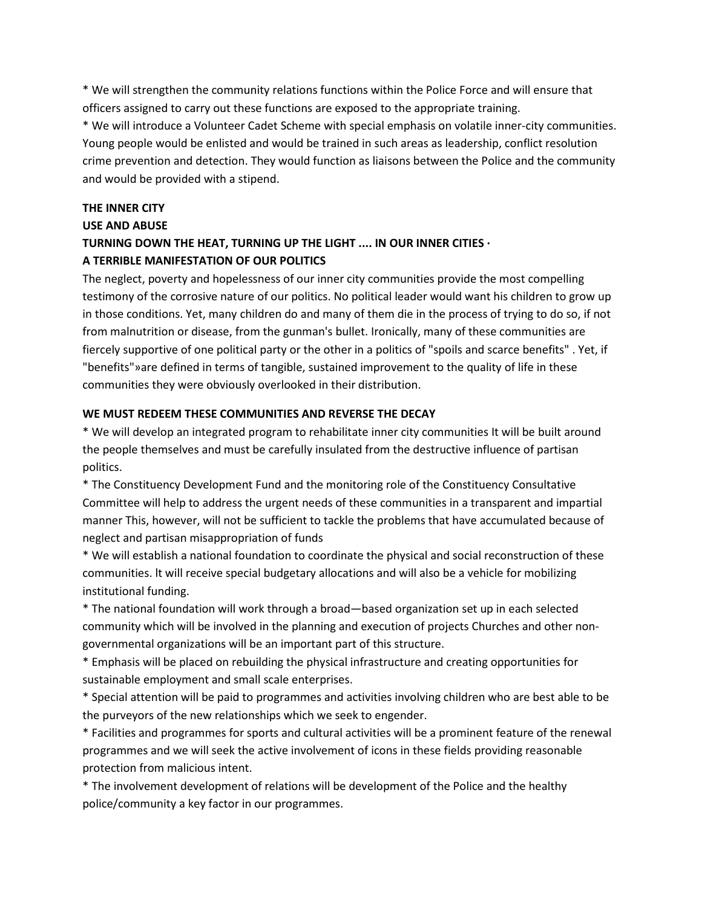* We will strengthen the community relations functions within the Police Force and will ensure that officers assigned to carry out these functions are exposed to the appropriate training.

* We will introduce a Volunteer Cadet Scheme with special emphasis on volatile inner-city communities. Young people would be enlisted and would be trained in such areas as leadership, conflict resolution crime prevention and detection. They would function as liaisons between the Police and the community and would be provided with a stipend.

**THE INNER CITY**

**USE AND ABUSE**

**TURNING DOWN THE HEAT, TURNING UP THE LIGHT .... IN OUR INNER CITIES ·**

**A TERRIBLE MANIFESTATION OF OUR POLITICS**

The neglect, poverty and hopelessness of our inner city communities provide the most compelling testimony of the corrosive nature of our politics. No political leader would want his children to grow up in those conditions. Yet, many children do and many of them die in the process of trying to do so, if not from malnutrition or disease, from the gunman's bullet. Ironically, many of these communities are fiercely supportive of one political party or the other in a politics of "spoils and scarce benefits" . Yet, if "benefits"»are defined in terms of tangible, sustained improvement to the quality of life in these communities they were obviously overlooked in their distribution.

**WE MUST REDEEM THESE COMMUNITIES AND REVERSE THE DECAY**

* We will develop an integrated program to rehabilitate inner city communities It will be built around the people themselves and must be carefully insulated from the destructive influence of partisan politics.

* The Constituency Development Fund and the monitoring role of the Constituency Consultative Committee will help to address the urgent needs of these communities in a transparent and impartial manner This, however, will not be sufficient to tackle the problems that have accumulated because of neglect and partisan misappropriation of funds

* We will establish a national foundation to coordinate the physical and social reconstruction of these communities. lt will receive special budgetary allocations and will also be a vehicle for mobilizing institutional funding.

* The national foundation will work through a broad—based organization set up in each selected community which will be involved in the planning and execution of projects Churches and other non-governmental organizations will be an important part of this structure.

* Emphasis will be placed on rebuilding the physical infrastructure and creating opportunities for sustainable employment and small scale enterprises.

* Special attention will be paid to programmes and activities involving children who are best able to be the purveyors of the new relationships which we seek to engender.

* Facilities and programmes for sports and cultural activities will be a prominent feature of the renewal programmes and we will seek the active involvement of icons in these fields providing reasonable protection from malicious intent.

* The involvement development of relations will be development of the Police and the healthy police/community a key factor in our programmes.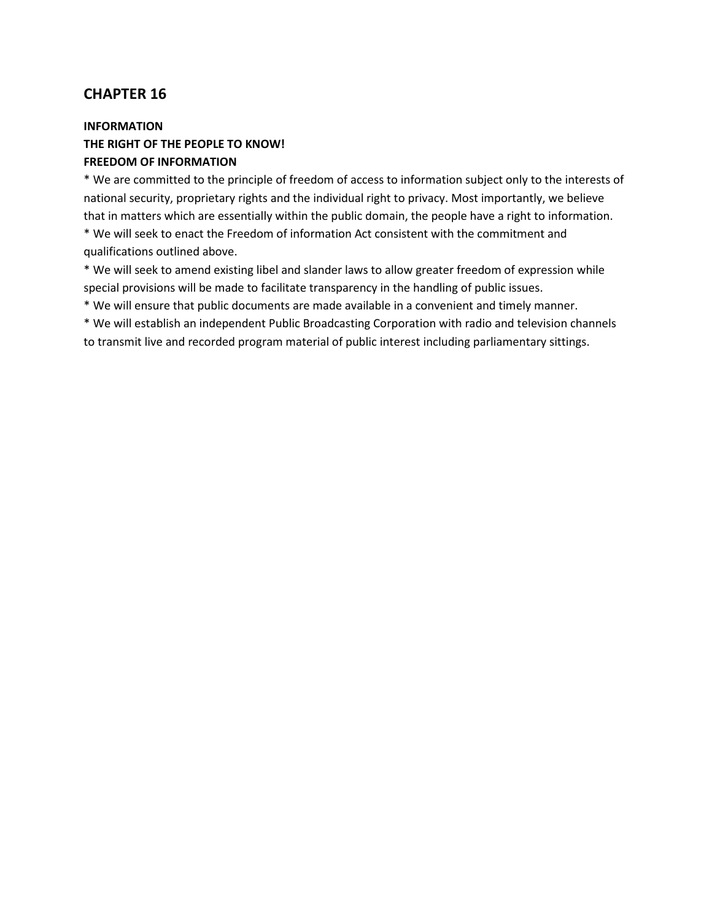## CHAPTER 16

**INFORMATION**
**THE RIGHT OF THE PEOPLE TO KNOW!**
**FREEDOM OF INFORMATION**

* We are committed to the principle of freedom of access to information subject only to the interests of national security, proprietary rights and the individual right to privacy. Most importantly, we believe that in matters which are essentially within the public domain, the people have a right to information.
* We will seek to enact the Freedom of information Act consistent with the commitment and qualifications outlined above.
* We will seek to amend existing libel and slander laws to allow greater freedom of expression while special provisions will be made to facilitate transparency in the handling of public issues.
* We will ensure that public documents are made available in a convenient and timely manner.
* We will establish an independent Public Broadcasting Corporation with radio and television channels to transmit live and recorded program material of public interest including parliamentary sittings.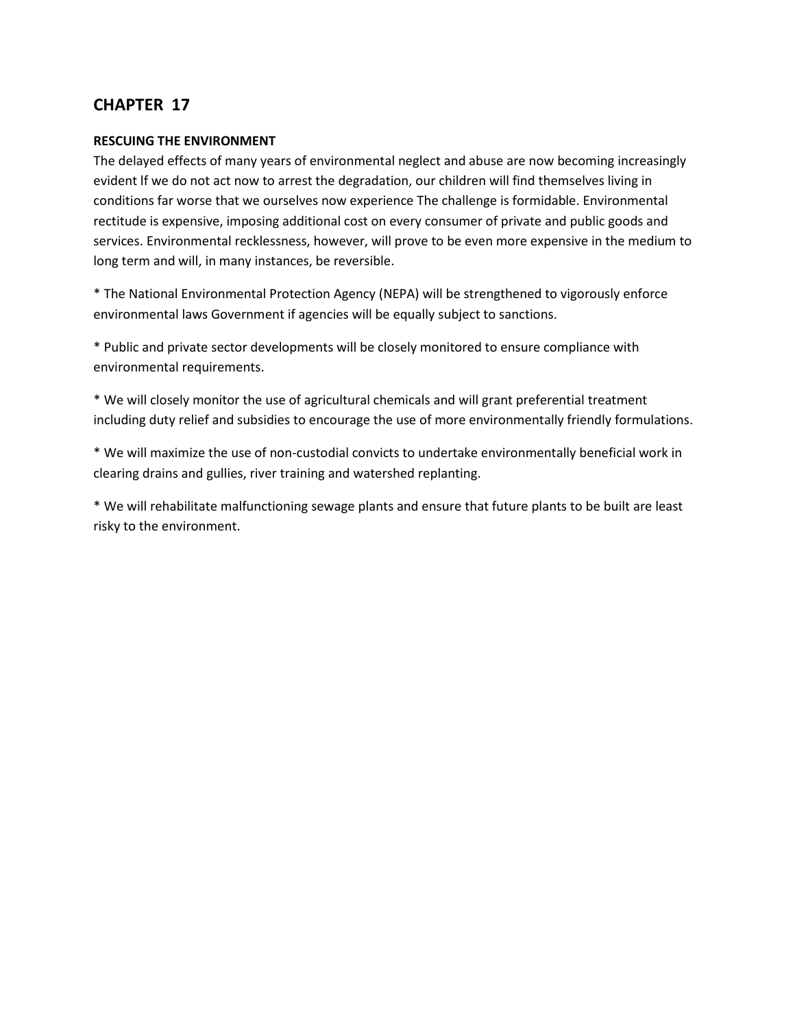## CHAPTER 17

**RESCUING THE ENVIRONMENT**

The delayed effects of many years of environmental neglect and abuse are now becoming increasingly evident lf we do not act now to arrest the degradation, our children will find themselves living in conditions far worse that we ourselves now experience The challenge is formidable. Environmental rectitude is expensive, imposing additional cost on every consumer of private and public goods and services. Environmental recklessness, however, will prove to be even more expensive in the medium to long term and will, in many instances, be reversible.

* The National Environmental Protection Agency (NEPA) will be strengthened to vigorously enforce environmental laws Government if agencies will be equally subject to sanctions.

* Public and private sector developments will be closely monitored to ensure compliance with environmental requirements.

* We will closely monitor the use of agricultural chemicals and will grant preferential treatment including duty relief and subsidies to encourage the use of more environmentally friendly formulations.

* We will maximize the use of non-custodial convicts to undertake environmentally beneficial work in clearing drains and gullies, river training and watershed replanting.

* We will rehabilitate malfunctioning sewage plants and ensure that future plants to be built are least risky to the environment.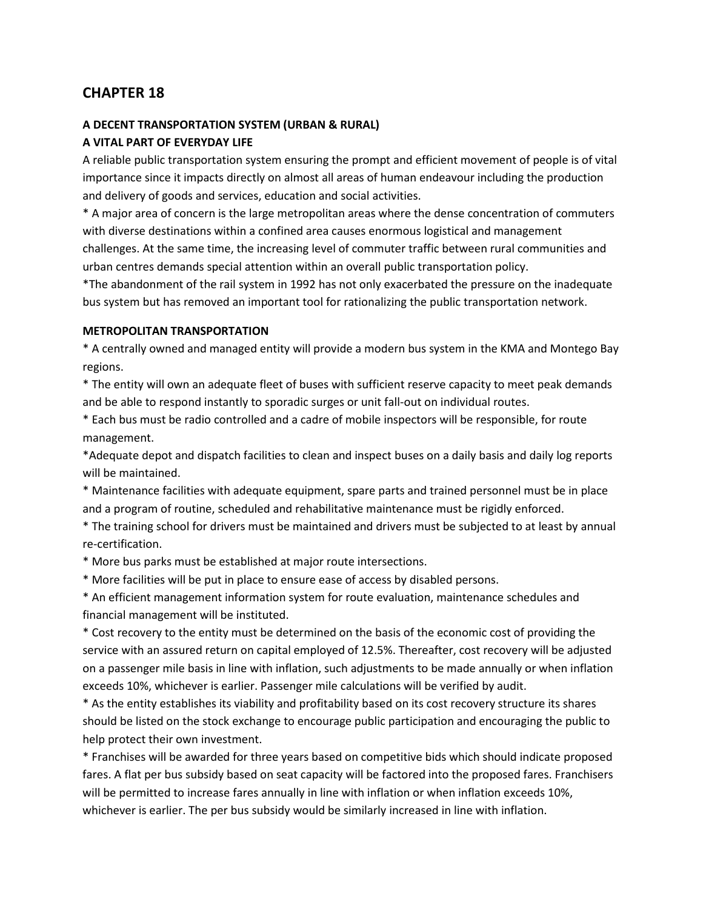## CHAPTER 18

**A DECENT TRANSPORTATION SYSTEM (URBAN & RURAL)**
**A VITAL PART OF EVERYDAY LIFE**

A reliable public transportation system ensuring the prompt and efficient movement of people is of vital importance since it impacts directly on almost all areas of human endeavour including the production and delivery of goods and services, education and social activities.

* A major area of concern is the large metropolitan areas where the dense concentration of commuters with diverse destinations within a confined area causes enormous logistical and management challenges. At the same time, the increasing level of commuter traffic between rural communities and urban centres demands special attention within an overall public transportation policy.

*The abandonment of the rail system in 1992 has not only exacerbated the pressure on the inadequate bus system but has removed an important tool for rationalizing the public transportation network.

**METROPOLITAN TRANSPORTATION**

* A centrally owned and managed entity will provide a modern bus system in the KMA and Montego Bay regions.

* The entity will own an adequate fleet of buses with sufficient reserve capacity to meet peak demands and be able to respond instantly to sporadic surges or unit fall-out on individual routes.

* Each bus must be radio controlled and a cadre of mobile inspectors will be responsible, for route management.

*Adequate depot and dispatch facilities to clean and inspect buses on a daily basis and daily log reports will be maintained.

* Maintenance facilities with adequate equipment, spare parts and trained personnel must be in place and a program of routine, scheduled and rehabilitative maintenance must be rigidly enforced.

* The training school for drivers must be maintained and drivers must be subjected to at least by annual re-certification.

* More bus parks must be established at major route intersections.

* More facilities will be put in place to ensure ease of access by disabled persons.

* An efficient management information system for route evaluation, maintenance schedules and financial management will be instituted.

* Cost recovery to the entity must be determined on the basis of the economic cost of providing the service with an assured return on capital employed of 12.5%. Thereafter, cost recovery will be adjusted on a passenger mile basis in line with inflation, such adjustments to be made annually or when inflation exceeds 10%, whichever is earlier. Passenger mile calculations will be verified by audit.

* As the entity establishes its viability and profitability based on its cost recovery structure its shares should be listed on the stock exchange to encourage public participation and encouraging the public to help protect their own investment.

* Franchises will be awarded for three years based on competitive bids which should indicate proposed fares. A flat per bus subsidy based on seat capacity will be factored into the proposed fares. Franchisers will be permitted to increase fares annually in line with inflation or when inflation exceeds 10%, whichever is earlier. The per bus subsidy would be similarly increased in line with inflation.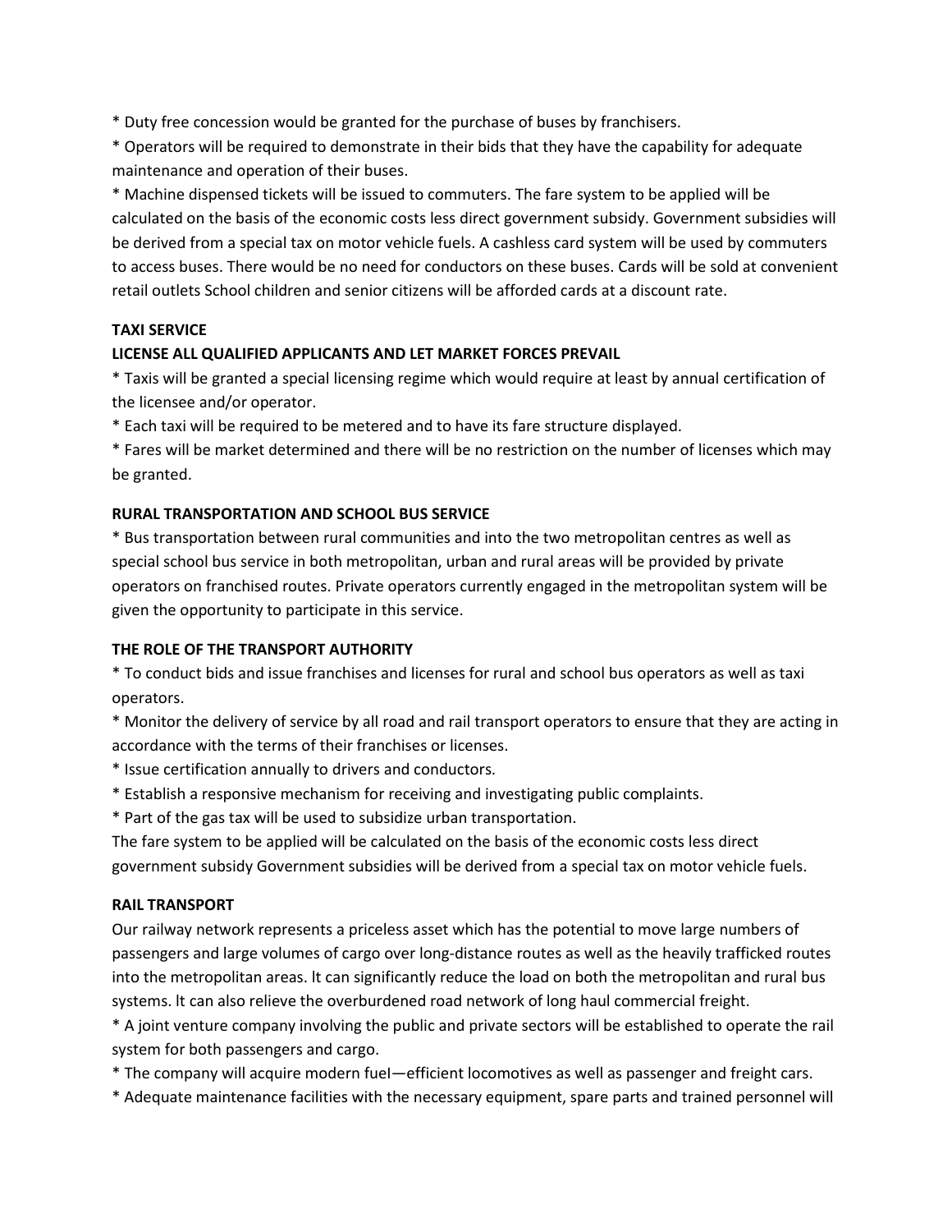* Duty free concession would be granted for the purchase of buses by franchisers.

* Operators will be required to demonstrate in their bids that they have the capability for adequate maintenance and operation of their buses.

* Machine dispensed tickets will be issued to commuters. The fare system to be applied will be calculated on the basis of the economic costs less direct government subsidy. Government subsidies will be derived from a special tax on motor vehicle fuels. A cashless card system will be used by commuters to access buses. There would be no need for conductors on these buses. Cards will be sold at convenient retail outlets School children and senior citizens will be afforded cards at a discount rate.

**TAXI SERVICE**

**LICENSE ALL QUALIFIED APPLICANTS AND LET MARKET FORCES PREVAIL**

* Taxis will be granted a special licensing regime which would require at least by annual certification of the licensee and/or operator.

* Each taxi will be required to be metered and to have its fare structure displayed.

* Fares will be market determined and there will be no restriction on the number of licenses which may be granted.

**RURAL TRANSPORTATION AND SCHOOL BUS SERVICE**

* Bus transportation between rural communities and into the two metropolitan centres as well as special school bus service in both metropolitan, urban and rural areas will be provided by private operators on franchised routes. Private operators currently engaged in the metropolitan system will be given the opportunity to participate in this service.

**THE ROLE OF THE TRANSPORT AUTHORITY**

* To conduct bids and issue franchises and licenses for rural and school bus operators as well as taxi operators.

* Monitor the delivery of service by all road and rail transport operators to ensure that they are acting in accordance with the terms of their franchises or licenses.

* Issue certification annually to drivers and conductors.

* Establish a responsive mechanism for receiving and investigating public complaints.

* Part of the gas tax will be used to subsidize urban transportation.

The fare system to be applied will be calculated on the basis of the economic costs less direct government subsidy Government subsidies will be derived from a special tax on motor vehicle fuels.

**RAIL TRANSPORT**

Our railway network represents a priceless asset which has the potential to move large numbers of passengers and large volumes of cargo over long-distance routes as well as the heavily trafficked routes into the metropolitan areas. It can significantly reduce the load on both the metropolitan and rural bus systems. It can also relieve the overburdened road network of long haul commercial freight.

* A joint venture company involving the public and private sectors will be established to operate the rail system for both passengers and cargo.

* The company will acquire modern fuel—efficient locomotives as well as passenger and freight cars.

* Adequate maintenance facilities with the necessary equipment, spare parts and trained personnel will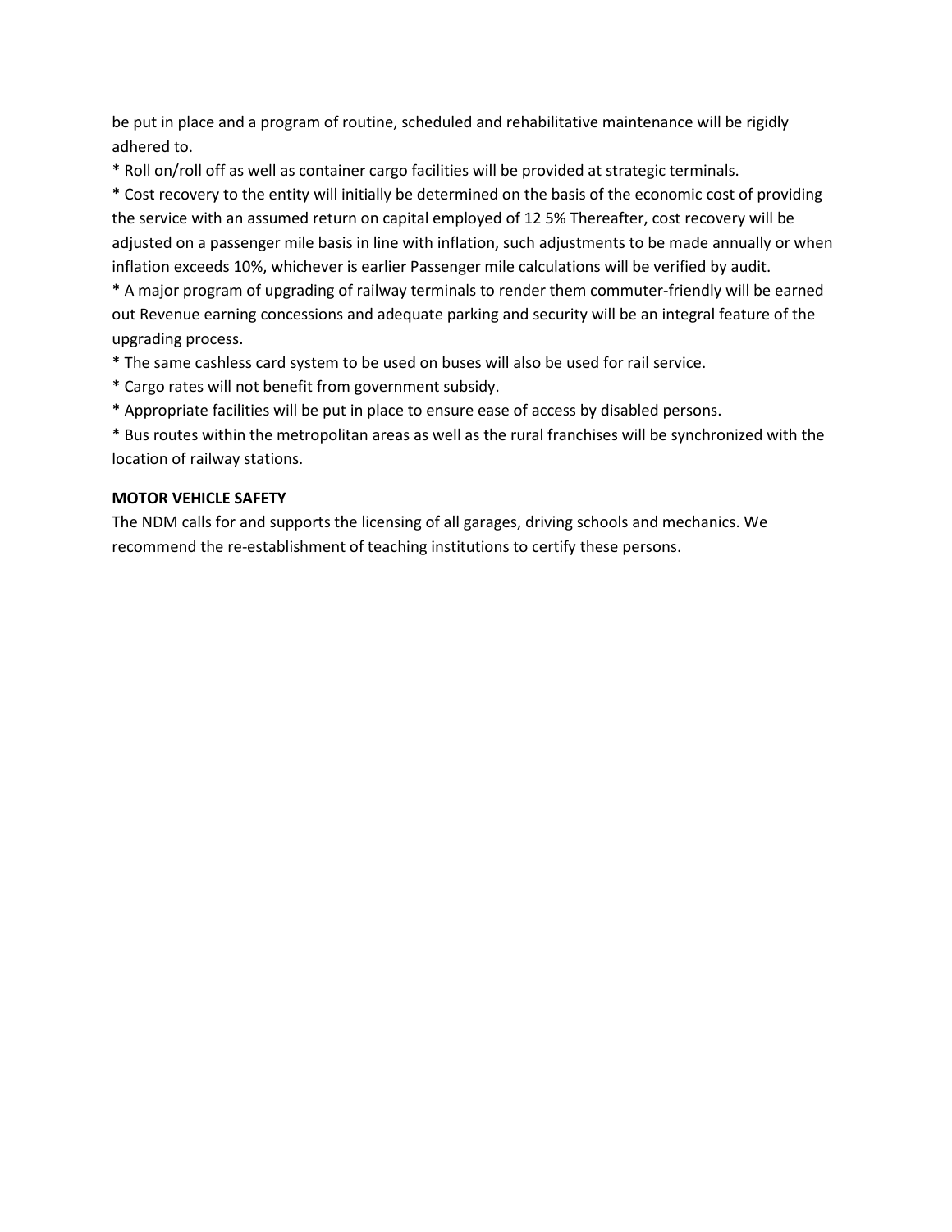be put in place and a program of routine, scheduled and rehabilitative maintenance will be rigidly adhered to.

* Roll on/roll off as well as container cargo facilities will be provided at strategic terminals.
* Cost recovery to the entity will initially be determined on the basis of the economic cost of providing the service with an assumed return on capital employed of 12 5% Thereafter, cost recovery will be adjusted on a passenger mile basis in line with inflation, such adjustments to be made annually or when inflation exceeds 10%, whichever is earlier Passenger mile calculations will be verified by audit.
* A major program of upgrading of railway terminals to render them commuter-friendly will be earned out Revenue earning concessions and adequate parking and security will be an integral feature of the upgrading process.
* The same cashless card system to be used on buses will also be used for rail service.
* Cargo rates will not benefit from government subsidy.
* Appropriate facilities will be put in place to ensure ease of access by disabled persons.
* Bus routes within the metropolitan areas as well as the rural franchises will be synchronized with the location of railway stations.

**MOTOR VEHICLE SAFETY**

The NDM calls for and supports the licensing of all garages, driving schools and mechanics. We recommend the re-establishment of teaching institutions to certify these persons.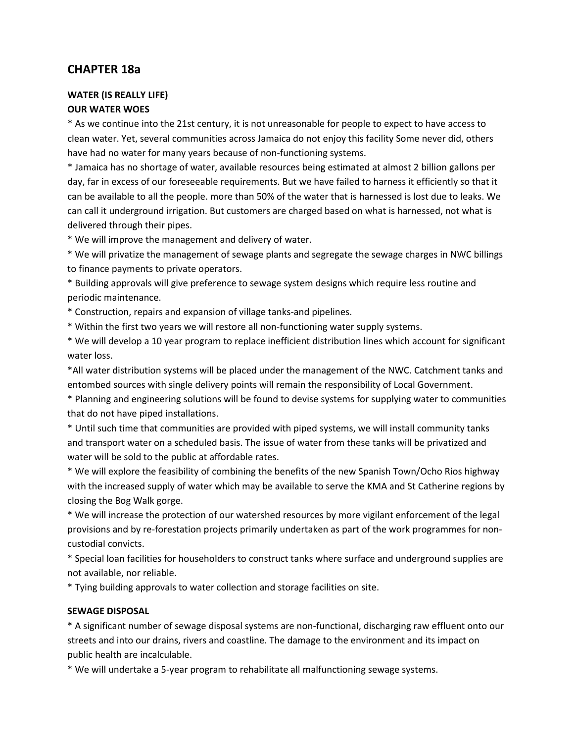# CHAPTER 18a

**WATER (IS REALLY LIFE)**
**OUR WATER WOES**

* As we continue into the 21st century, it is not unreasonable for people to expect to have access to clean water. Yet, several communities across Jamaica do not enjoy this facility Some never did, others have had no water for many years because of non-functioning systems.
* Jamaica has no shortage of water, available resources being estimated at almost 2 billion gallons per day, far in excess of our foreseeable requirements. But we have failed to harness it efficiently so that it can be available to all the people. more than 50% of the water that is harnessed is lost due to leaks. We can call it underground irrigation. But customers are charged based on what is harnessed, not what is delivered through their pipes.
* We will improve the management and delivery of water.
* We will privatize the management of sewage plants and segregate the sewage charges in NWC billings to finance payments to private operators.
* Building approvals will give preference to sewage system designs which require less routine and periodic maintenance.
* Construction, repairs and expansion of village tanks-and pipelines.
* Within the first two years we will restore all non-functioning water supply systems.
* We will develop a 10 year program to replace inefficient distribution lines which account for significant water loss.
*All water distribution systems will be placed under the management of the NWC. Catchment tanks and entombed sources with single delivery points will remain the responsibility of Local Government.
* Planning and engineering solutions will be found to devise systems for supplying water to communities that do not have piped installations.
* Until such time that communities are provided with piped systems, we will install community tanks and transport water on a scheduled basis. The issue of water from these tanks will be privatized and water will be sold to the public at affordable rates.
* We will explore the feasibility of combining the benefits of the new Spanish Town/Ocho Rios highway with the increased supply of water which may be available to serve the KMA and St Catherine regions by closing the Bog Walk gorge.
* We will increase the protection of our watershed resources by more vigilant enforcement of the legal provisions and by re-forestation projects primarily undertaken as part of the work programmes for non-custodial convicts.
* Special loan facilities for householders to construct tanks where surface and underground supplies are not available, nor reliable.
* Tying building approvals to water collection and storage facilities on site.

**SEWAGE DISPOSAL**

* A significant number of sewage disposal systems are non-functional, discharging raw effluent onto our streets and into our drains, rivers and coastline. The damage to the environment and its impact on public health are incalculable.
* We will undertake a 5-year program to rehabilitate all malfunctioning sewage systems.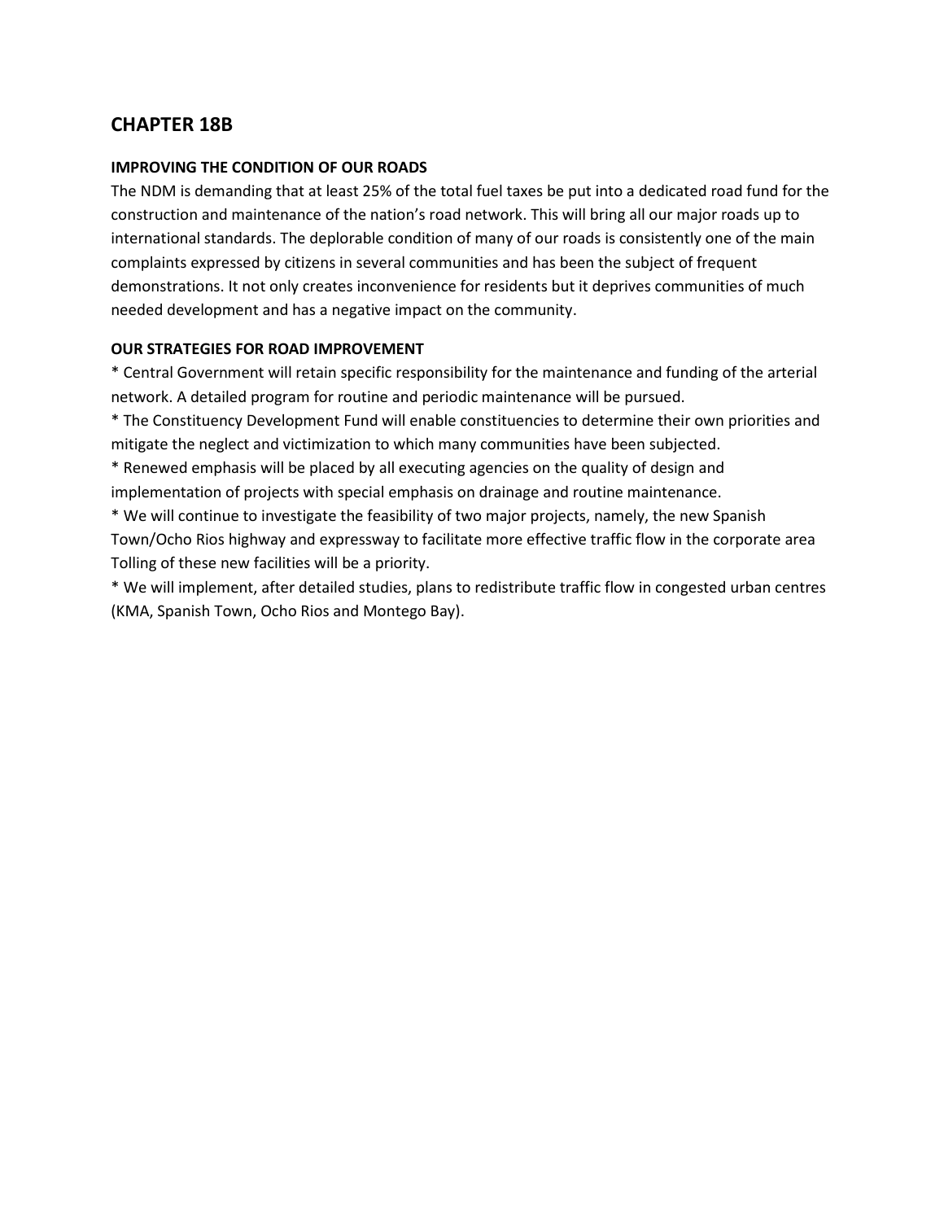## CHAPTER 18B

**IMPROVING THE CONDITION OF OUR ROADS**

The NDM is demanding that at least 25% of the total fuel taxes be put into a dedicated road fund for the construction and maintenance of the nation's road network. This will bring all our major roads up to international standards. The deplorable condition of many of our roads is consistently one of the main complaints expressed by citizens in several communities and has been the subject of frequent demonstrations. It not only creates inconvenience for residents but it deprives communities of much needed development and has a negative impact on the community.

**OUR STRATEGIES FOR ROAD IMPROVEMENT**

* Central Government will retain specific responsibility for the maintenance and funding of the arterial network. A detailed program for routine and periodic maintenance will be pursued.
* The Constituency Development Fund will enable constituencies to determine their own priorities and mitigate the neglect and victimization to which many communities have been subjected.
* Renewed emphasis will be placed by all executing agencies on the quality of design and implementation of projects with special emphasis on drainage and routine maintenance.
* We will continue to investigate the feasibility of two major projects, namely, the new Spanish Town/Ocho Rios highway and expressway to facilitate more effective traffic flow in the corporate area Tolling of these new facilities will be a priority.
* We will implement, after detailed studies, plans to redistribute traffic flow in congested urban centres (KMA, Spanish Town, Ocho Rios and Montego Bay).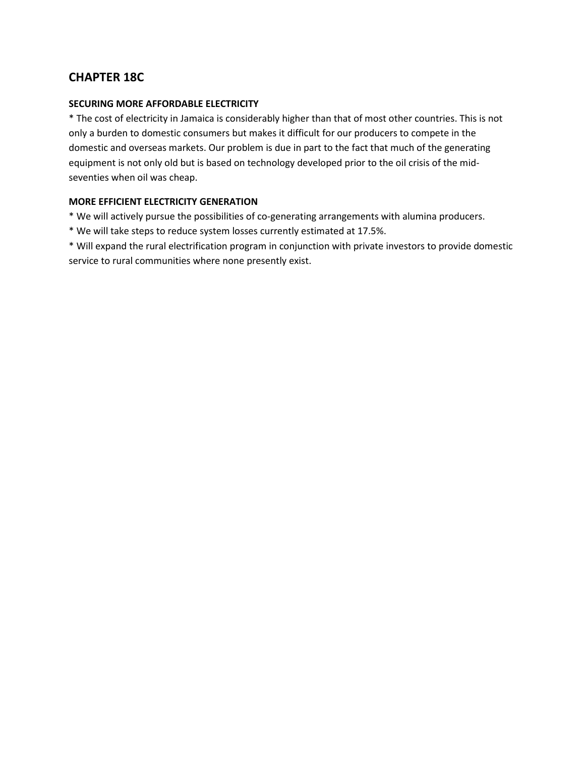## CHAPTER 18C

**SECURING MORE AFFORDABLE ELECTRICITY**

* The cost of electricity in Jamaica is considerably higher than that of most other countries. This is not only a burden to domestic consumers but makes it difficult for our producers to compete in the domestic and overseas markets. Our problem is due in part to the fact that much of the generating equipment is not only old but is based on technology developed prior to the oil crisis of the mid-seventies when oil was cheap.

**MORE EFFICIENT ELECTRICITY GENERATION**

* We will actively pursue the possibilities of co-generating arrangements with alumina producers.
* We will take steps to reduce system losses currently estimated at 17.5%.
* Will expand the rural electrification program in conjunction with private investors to provide domestic service to rural communities where none presently exist.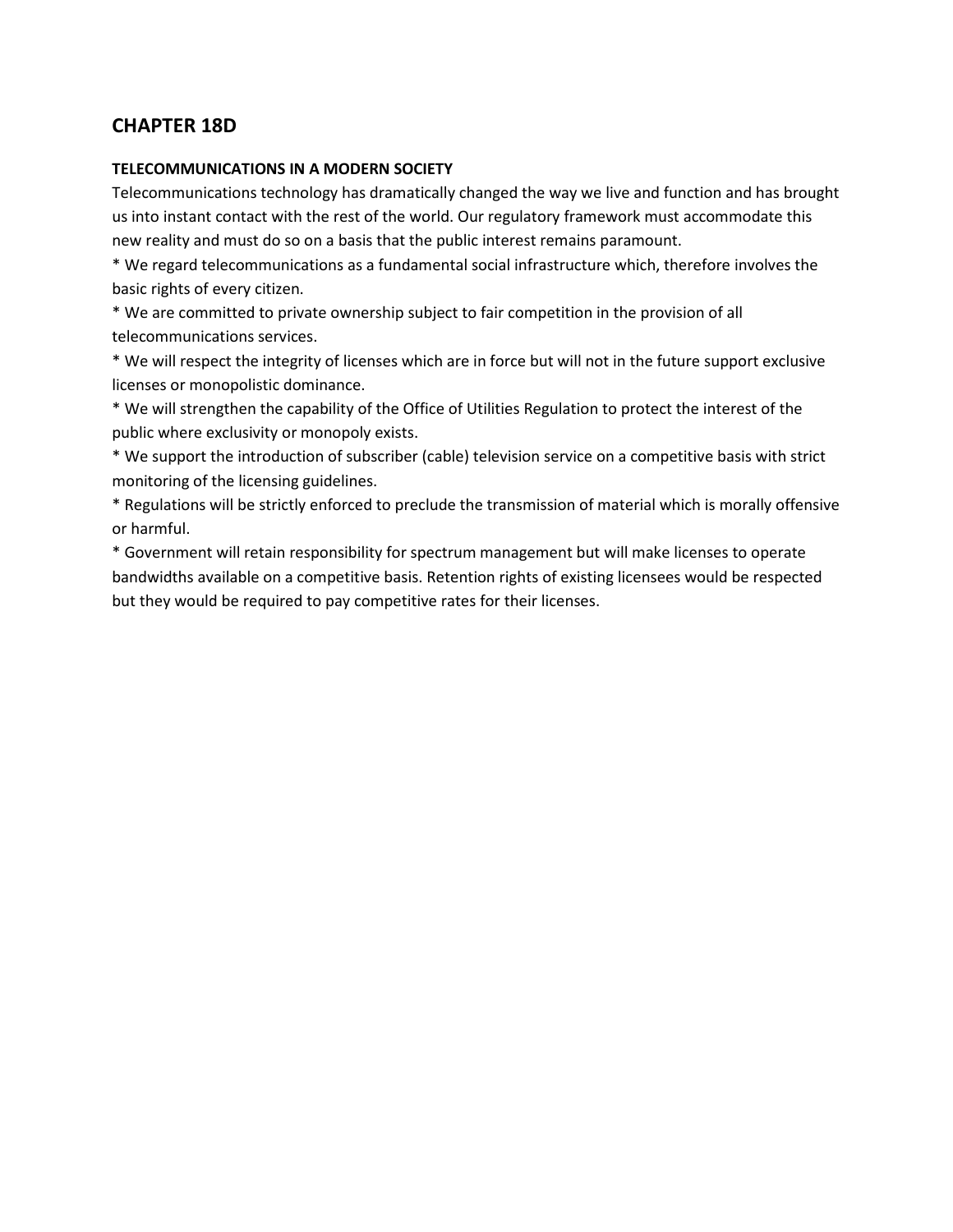## CHAPTER 18D

**TELECOMMUNICATIONS IN A MODERN SOCIETY**

Telecommunications technology has dramatically changed the way we live and function and has brought us into instant contact with the rest of the world. Our regulatory framework must accommodate this new reality and must do so on a basis that the public interest remains paramount.

* We regard telecommunications as a fundamental social infrastructure which, therefore involves the basic rights of every citizen.
* We are committed to private ownership subject to fair competition in the provision of all telecommunications services.
* We will respect the integrity of licenses which are in force but will not in the future support exclusive licenses or monopolistic dominance.
* We will strengthen the capability of the Office of Utilities Regulation to protect the interest of the public where exclusivity or monopoly exists.
* We support the introduction of subscriber (cable) television service on a competitive basis with strict monitoring of the licensing guidelines.
* Regulations will be strictly enforced to preclude the transmission of material which is morally offensive or harmful.
* Government will retain responsibility for spectrum management but will make licenses to operate bandwidths available on a competitive basis. Retention rights of existing licensees would be respected but they would be required to pay competitive rates for their licenses.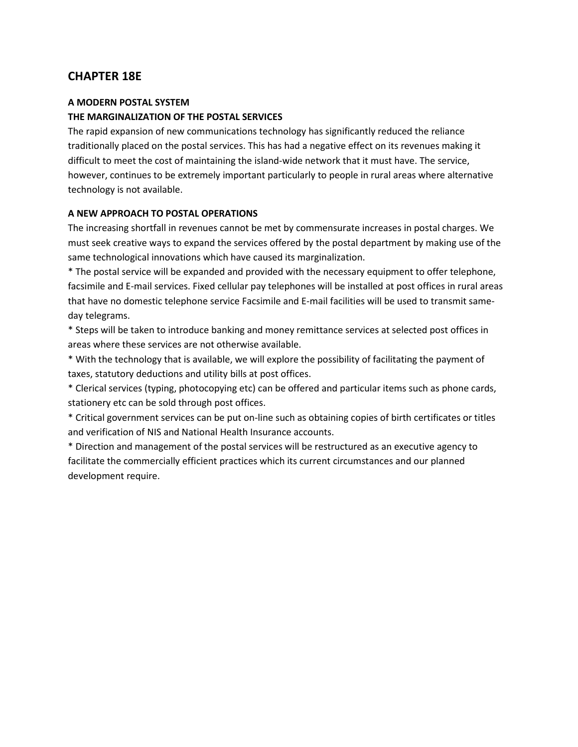# CHAPTER 18E

### A MODERN POSTAL SYSTEM

### THE MARGINALIZATION OF THE POSTAL SERVICES

The rapid expansion of new communications technology has significantly reduced the reliance traditionally placed on the postal services. This has had a negative effect on its revenues making it difficult to meet the cost of maintaining the island-wide network that it must have. The service, however, continues to be extremely important particularly to people in rural areas where alternative technology is not available.

### A NEW APPROACH TO POSTAL OPERATIONS

The increasing shortfall in revenues cannot be met by commensurate increases in postal charges. We must seek creative ways to expand the services offered by the postal department by making use of the same technological innovations which have caused its marginalization.

* The postal service will be expanded and provided with the necessary equipment to offer telephone, facsimile and E-mail services. Fixed cellular pay telephones will be installed at post offices in rural areas that have no domestic telephone service Facsimile and E-mail facilities will be used to transmit same-day telegrams.
* Steps will be taken to introduce banking and money remittance services at selected post offices in areas where these services are not otherwise available.
* With the technology that is available, we will explore the possibility of facilitating the payment of taxes, statutory deductions and utility bills at post offices.
* Clerical services (typing, photocopying etc) can be offered and particular items such as phone cards, stationery etc can be sold through post offices.
* Critical government services can be put on-line such as obtaining copies of birth certificates or titles and verification of NIS and National Health Insurance accounts.
* Direction and management of the postal services will be restructured as an executive agency to facilitate the commercially efficient practices which its current circumstances and our planned development require.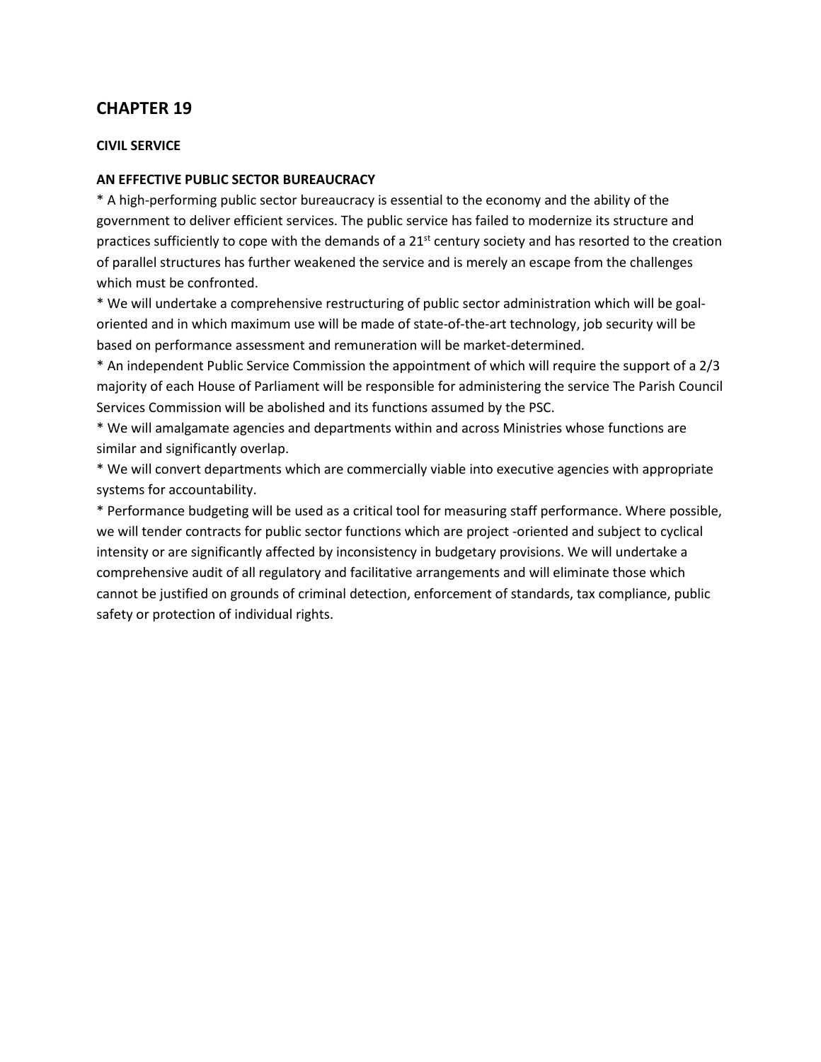# CHAPTER 19

**CIVIL SERVICE**

**AN EFFECTIVE PUBLIC SECTOR BUREAUCRACY**

* A high-performing public sector bureaucracy is essential to the economy and the ability of the government to deliver efficient services. The public service has failed to modernize its structure and practices sufficiently to cope with the demands of a 21st century society and has resorted to the creation of parallel structures has further weakened the service and is merely an escape from the challenges which must be confronted.

* We will undertake a comprehensive restructuring of public sector administration which will be goal-oriented and in which maximum use will be made of state-of-the-art technology, job security will be based on performance assessment and remuneration will be market-determined.

* An independent Public Service Commission the appointment of which will require the support of a 2/3 majority of each House of Parliament will be responsible for administering the service The Parish Council Services Commission will be abolished and its functions assumed by the PSC.

* We will amalgamate agencies and departments within and across Ministries whose functions are similar and significantly overlap.

* We will convert departments which are commercially viable into executive agencies with appropriate systems for accountability.

* Performance budgeting will be used as a critical tool for measuring staff performance. Where possible, we will tender contracts for public sector functions which are project -oriented and subject to cyclical intensity or are significantly affected by inconsistency in budgetary provisions. We will undertake a comprehensive audit of all regulatory and facilitative arrangements and will eliminate those which cannot be justified on grounds of criminal detection, enforcement of standards, tax compliance, public safety or protection of individual rights.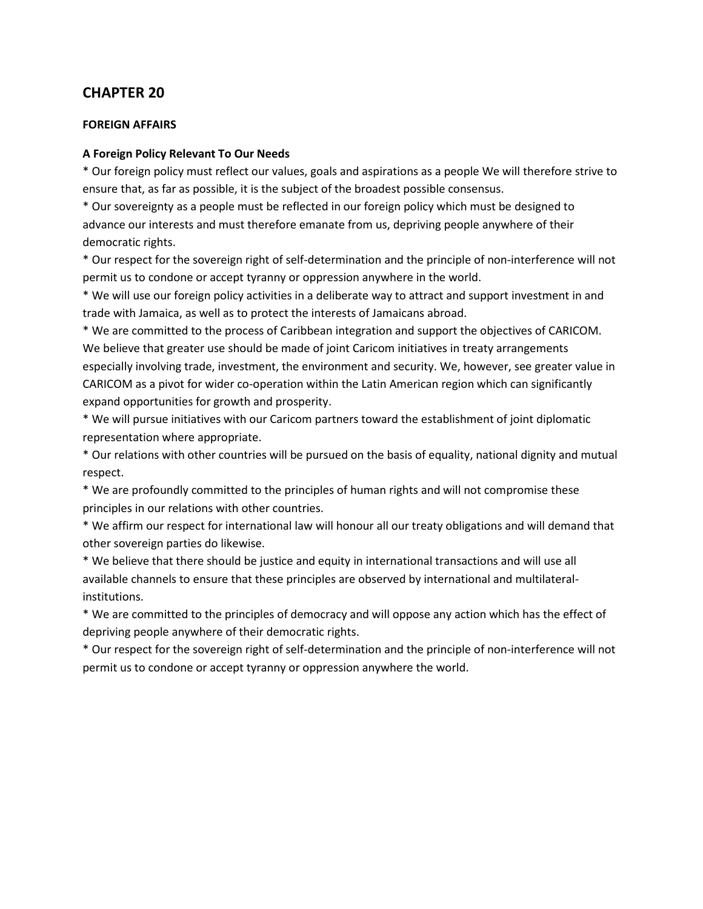## CHAPTER 20

### FOREIGN AFFAIRS

**A Foreign Policy Relevant To Our Needs**

* Our foreign policy must reflect our values, goals and aspirations as a people We will therefore strive to ensure that, as far as possible, it is the subject of the broadest possible consensus.
* Our sovereignty as a people must be reflected in our foreign policy which must be designed to advance our interests and must therefore emanate from us, depriving people anywhere of their democratic rights.
* Our respect for the sovereign right of self-determination and the principle of non-interference will not permit us to condone or accept tyranny or oppression anywhere in the world.
* We will use our foreign policy activities in a deliberate way to attract and support investment in and trade with Jamaica, as well as to protect the interests of Jamaicans abroad.
* We are committed to the process of Caribbean integration and support the objectives of CARICOM. We believe that greater use should be made of joint Caricom initiatives in treaty arrangements especially involving trade, investment, the environment and security. We, however, see greater value in CARICOM as a pivot for wider co-operation within the Latin American region which can significantly expand opportunities for growth and prosperity.
* We will pursue initiatives with our Caricom partners toward the establishment of joint diplomatic representation where appropriate.
* Our relations with other countries will be pursued on the basis of equality, national dignity and mutual respect.
* We are profoundly committed to the principles of human rights and will not compromise these principles in our relations with other countries.
* We affirm our respect for international law will honour all our treaty obligations and will demand that other sovereign parties do likewise.
* We believe that there should be justice and equity in international transactions and will use all available channels to ensure that these principles are observed by international and multilateral-institutions.
* We are committed to the principles of democracy and will oppose any action which has the effect of depriving people anywhere of their democratic rights.
* Our respect for the sovereign right of self-determination and the principle of non-interference will not permit us to condone or accept tyranny or oppression anywhere the world.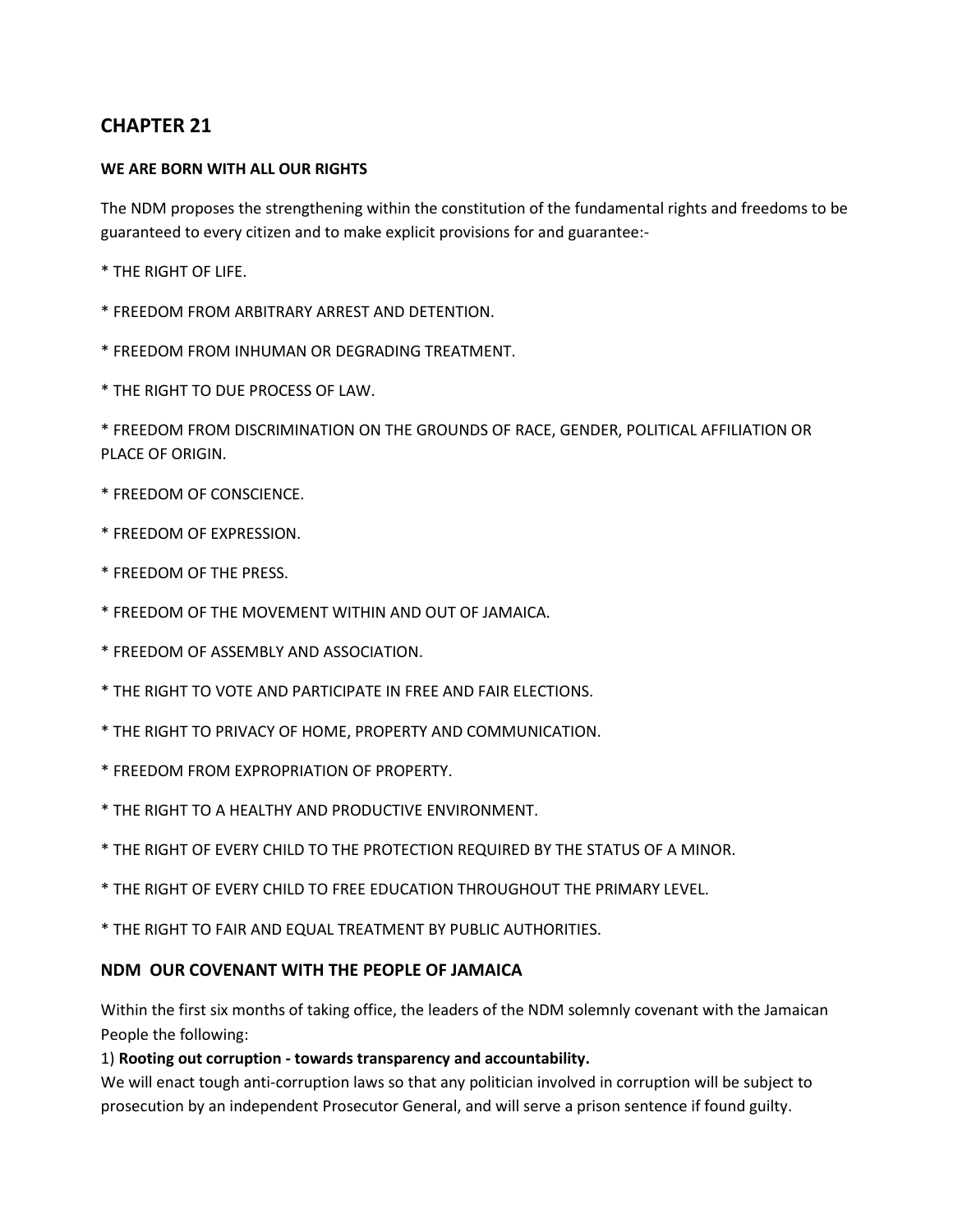## CHAPTER 21

**WE ARE BORN WITH ALL OUR RIGHTS**

The NDM proposes the strengthening within the constitution of the fundamental rights and freedoms to be guaranteed to every citizen and to make explicit provisions for and guarantee:-

* THE RIGHT OF LIFE.

* FREEDOM FROM ARBITRARY ARREST AND DETENTION.

* FREEDOM FROM INHUMAN OR DEGRADING TREATMENT.

* THE RIGHT TO DUE PROCESS OF LAW.

* FREEDOM FROM DISCRIMINATION ON THE GROUNDS OF RACE, GENDER, POLITICAL AFFILIATION OR PLACE OF ORIGIN.

* FREEDOM OF CONSCIENCE.

* FREEDOM OF EXPRESSION.

* FREEDOM OF THE PRESS.

* FREEDOM OF THE MOVEMENT WITHIN AND OUT OF JAMAICA.

* FREEDOM OF ASSEMBLY AND ASSOCIATION.

* THE RIGHT TO VOTE AND PARTICIPATE IN FREE AND FAIR ELECTIONS.

* THE RIGHT TO PRIVACY OF HOME, PROPERTY AND COMMUNICATION.

* FREEDOM FROM EXPROPRIATION OF PROPERTY.

* THE RIGHT TO A HEALTHY AND PRODUCTIVE ENVIRONMENT.

* THE RIGHT OF EVERY CHILD TO THE PROTECTION REQUIRED BY THE STATUS OF A MINOR.

* THE RIGHT OF EVERY CHILD TO FREE EDUCATION THROUGHOUT THE PRIMARY LEVEL.

* THE RIGHT TO FAIR AND EQUAL TREATMENT BY PUBLIC AUTHORITIES.

### NDM OUR COVENANT WITH THE PEOPLE OF JAMAICA

Within the first six months of taking office, the leaders of the NDM solemnly covenant with the Jamaican People the following:

1) **Rooting out corruption - towards transparency and accountability.**
We will enact tough anti-corruption laws so that any politician involved in corruption will be subject to prosecution by an independent Prosecutor General, and will serve a prison sentence if found guilty.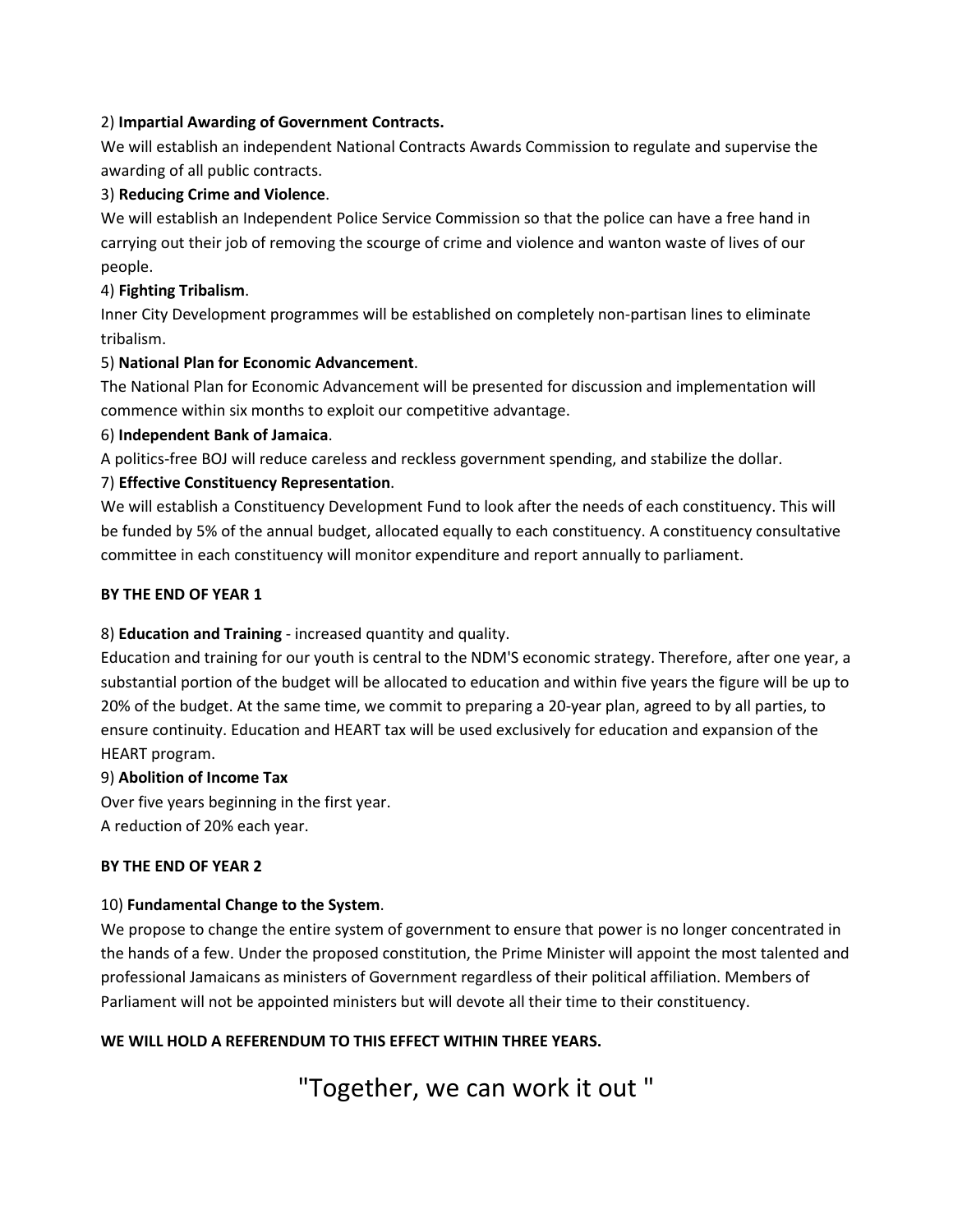2) **Impartial Awarding of Government Contracts.**

We will establish an independent National Contracts Awards Commission to regulate and supervise the awarding of all public contracts.

3) **Reducing Crime and Violence**.

We will establish an Independent Police Service Commission so that the police can have a free hand in carrying out their job of removing the scourge of crime and violence and wanton waste of lives of our people.

4) **Fighting Tribalism**.

Inner City Development programmes will be established on completely non-partisan lines to eliminate tribalism.

5) **National Plan for Economic Advancement**.

The National Plan for Economic Advancement will be presented for discussion and implementation will commence within six months to exploit our competitive advantage.

6) **Independent Bank of Jamaica**.

A politics-free BOJ will reduce careless and reckless government spending, and stabilize the dollar.

7) **Effective Constituency Representation**.

We will establish a Constituency Development Fund to look after the needs of each constituency. This will be funded by 5% of the annual budget, allocated equally to each constituency. A constituency consultative committee in each constituency will monitor expenditure and report annually to parliament.

**BY THE END OF YEAR 1**

8) **Education and Training** - increased quantity and quality.

Education and training for our youth is central to the NDM'S economic strategy. Therefore, after one year, a substantial portion of the budget will be allocated to education and within five years the figure will be up to 20% of the budget. At the same time, we commit to preparing a 20-year plan, agreed to by all parties, to ensure continuity. Education and HEART tax will be used exclusively for education and expansion of the HEART program.

9) **Abolition of Income Tax**

Over five years beginning in the first year.
A reduction of 20% each year.

**BY THE END OF YEAR 2**

10) **Fundamental Change to the System**.

We propose to change the entire system of government to ensure that power is no longer concentrated in the hands of a few. Under the proposed constitution, the Prime Minister will appoint the most talented and professional Jamaicans as ministers of Government regardless of their political affiliation. Members of Parliament will not be appointed ministers but will devote all their time to their constituency.

**WE WILL HOLD A REFERENDUM TO THIS EFFECT WITHIN THREE YEARS.**

"Together, we can work it out "